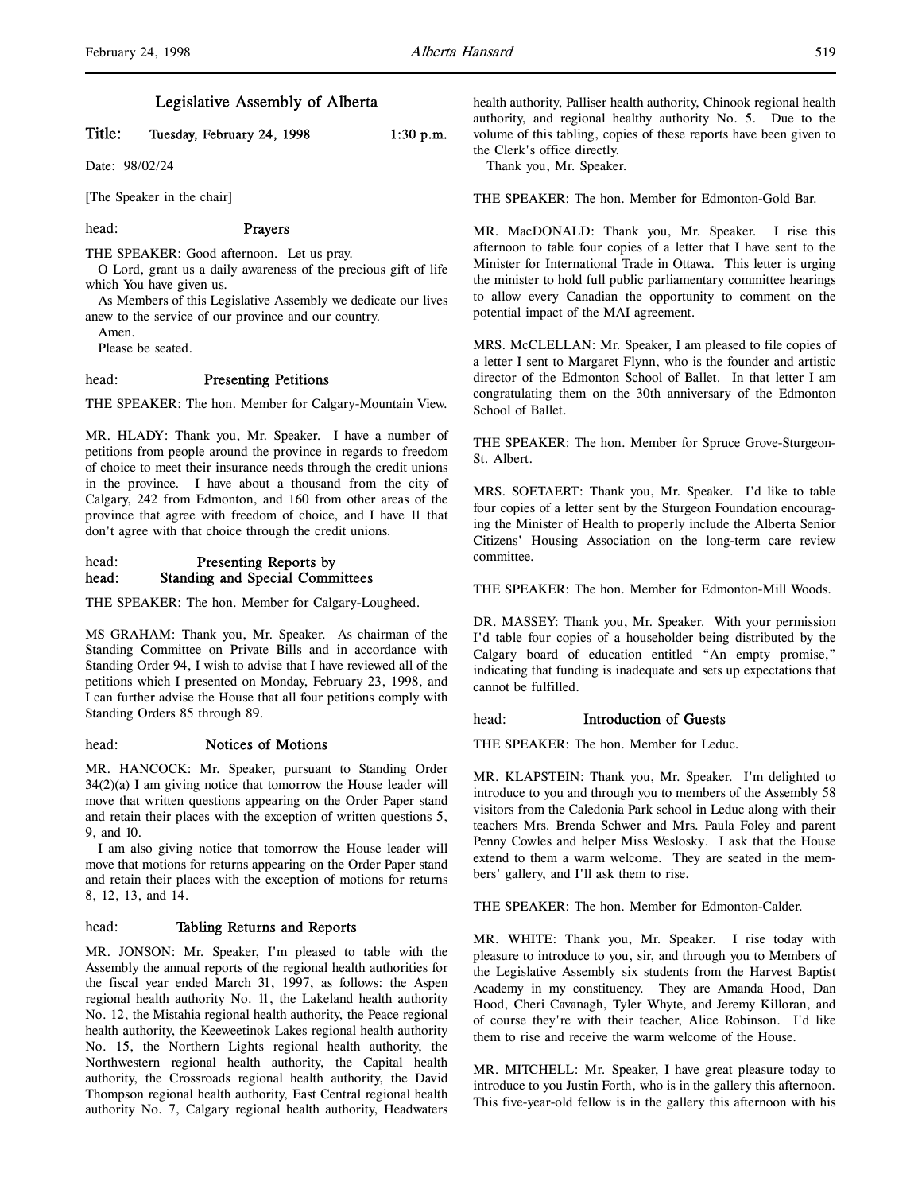# Legislative Assembly of Alberta

**Title: Tuesday, February 24, 1998 1:30 p.m.**

Date: 98/02/24

[The Speaker in the chair]

head: **Prayers**

THE SPEAKER: Good afternoon. Let us pray.

O Lord, grant us a daily awareness of the precious gift of life which You have given us.

As Members of this Legislative Assembly we dedicate our lives anew to the service of our province and our country.

Amen.

Please be seated.

head: **Presenting Petitions**

THE SPEAKER: The hon. Member for Calgary-Mountain View.

MR. HLADY: Thank you, Mr. Speaker. I have a number of petitions from people around the province in regards to freedom of choice to meet their insurance needs through the credit unions in the province. I have about a thousand from the city of Calgary, 242 from Edmonton, and 160 from other areas of the province that agree with freedom of choice, and I have 11 that don't agree with that choice through the credit unions.

head: **Presenting Reports by**
head: **Standing and Special Committees**

THE SPEAKER: The hon. Member for Calgary-Lougheed.

MS GRAHAM: Thank you, Mr. Speaker. As chairman of the Standing Committee on Private Bills and in accordance with Standing Order 94, I wish to advise that I have reviewed all of the petitions which I presented on Monday, February 23, 1998, and I can further advise the House that all four petitions comply with Standing Orders 85 through 89.

head: **Notices of Motions**

MR. HANCOCK: Mr. Speaker, pursuant to Standing Order 34(2)(a) I am giving notice that tomorrow the House leader will move that written questions appearing on the Order Paper stand and retain their places with the exception of written questions 5, 9, and 10.

I am also giving notice that tomorrow the House leader will move that motions for returns appearing on the Order Paper stand and retain their places with the exception of motions for returns 8, 12, 13, and 14.

head: **Tabling Returns and Reports**

MR. JONSON: Mr. Speaker, I'm pleased to table with the Assembly the annual reports of the regional health authorities for the fiscal year ended March 31, 1997, as follows: the Aspen regional health authority No. 11, the Lakeland health authority No. 12, the Mistahia regional health authority, the Peace regional health authority, the Keeweetinok Lakes regional health authority No. 15, the Northern Lights regional health authority, the Northwestern regional health authority, the Capital health authority, the Crossroads regional health authority, the David Thompson regional health authority, East Central regional health authority No. 7, Calgary regional health authority, Headwaters health authority, Palliser health authority, Chinook regional health authority, and regional healthy authority No. 5. Due to the volume of this tabling, copies of these reports have been given to the Clerk's office directly.

Thank you, Mr. Speaker.

THE SPEAKER: The hon. Member for Edmonton-Gold Bar.

MR. MacDONALD: Thank you, Mr. Speaker. I rise this afternoon to table four copies of a letter that I have sent to the Minister for International Trade in Ottawa. This letter is urging the minister to hold full public parliamentary committee hearings to allow every Canadian the opportunity to comment on the potential impact of the MAI agreement.

MRS. McCLELLAN: Mr. Speaker, I am pleased to file copies of a letter I sent to Margaret Flynn, who is the founder and artistic director of the Edmonton School of Ballet. In that letter I am congratulating them on the 30th anniversary of the Edmonton School of Ballet.

THE SPEAKER: The hon. Member for Spruce Grove-Sturgeon-St. Albert.

MRS. SOETAERT: Thank you, Mr. Speaker. I'd like to table four copies of a letter sent by the Sturgeon Foundation encouraging the Minister of Health to properly include the Alberta Senior Citizens' Housing Association on the long-term care review committee.

THE SPEAKER: The hon. Member for Edmonton-Mill Woods.

DR. MASSEY: Thank you, Mr. Speaker. With your permission I'd table four copies of a householder being distributed by the Calgary board of education entitled "An empty promise," indicating that funding is inadequate and sets up expectations that cannot be fulfilled.

head: **Introduction of Guests**

THE SPEAKER: The hon. Member for Leduc.

MR. KLAPSTEIN: Thank you, Mr. Speaker. I'm delighted to introduce to you and through you to members of the Assembly 58 visitors from the Caledonia Park school in Leduc along with their teachers Mrs. Brenda Schwer and Mrs. Paula Foley and parent Penny Cowles and helper Miss Weslosky. I ask that the House extend to them a warm welcome. They are seated in the members' gallery, and I'll ask them to rise.

THE SPEAKER: The hon. Member for Edmonton-Calder.

MR. WHITE: Thank you, Mr. Speaker. I rise today with pleasure to introduce to you, sir, and through you to Members of the Legislative Assembly six students from the Harvest Baptist Academy in my constituency. They are Amanda Hood, Dan Hood, Cheri Cavanagh, Tyler Whyte, and Jeremy Killoran, and of course they're with their teacher, Alice Robinson. I'd like them to rise and receive the warm welcome of the House.

MR. MITCHELL: Mr. Speaker, I have great pleasure today to introduce to you Justin Forth, who is in the gallery this afternoon. This five-year-old fellow is in the gallery this afternoon with his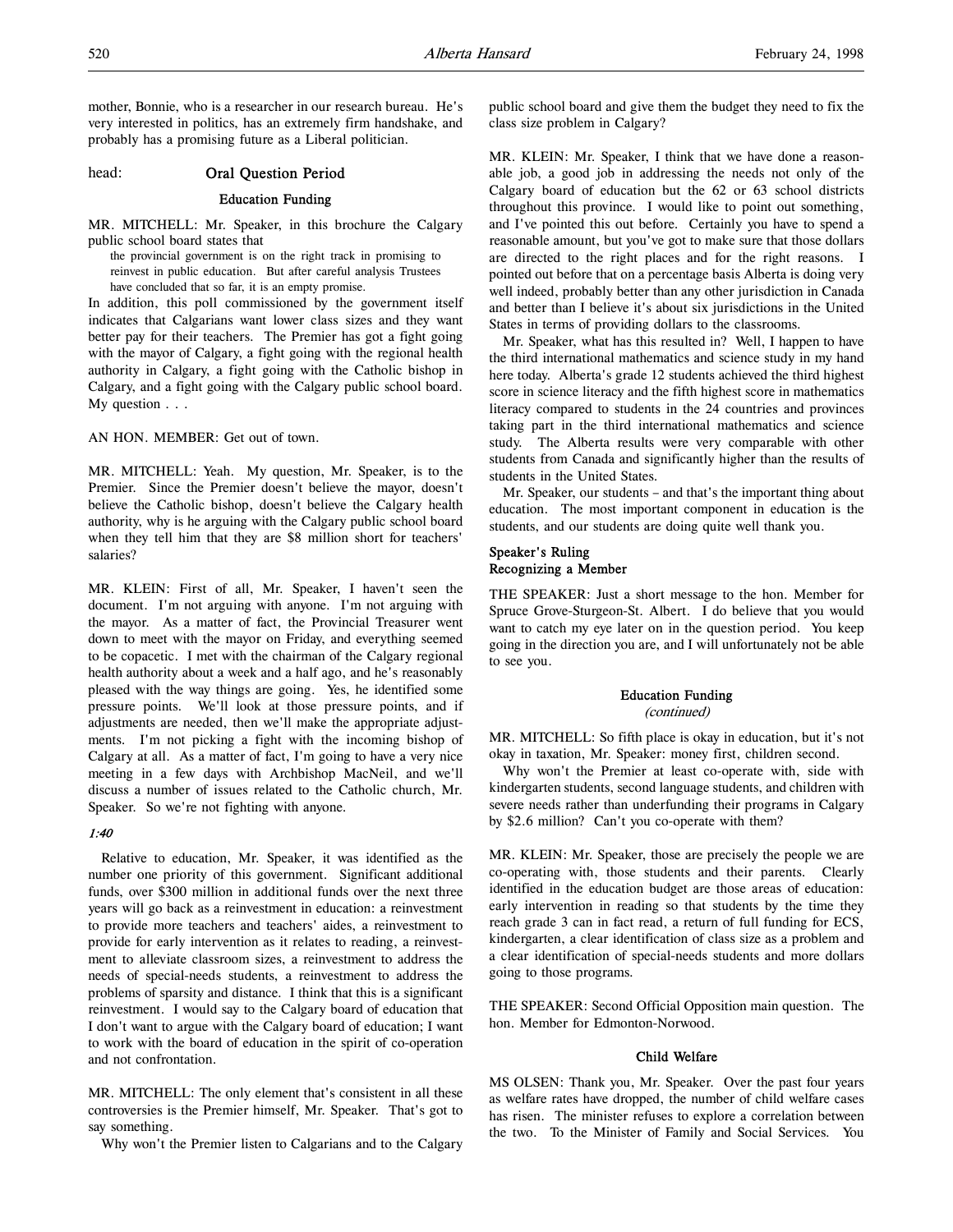mother, Bonnie, who is a researcher in our research bureau. He's very interested in politics, has an extremely firm handshake, and probably has a promising future as a Liberal politician.

head: **Oral Question Period**

### Education Funding

MR. MITCHELL: Mr. Speaker, in this brochure the Calgary public school board states that

> the provincial government is on the right track in promising to reinvest in public education. But after careful analysis Trustees have concluded that so far, it is an empty promise.

In addition, this poll commissioned by the government itself indicates that Calgarians want lower class sizes and they want better pay for their teachers. The Premier has got a fight going with the mayor of Calgary, a fight going with the regional health authority in Calgary, a fight going with the Catholic bishop in Calgary, and a fight going with the Calgary public school board. My question . . .

AN HON. MEMBER: Get out of town.

MR. MITCHELL: Yeah. My question, Mr. Speaker, is to the Premier. Since the Premier doesn't believe the mayor, doesn't believe the Catholic bishop, doesn't believe the Calgary health authority, why is he arguing with the Calgary public school board when they tell him that they are $8 million short for teachers' salaries?

MR. KLEIN: First of all, Mr. Speaker, I haven't seen the document. I'm not arguing with anyone. I'm not arguing with the mayor. As a matter of fact, the Provincial Treasurer went down to meet with the mayor on Friday, and everything seemed to be copacetic. I met with the chairman of the Calgary regional health authority about a week and a half ago, and he's reasonably pleased with the way things are going. Yes, he identified some pressure points. We'll look at those pressure points, and if adjustments are needed, then we'll make the appropriate adjustments. I'm not picking a fight with the incoming bishop of Calgary at all. As a matter of fact, I'm going to have a very nice meeting in a few days with Archbishop MacNeil, and we'll discuss a number of issues related to the Catholic church, Mr. Speaker. So we're not fighting with anyone.

*1:40*

Relative to education, Mr. Speaker, it was identified as the number one priority of this government. Significant additional funds, over $300 million in additional funds over the next three years will go back as a reinvestment in education: a reinvestment to provide more teachers and teachers' aides, a reinvestment to provide for early intervention as it relates to reading, a reinvestment to alleviate classroom sizes, a reinvestment to address the needs of special-needs students, a reinvestment to address the problems of sparsity and distance. I think that this is a significant reinvestment. I would say to the Calgary board of education that I don't want to argue with the Calgary board of education; I want to work with the board of education in the spirit of co-operation and not confrontation.

MR. MITCHELL: The only element that's consistent in all these controversies is the Premier himself, Mr. Speaker. That's got to say something.

Why won't the Premier listen to Calgarians and to the Calgary public school board and give them the budget they need to fix the class size problem in Calgary?

MR. KLEIN: Mr. Speaker, I think that we have done a reasonable job, a good job in addressing the needs not only of the Calgary board of education but the 62 or 63 school districts throughout this province. I would like to point out something, and I've pointed this out before. Certainly you have to spend a reasonable amount, but you've got to make sure that those dollars are directed to the right places and for the right reasons. I pointed out before that on a percentage basis Alberta is doing very well indeed, probably better than any other jurisdiction in Canada and better than I believe it's about six jurisdictions in the United States in terms of providing dollars to the classrooms.

Mr. Speaker, what has this resulted in? Well, I happen to have the third international mathematics and science study in my hand here today. Alberta's grade 12 students achieved the third highest score in science literacy and the fifth highest score in mathematics literacy compared to students in the 24 countries and provinces taking part in the third international mathematics and science study. The Alberta results were very comparable with other students from Canada and significantly higher than the results of students in the United States.

Mr. Speaker, our students – and that's the important thing about education. The most important component in education is the students, and our students are doing quite well thank you.

### Speaker's Ruling
### Recognizing a Member

THE SPEAKER: Just a short message to the hon. Member for Spruce Grove-Sturgeon-St. Albert. I do believe that you would want to catch my eye later on in the question period. You keep going in the direction you are, and I will unfortunately not be able to see you.

### Education Funding
*(continued)*

MR. MITCHELL: So fifth place is okay in education, but it's not okay in taxation, Mr. Speaker: money first, children second.

Why won't the Premier at least co-operate with, side with kindergarten students, second language students, and children with severe needs rather than underfunding their programs in Calgary by $2.6 million? Can't you co-operate with them?

MR. KLEIN: Mr. Speaker, those are precisely the people we are co-operating with, those students and their parents. Clearly identified in the education budget are those areas of education: early intervention in reading so that students by the time they reach grade 3 can in fact read, a return of full funding for ECS, kindergarten, a clear identification of class size as a problem and a clear identification of special-needs students and more dollars going to those programs.

THE SPEAKER: Second Official Opposition main question. The hon. Member for Edmonton-Norwood.

### Child Welfare

MS OLSEN: Thank you, Mr. Speaker. Over the past four years as welfare rates have dropped, the number of child welfare cases has risen. The minister refuses to explore a correlation between the two. To the Minister of Family and Social Services. You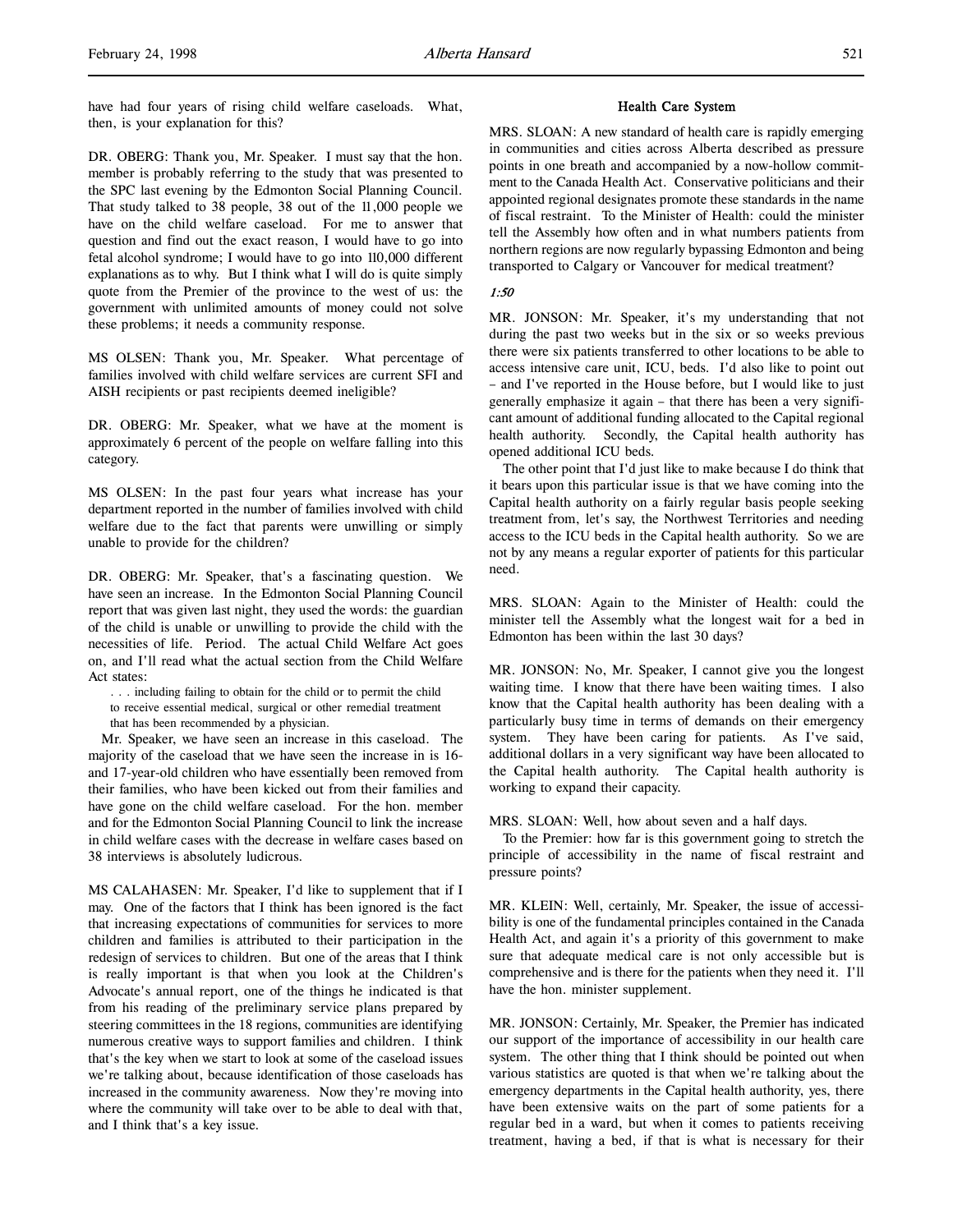have had four years of rising child welfare caseloads. What, then, is your explanation for this?

DR. OBERG: Thank you, Mr. Speaker. I must say that the hon. member is probably referring to the study that was presented to the SPC last evening by the Edmonton Social Planning Council. That study talked to 38 people, 38 out of the 11,000 people we have on the child welfare caseload. For me to answer that question and find out the exact reason, I would have to go into fetal alcohol syndrome; I would have to go into 110,000 different explanations as to why. But I think what I will do is quite simply quote from the Premier of the province to the west of us: the government with unlimited amounts of money could not solve these problems; it needs a community response.

MS OLSEN: Thank you, Mr. Speaker. What percentage of families involved with child welfare services are current SFI and AISH recipients or past recipients deemed ineligible?

DR. OBERG: Mr. Speaker, what we have at the moment is approximately 6 percent of the people on welfare falling into this category.

MS OLSEN: In the past four years what increase has your department reported in the number of families involved with child welfare due to the fact that parents were unwilling or simply unable to provide for the children?

DR. OBERG: Mr. Speaker, that's a fascinating question. We have seen an increase. In the Edmonton Social Planning Council report that was given last night, they used the words: the guardian of the child is unable or unwilling to provide the child with the necessities of life. Period. The actual Child Welfare Act goes on, and I'll read what the actual section from the Child Welfare Act states:

> . . . including failing to obtain for the child or to permit the child to receive essential medical, surgical or other remedial treatment that has been recommended by a physician.

Mr. Speaker, we have seen an increase in this caseload. The majority of the caseload that we have seen the increase in is 16- and 17-year-old children who have essentially been removed from their families, who have been kicked out from their families and have gone on the child welfare caseload. For the hon. member and for the Edmonton Social Planning Council to link the increase in child welfare cases with the decrease in welfare cases based on 38 interviews is absolutely ludicrous.

MS CALAHASEN: Mr. Speaker, I'd like to supplement that if I may. One of the factors that I think has been ignored is the fact that increasing expectations of communities for services to more children and families is attributed to their participation in the redesign of services to children. But one of the areas that I think is really important is that when you look at the Children's Advocate's annual report, one of the things he indicated is that from his reading of the preliminary service plans prepared by steering committees in the 18 regions, communities are identifying numerous creative ways to support families and children. I think that's the key when we start to look at some of the caseload issues we're talking about, because identification of those caseloads has increased in the community awareness. Now they're moving into where the community will take over to be able to deal with that, and I think that's a key issue.

## Health Care System

MRS. SLOAN: A new standard of health care is rapidly emerging in communities and cities across Alberta described as pressure points in one breath and accompanied by a now-hollow commitment to the Canada Health Act. Conservative politicians and their appointed regional designates promote these standards in the name of fiscal restraint. To the Minister of Health: could the minister tell the Assembly how often and in what numbers patients from northern regions are now regularly bypassing Edmonton and being transported to Calgary or Vancouver for medical treatment?

*1:50*

MR. JONSON: Mr. Speaker, it's my understanding that not during the past two weeks but in the six or so weeks previous there were six patients transferred to other locations to be able to access intensive care unit, ICU, beds. I'd also like to point out – and I've reported in the House before, but I would like to just generally emphasize it again – that there has been a very significant amount of additional funding allocated to the Capital regional health authority. Secondly, the Capital health authority has opened additional ICU beds.

The other point that I'd just like to make because I do think that it bears upon this particular issue is that we have coming into the Capital health authority on a fairly regular basis people seeking treatment from, let's say, the Northwest Territories and needing access to the ICU beds in the Capital health authority. So we are not by any means a regular exporter of patients for this particular need.

MRS. SLOAN: Again to the Minister of Health: could the minister tell the Assembly what the longest wait for a bed in Edmonton has been within the last 30 days?

MR. JONSON: No, Mr. Speaker, I cannot give you the longest waiting time. I know that there have been waiting times. I also know that the Capital health authority has been dealing with a particularly busy time in terms of demands on their emergency system. They have been caring for patients. As I've said, additional dollars in a very significant way have been allocated to the Capital health authority. The Capital health authority is working to expand their capacity.

MRS. SLOAN: Well, how about seven and a half days.

To the Premier: how far is this government going to stretch the principle of accessibility in the name of fiscal restraint and pressure points?

MR. KLEIN: Well, certainly, Mr. Speaker, the issue of accessibility is one of the fundamental principles contained in the Canada Health Act, and again it's a priority of this government to make sure that adequate medical care is not only accessible but is comprehensive and is there for the patients when they need it. I'll have the hon. minister supplement.

MR. JONSON: Certainly, Mr. Speaker, the Premier has indicated our support of the importance of accessibility in our health care system. The other thing that I think should be pointed out when various statistics are quoted is that when we're talking about the emergency departments in the Capital health authority, yes, there have been extensive waits on the part of some patients for a regular bed in a ward, but when it comes to patients receiving treatment, having a bed, if that is what is necessary for their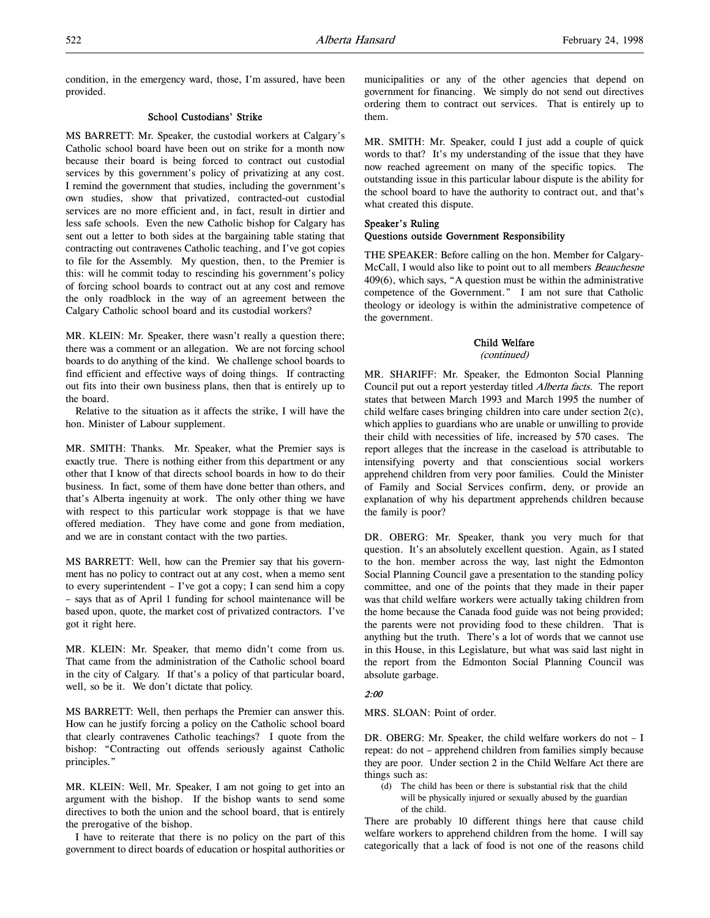condition, in the emergency ward, those, I'm assured, have been provided.

### School Custodians' Strike

MS BARRETT: Mr. Speaker, the custodial workers at Calgary's Catholic school board have been out on strike for a month now because their board is being forced to contract out custodial services by this government's policy of privatizing at any cost. I remind the government that studies, including the government's own studies, show that privatized, contracted-out custodial services are no more efficient and, in fact, result in dirtier and less safe schools. Even the new Catholic bishop for Calgary has sent out a letter to both sides at the bargaining table stating that contracting out contravenes Catholic teaching, and I've got copies to file for the Assembly. My question, then, to the Premier is this: will he commit today to rescinding his government's policy of forcing school boards to contract out at any cost and remove the only roadblock in the way of an agreement between the Calgary Catholic school board and its custodial workers?

MR. KLEIN: Mr. Speaker, there wasn't really a question there; there was a comment or an allegation. We are not forcing school boards to do anything of the kind. We challenge school boards to find efficient and effective ways of doing things. If contracting out fits into their own business plans, then that is entirely up to the board.

Relative to the situation as it affects the strike, I will have the hon. Minister of Labour supplement.

MR. SMITH: Thanks. Mr. Speaker, what the Premier says is exactly true. There is nothing either from this department or any other that I know of that directs school boards in how to do their business. In fact, some of them have done better than others, and that's Alberta ingenuity at work. The only other thing we have with respect to this particular work stoppage is that we have offered mediation. They have come and gone from mediation, and we are in constant contact with the two parties.

MS BARRETT: Well, how can the Premier say that his government has no policy to contract out at any cost, when a memo sent to every superintendent – I've got a copy; I can send him a copy – says that as of April 1 funding for school maintenance will be based upon, quote, the market cost of privatized contractors. I've got it right here.

MR. KLEIN: Mr. Speaker, that memo didn't come from us. That came from the administration of the Catholic school board in the city of Calgary. If that's a policy of that particular board, well, so be it. We don't dictate that policy.

MS BARRETT: Well, then perhaps the Premier can answer this. How can he justify forcing a policy on the Catholic school board that clearly contravenes Catholic teachings? I quote from the bishop: "Contracting out offends seriously against Catholic principles."

MR. KLEIN: Well, Mr. Speaker, I am not going to get into an argument with the bishop. If the bishop wants to send some directives to both the union and the school board, that is entirely the prerogative of the bishop.

I have to reiterate that there is no policy on the part of this government to direct boards of education or hospital authorities or municipalities or any of the other agencies that depend on government for financing. We simply do not send out directives ordering them to contract out services. That is entirely up to them.

MR. SMITH: Mr. Speaker, could I just add a couple of quick words to that? It's my understanding of the issue that they have now reached agreement on many of the specific topics. The outstanding issue in this particular labour dispute is the ability for the school board to have the authority to contract out, and that's what created this dispute.

### Speaker's Ruling
### Questions outside Government Responsibility

THE SPEAKER: Before calling on the hon. Member for Calgary-McCall, I would also like to point out to all members *Beauchesne* 409(6), which says, "A question must be within the administrative competence of the Government." I am not sure that Catholic theology or ideology is within the administrative competence of the government.

### Child Welfare
*(continued)*

MR. SHARIFF: Mr. Speaker, the Edmonton Social Planning Council put out a report yesterday titled *Alberta facts*. The report states that between March 1993 and March 1995 the number of child welfare cases bringing children into care under section 2(c), which applies to guardians who are unable or unwilling to provide their child with necessities of life, increased by 570 cases. The report alleges that the increase in the caseload is attributable to intensifying poverty and that conscientious social workers apprehend children from very poor families. Could the Minister of Family and Social Services confirm, deny, or provide an explanation of why his department apprehends children because the family is poor?

DR. OBERG: Mr. Speaker, thank you very much for that question. It's an absolutely excellent question. Again, as I stated to the hon. member across the way, last night the Edmonton Social Planning Council gave a presentation to the standing policy committee, and one of the points that they made in their paper was that child welfare workers were actually taking children from the home because the Canada food guide was not being provided; the parents were not providing food to these children. That is anything but the truth. There's a lot of words that we cannot use in this House, in this Legislature, but what was said last night in the report from the Edmonton Social Planning Council was absolute garbage.

*2:00*

MRS. SLOAN: Point of order.

DR. OBERG: Mr. Speaker, the child welfare workers do not – I repeat: do not – apprehend children from families simply because they are poor. Under section 2 in the Child Welfare Act there are things such as:

> (d) The child has been or there is substantial risk that the child will be physically injured or sexually abused by the guardian of the child.

There are probably 10 different things here that cause child welfare workers to apprehend children from the home. I will say categorically that a lack of food is not one of the reasons child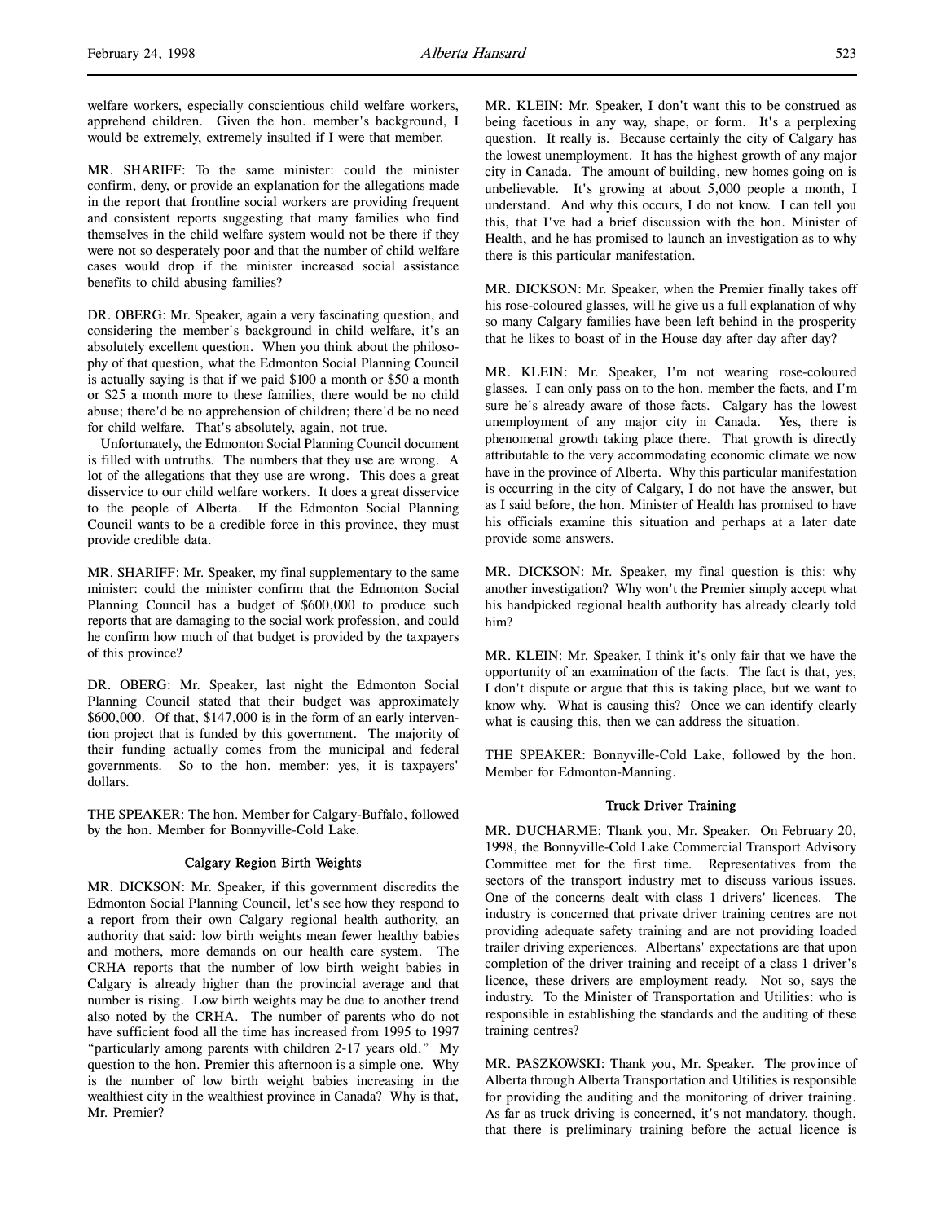welfare workers, especially conscientious child welfare workers, apprehend children. Given the hon. member's background, I would be extremely, extremely insulted if I were that member.

MR. SHARIFF: To the same minister: could the minister confirm, deny, or provide an explanation for the allegations made in the report that frontline social workers are providing frequent and consistent reports suggesting that many families who find themselves in the child welfare system would not be there if they were not so desperately poor and that the number of child welfare cases would drop if the minister increased social assistance benefits to child abusing families?

DR. OBERG: Mr. Speaker, again a very fascinating question, and considering the member's background in child welfare, it's an absolutely excellent question. When you think about the philosophy of that question, what the Edmonton Social Planning Council is actually saying is that if we paid $100 a month or $50 a month or $25 a month more to these families, there would be no child abuse; there'd be no apprehension of children; there'd be no need for child welfare. That's absolutely, again, not true.

Unfortunately, the Edmonton Social Planning Council document is filled with untruths. The numbers that they use are wrong. A lot of the allegations that they use are wrong. This does a great disservice to our child welfare workers. It does a great disservice to the people of Alberta. If the Edmonton Social Planning Council wants to be a credible force in this province, they must provide credible data.

MR. SHARIFF: Mr. Speaker, my final supplementary to the same minister: could the minister confirm that the Edmonton Social Planning Council has a budget of $600,000 to produce such reports that are damaging to the social work profession, and could he confirm how much of that budget is provided by the taxpayers of this province?

DR. OBERG: Mr. Speaker, last night the Edmonton Social Planning Council stated that their budget was approximately $600,000. Of that, $147,000 is in the form of an early intervention project that is funded by this government. The majority of their funding actually comes from the municipal and federal governments. So to the hon. member: yes, it is taxpayers' dollars.

THE SPEAKER: The hon. Member for Calgary-Buffalo, followed by the hon. Member for Bonnyville-Cold Lake.

### Calgary Region Birth Weights

MR. DICKSON: Mr. Speaker, if this government discredits the Edmonton Social Planning Council, let's see how they respond to a report from their own Calgary regional health authority, an authority that said: low birth weights mean fewer healthy babies and mothers, more demands on our health care system. The CRHA reports that the number of low birth weight babies in Calgary is already higher than the provincial average and that number is rising. Low birth weights may be due to another trend also noted by the CRHA. The number of parents who do not have sufficient food all the time has increased from 1995 to 1997 "particularly among parents with children 2-17 years old." My question to the hon. Premier this afternoon is a simple one. Why is the number of low birth weight babies increasing in the wealthiest city in the wealthiest province in Canada? Why is that, Mr. Premier?

MR. KLEIN: Mr. Speaker, I don't want this to be construed as being facetious in any way, shape, or form. It's a perplexing question. It really is. Because certainly the city of Calgary has the lowest unemployment. It has the highest growth of any major city in Canada. The amount of building, new homes going on is unbelievable. It's growing at about 5,000 people a month, I understand. And why this occurs, I do not know. I can tell you this, that I've had a brief discussion with the hon. Minister of Health, and he has promised to launch an investigation as to why there is this particular manifestation.

MR. DICKSON: Mr. Speaker, when the Premier finally takes off his rose-coloured glasses, will he give us a full explanation of why so many Calgary families have been left behind in the prosperity that he likes to boast of in the House day after day after day?

MR. KLEIN: Mr. Speaker, I'm not wearing rose-coloured glasses. I can only pass on to the hon. member the facts, and I'm sure he's already aware of those facts. Calgary has the lowest unemployment of any major city in Canada. Yes, there is phenomenal growth taking place there. That growth is directly attributable to the very accommodating economic climate we now have in the province of Alberta. Why this particular manifestation is occurring in the city of Calgary, I do not have the answer, but as I said before, the hon. Minister of Health has promised to have his officials examine this situation and perhaps at a later date provide some answers.

MR. DICKSON: Mr. Speaker, my final question is this: why another investigation? Why won't the Premier simply accept what his handpicked regional health authority has already clearly told him?

MR. KLEIN: Mr. Speaker, I think it's only fair that we have the opportunity of an examination of the facts. The fact is that, yes, I don't dispute or argue that this is taking place, but we want to know why. What is causing this? Once we can identify clearly what is causing this, then we can address the situation.

THE SPEAKER: Bonnyville-Cold Lake, followed by the hon. Member for Edmonton-Manning.

### Truck Driver Training

MR. DUCHARME: Thank you, Mr. Speaker. On February 20, 1998, the Bonnyville-Cold Lake Commercial Transport Advisory Committee met for the first time. Representatives from the sectors of the transport industry met to discuss various issues. One of the concerns dealt with class 1 drivers' licences. The industry is concerned that private driver training centres are not providing adequate safety training and are not providing loaded trailer driving experiences. Albertans' expectations are that upon completion of the driver training and receipt of a class 1 driver's licence, these drivers are employment ready. Not so, says the industry. To the Minister of Transportation and Utilities: who is responsible in establishing the standards and the auditing of these training centres?

MR. PASZKOWSKI: Thank you, Mr. Speaker. The province of Alberta through Alberta Transportation and Utilities is responsible for providing the auditing and the monitoring of driver training. As far as truck driving is concerned, it's not mandatory, though, that there is preliminary training before the actual licence is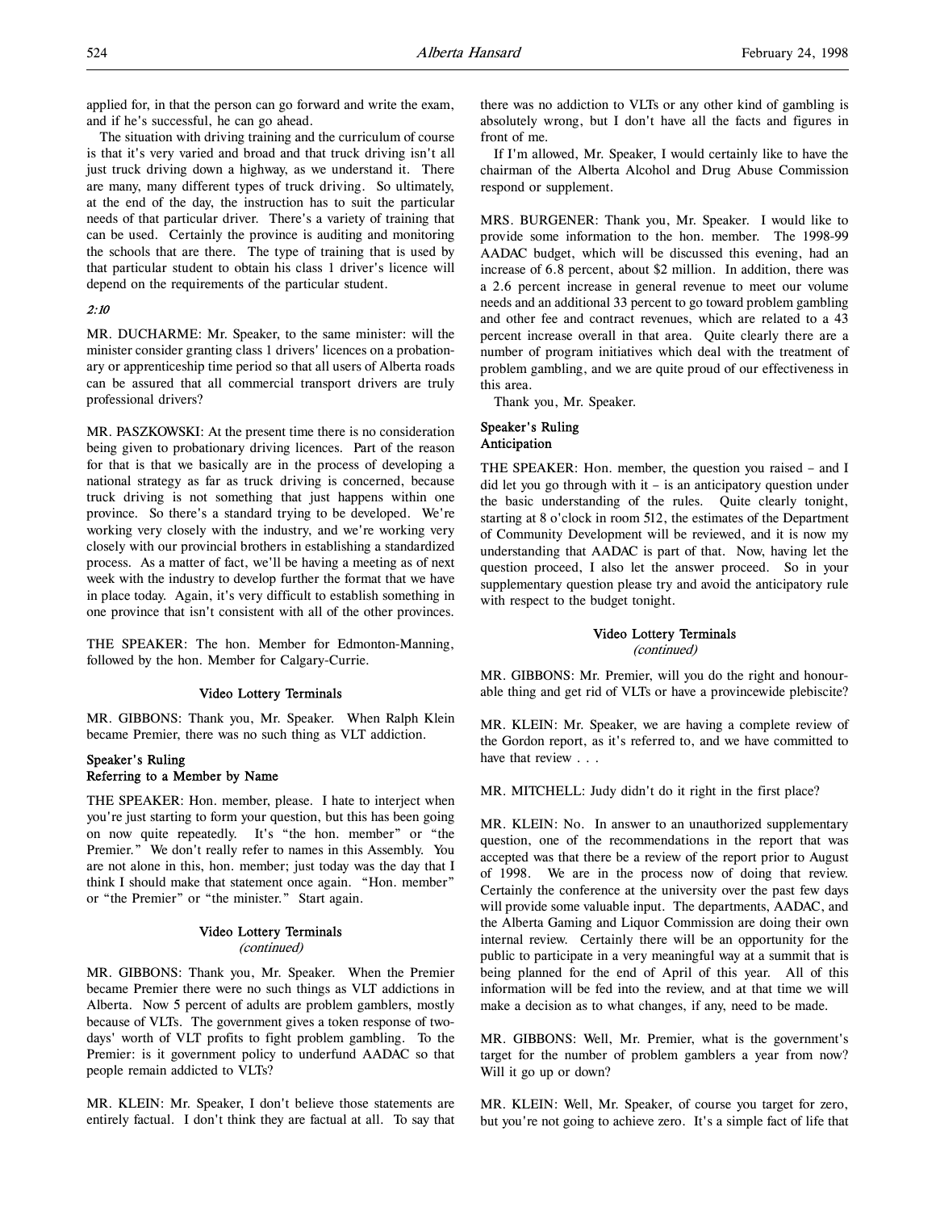applied for, in that the person can go forward and write the exam, and if he's successful, he can go ahead.

The situation with driving training and the curriculum of course is that it's very varied and broad and that truck driving isn't all just truck driving down a highway, as we understand it. There are many, many different types of truck driving. So ultimately, at the end of the day, the instruction has to suit the particular needs of that particular driver. There's a variety of training that can be used. Certainly the province is auditing and monitoring the schools that are there. The type of training that is used by that particular student to obtain his class 1 driver's licence will depend on the requirements of the particular student.

*2:10*

MR. DUCHARME: Mr. Speaker, to the same minister: will the minister consider granting class 1 drivers' licences on a probationary or apprenticeship time period so that all users of Alberta roads can be assured that all commercial transport drivers are truly professional drivers?

MR. PASZKOWSKI: At the present time there is no consideration being given to probationary driving licences. Part of the reason for that is that we basically are in the process of developing a national strategy as far as truck driving is concerned, because truck driving is not something that just happens within one province. So there's a standard trying to be developed. We're working very closely with the industry, and we're working very closely with our provincial brothers in establishing a standardized process. As a matter of fact, we'll be having a meeting as of next week with the industry to develop further the format that we have in place today. Again, it's very difficult to establish something in one province that isn't consistent with all of the other provinces.

THE SPEAKER: The hon. Member for Edmonton-Manning, followed by the hon. Member for Calgary-Currie.

### Video Lottery Terminals

MR. GIBBONS: Thank you, Mr. Speaker. When Ralph Klein became Premier, there was no such thing as VLT addiction.

### Speaker's Ruling
### Referring to a Member by Name

THE SPEAKER: Hon. member, please. I hate to interject when you're just starting to form your question, but this has been going on now quite repeatedly. It's "the hon. member" or "the Premier." We don't really refer to names in this Assembly. You are not alone in this, hon. member; just today was the day that I think I should make that statement once again. "Hon. member" or "the Premier" or "the minister." Start again.

### Video Lottery Terminals
*(continued)*

MR. GIBBONS: Thank you, Mr. Speaker. When the Premier became Premier there were no such things as VLT addictions in Alberta. Now 5 percent of adults are problem gamblers, mostly because of VLTs. The government gives a token response of two-days' worth of VLT profits to fight problem gambling. To the Premier: is it government policy to underfund AADAC so that people remain addicted to VLTs?

MR. KLEIN: Mr. Speaker, I don't believe those statements are entirely factual. I don't think they are factual at all. To say that there was no addiction to VLTs or any other kind of gambling is absolutely wrong, but I don't have all the facts and figures in front of me.

If I'm allowed, Mr. Speaker, I would certainly like to have the chairman of the Alberta Alcohol and Drug Abuse Commission respond or supplement.

MRS. BURGENER: Thank you, Mr. Speaker. I would like to provide some information to the hon. member. The 1998-99 AADAC budget, which will be discussed this evening, had an increase of 6.8 percent, about $2 million. In addition, there was a 2.6 percent increase in general revenue to meet our volume needs and an additional 33 percent to go toward problem gambling and other fee and contract revenues, which are related to a 43 percent increase overall in that area. Quite clearly there are a number of program initiatives which deal with the treatment of problem gambling, and we are quite proud of our effectiveness in this area.

Thank you, Mr. Speaker.

### Speaker's Ruling
### Anticipation

THE SPEAKER: Hon. member, the question you raised – and I did let you go through with it – is an anticipatory question under the basic understanding of the rules. Quite clearly tonight, starting at 8 o'clock in room 512, the estimates of the Department of Community Development will be reviewed, and it is now my understanding that AADAC is part of that. Now, having let the question proceed, I also let the answer proceed. So in your supplementary question please try and avoid the anticipatory rule with respect to the budget tonight.

### Video Lottery Terminals
*(continued)*

MR. GIBBONS: Mr. Premier, will you do the right and honourable thing and get rid of VLTs or have a provincewide plebiscite?

MR. KLEIN: Mr. Speaker, we are having a complete review of the Gordon report, as it's referred to, and we have committed to have that review . . .

MR. MITCHELL: Judy didn't do it right in the first place?

MR. KLEIN: No. In answer to an unauthorized supplementary question, one of the recommendations in the report that was accepted was that there be a review of the report prior to August of 1998. We are in the process now of doing that review. Certainly the conference at the university over the past few days will provide some valuable input. The departments, AADAC, and the Alberta Gaming and Liquor Commission are doing their own internal review. Certainly there will be an opportunity for the public to participate in a very meaningful way at a summit that is being planned for the end of April of this year. All of this information will be fed into the review, and at that time we will make a decision as to what changes, if any, need to be made.

MR. GIBBONS: Well, Mr. Premier, what is the government's target for the number of problem gamblers a year from now? Will it go up or down?

MR. KLEIN: Well, Mr. Speaker, of course you target for zero, but you're not going to achieve zero. It's a simple fact of life that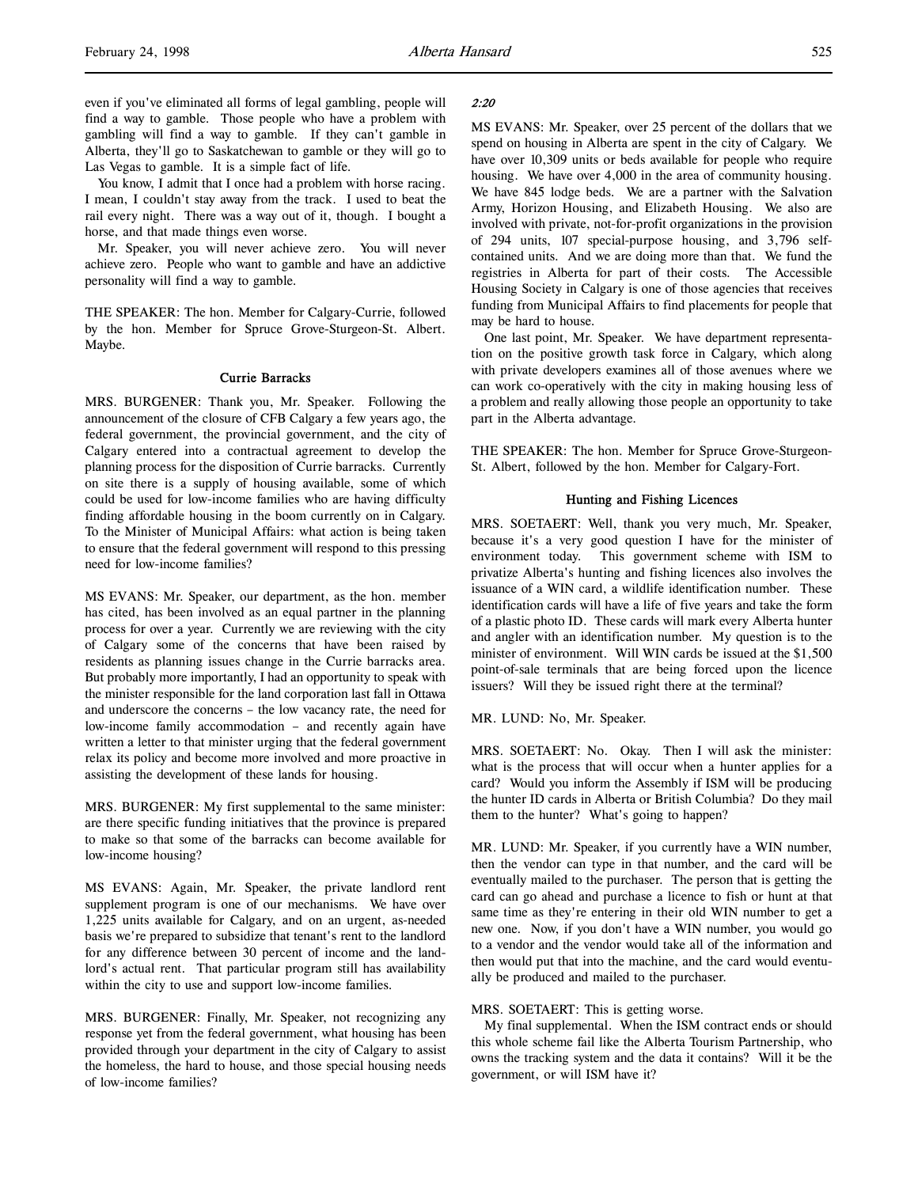even if you've eliminated all forms of legal gambling, people will find a way to gamble. Those people who have a problem with gambling will find a way to gamble. If they can't gamble in Alberta, they'll go to Saskatchewan to gamble or they will go to Las Vegas to gamble. It is a simple fact of life.

You know, I admit that I once had a problem with horse racing. I mean, I couldn't stay away from the track. I used to beat the rail every night. There was a way out of it, though. I bought a horse, and that made things even worse.

Mr. Speaker, you will never achieve zero. You will never achieve zero. People who want to gamble and have an addictive personality will find a way to gamble.

THE SPEAKER: The hon. Member for Calgary-Currie, followed by the hon. Member for Spruce Grove-Sturgeon-St. Albert. Maybe.

### Currie Barracks

MRS. BURGENER: Thank you, Mr. Speaker. Following the announcement of the closure of CFB Calgary a few years ago, the federal government, the provincial government, and the city of Calgary entered into a contractual agreement to develop the planning process for the disposition of Currie barracks. Currently on site there is a supply of housing available, some of which could be used for low-income families who are having difficulty finding affordable housing in the boom currently on in Calgary. To the Minister of Municipal Affairs: what action is being taken to ensure that the federal government will respond to this pressing need for low-income families?

MS EVANS: Mr. Speaker, our department, as the hon. member has cited, has been involved as an equal partner in the planning process for over a year. Currently we are reviewing with the city of Calgary some of the concerns that have been raised by residents as planning issues change in the Currie barracks area. But probably more importantly, I had an opportunity to speak with the minister responsible for the land corporation last fall in Ottawa and underscore the concerns – the low vacancy rate, the need for low-income family accommodation – and recently again have written a letter to that minister urging that the federal government relax its policy and become more involved and more proactive in assisting the development of these lands for housing.

MRS. BURGENER: My first supplemental to the same minister: are there specific funding initiatives that the province is prepared to make so that some of the barracks can become available for low-income housing?

MS EVANS: Again, Mr. Speaker, the private landlord rent supplement program is one of our mechanisms. We have over 1,225 units available for Calgary, and on an urgent, as-needed basis we're prepared to subsidize that tenant's rent to the landlord for any difference between 30 percent of income and the landlord's actual rent. That particular program still has availability within the city to use and support low-income families.

MRS. BURGENER: Finally, Mr. Speaker, not recognizing any response yet from the federal government, what housing has been provided through your department in the city of Calgary to assist the homeless, the hard to house, and those special housing needs of low-income families?

*2:20*

MS EVANS: Mr. Speaker, over 25 percent of the dollars that we spend on housing in Alberta are spent in the city of Calgary. We have over 10,309 units or beds available for people who require housing. We have over 4,000 in the area of community housing. We have 845 lodge beds. We are a partner with the Salvation Army, Horizon Housing, and Elizabeth Housing. We also are involved with private, not-for-profit organizations in the provision of 294 units, 107 special-purpose housing, and 3,796 self-contained units. And we are doing more than that. We fund the registries in Alberta for part of their costs. The Accessible Housing Society in Calgary is one of those agencies that receives funding from Municipal Affairs to find placements for people that may be hard to house.

One last point, Mr. Speaker. We have department representation on the positive growth task force in Calgary, which along with private developers examines all of those avenues where we can work co-operatively with the city in making housing less of a problem and really allowing those people an opportunity to take part in the Alberta advantage.

THE SPEAKER: The hon. Member for Spruce Grove-Sturgeon-St. Albert, followed by the hon. Member for Calgary-Fort.

### Hunting and Fishing Licences

MRS. SOETAERT: Well, thank you very much, Mr. Speaker, because it's a very good question I have for the minister of environment today. This government scheme with ISM to privatize Alberta's hunting and fishing licences also involves the issuance of a WIN card, a wildlife identification number. These identification cards will have a life of five years and take the form of a plastic photo ID. These cards will mark every Alberta hunter and angler with an identification number. My question is to the minister of environment. Will WIN cards be issued at the $1,500 point-of-sale terminals that are being forced upon the licence issuers? Will they be issued right there at the terminal?

MR. LUND: No, Mr. Speaker.

MRS. SOETAERT: No. Okay. Then I will ask the minister: what is the process that will occur when a hunter applies for a card? Would you inform the Assembly if ISM will be producing the hunter ID cards in Alberta or British Columbia? Do they mail them to the hunter? What's going to happen?

MR. LUND: Mr. Speaker, if you currently have a WIN number, then the vendor can type in that number, and the card will be eventually mailed to the purchaser. The person that is getting the card can go ahead and purchase a licence to fish or hunt at that same time as they're entering in their old WIN number to get a new one. Now, if you don't have a WIN number, you would go to a vendor and the vendor would take all of the information and then would put that into the machine, and the card would eventually be produced and mailed to the purchaser.

MRS. SOETAERT: This is getting worse.

My final supplemental. When the ISM contract ends or should this whole scheme fail like the Alberta Tourism Partnership, who owns the tracking system and the data it contains? Will it be the government, or will ISM have it?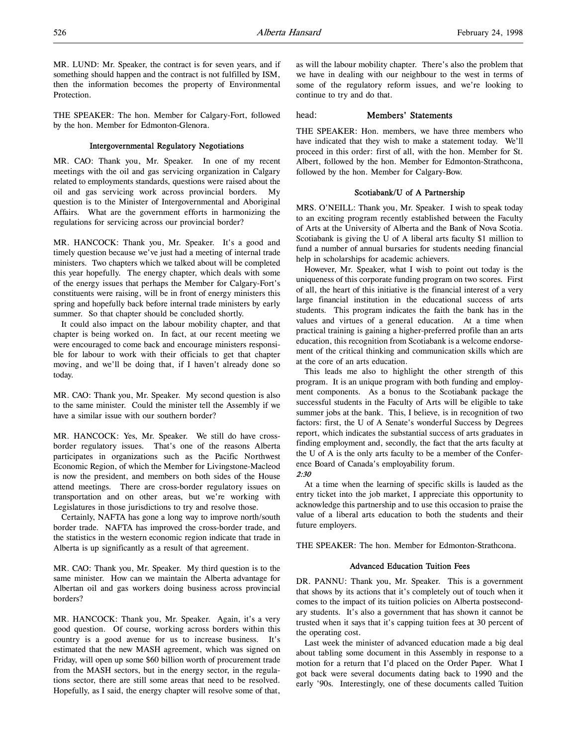MR. LUND: Mr. Speaker, the contract is for seven years, and if something should happen and the contract is not fulfilled by ISM, then the information becomes the property of Environmental Protection.

THE SPEAKER: The hon. Member for Calgary-Fort, followed by the hon. Member for Edmonton-Glenora.

### Intergovernmental Regulatory Negotiations

MR. CAO: Thank you, Mr. Speaker. In one of my recent meetings with the oil and gas servicing organization in Calgary related to employments standards, questions were raised about the oil and gas servicing work across provincial borders. My question is to the Minister of Intergovernmental and Aboriginal Affairs. What are the government efforts in harmonizing the regulations for servicing across our provincial border?

MR. HANCOCK: Thank you, Mr. Speaker. It's a good and timely question because we've just had a meeting of internal trade ministers. Two chapters which we talked about will be completed this year hopefully. The energy chapter, which deals with some of the energy issues that perhaps the Member for Calgary-Fort's constituents were raising, will be in front of energy ministers this spring and hopefully back before internal trade ministers by early summer. So that chapter should be concluded shortly.

It could also impact on the labour mobility chapter, and that chapter is being worked on. In fact, at our recent meeting we were encouraged to come back and encourage ministers responsible for labour to work with their officials to get that chapter moving, and we'll be doing that, if I haven't already done so today.

MR. CAO: Thank you, Mr. Speaker. My second question is also to the same minister. Could the minister tell the Assembly if we have a similar issue with our southern border?

MR. HANCOCK: Yes, Mr. Speaker. We still do have cross-border regulatory issues. That's one of the reasons Alberta participates in organizations such as the Pacific Northwest Economic Region, of which the Member for Livingstone-Macleod is now the president, and members on both sides of the House attend meetings. There are cross-border regulatory issues on transportation and on other areas, but we're working with Legislatures in those jurisdictions to try and resolve those.

Certainly, NAFTA has gone a long way to improve north/south border trade. NAFTA has improved the cross-border trade, and the statistics in the western economic region indicate that trade in Alberta is up significantly as a result of that agreement.

MR. CAO: Thank you, Mr. Speaker. My third question is to the same minister. How can we maintain the Alberta advantage for Albertan oil and gas workers doing business across provincial borders?

MR. HANCOCK: Thank you, Mr. Speaker. Again, it's a very good question. Of course, working across borders within this country is a good avenue for us to increase business. It's estimated that the new MASH agreement, which was signed on Friday, will open up some $60 billion worth of procurement trade from the MASH sectors, but in the energy sector, in the regulations sector, there are still some areas that need to be resolved. Hopefully, as I said, the energy chapter will resolve some of that, as will the labour mobility chapter. There's also the problem that we have in dealing with our neighbour to the west in terms of some of the regulatory reform issues, and we're looking to continue to try and do that.

## head: Members' Statements

THE SPEAKER: Hon. members, we have three members who have indicated that they wish to make a statement today. We'll proceed in this order: first of all, with the hon. Member for St. Albert, followed by the hon. Member for Edmonton-Strathcona, followed by the hon. Member for Calgary-Bow.

### Scotiabank/U of A Partnership

MRS. O'NEILL: Thank you, Mr. Speaker. I wish to speak today to an exciting program recently established between the Faculty of Arts at the University of Alberta and the Bank of Nova Scotia. Scotiabank is giving the U of A liberal arts faculty $1 million to fund a number of annual bursaries for students needing financial help in scholarships for academic achievers.

However, Mr. Speaker, what I wish to point out today is the uniqueness of this corporate funding program on two scores. First of all, the heart of this initiative is the financial interest of a very large financial institution in the educational success of arts students. This program indicates the faith the bank has in the values and virtues of a general education. At a time when practical training is gaining a higher-preferred profile than an arts education, this recognition from Scotiabank is a welcome endorsement of the critical thinking and communication skills which are at the core of an arts education.

This leads me also to highlight the other strength of this program. It is an unique program with both funding and employment components. As a bonus to the Scotiabank package the successful students in the Faculty of Arts will be eligible to take summer jobs at the bank. This, I believe, is in recognition of two factors: first, the U of A Senate's wonderful Success by Degrees report, which indicates the substantial success of arts graduates in finding employment and, secondly, the fact that the arts faculty at the U of A is the only arts faculty to be a member of the Conference Board of Canada's employability forum.

*2:30*

At a time when the learning of specific skills is lauded as the entry ticket into the job market, I appreciate this opportunity to acknowledge this partnership and to use this occasion to praise the value of a liberal arts education to both the students and their future employers.

THE SPEAKER: The hon. Member for Edmonton-Strathcona.

### Advanced Education Tuition Fees

DR. PANNU: Thank you, Mr. Speaker. This is a government that shows by its actions that it's completely out of touch when it comes to the impact of its tuition policies on Alberta postsecondary students. It's also a government that has shown it cannot be trusted when it says that it's capping tuition fees at 30 percent of the operating cost.

Last week the minister of advanced education made a big deal about tabling some document in this Assembly in response to a motion for a return that I'd placed on the Order Paper. What I got back were several documents dating back to 1990 and the early '90s. Interestingly, one of these documents called Tuition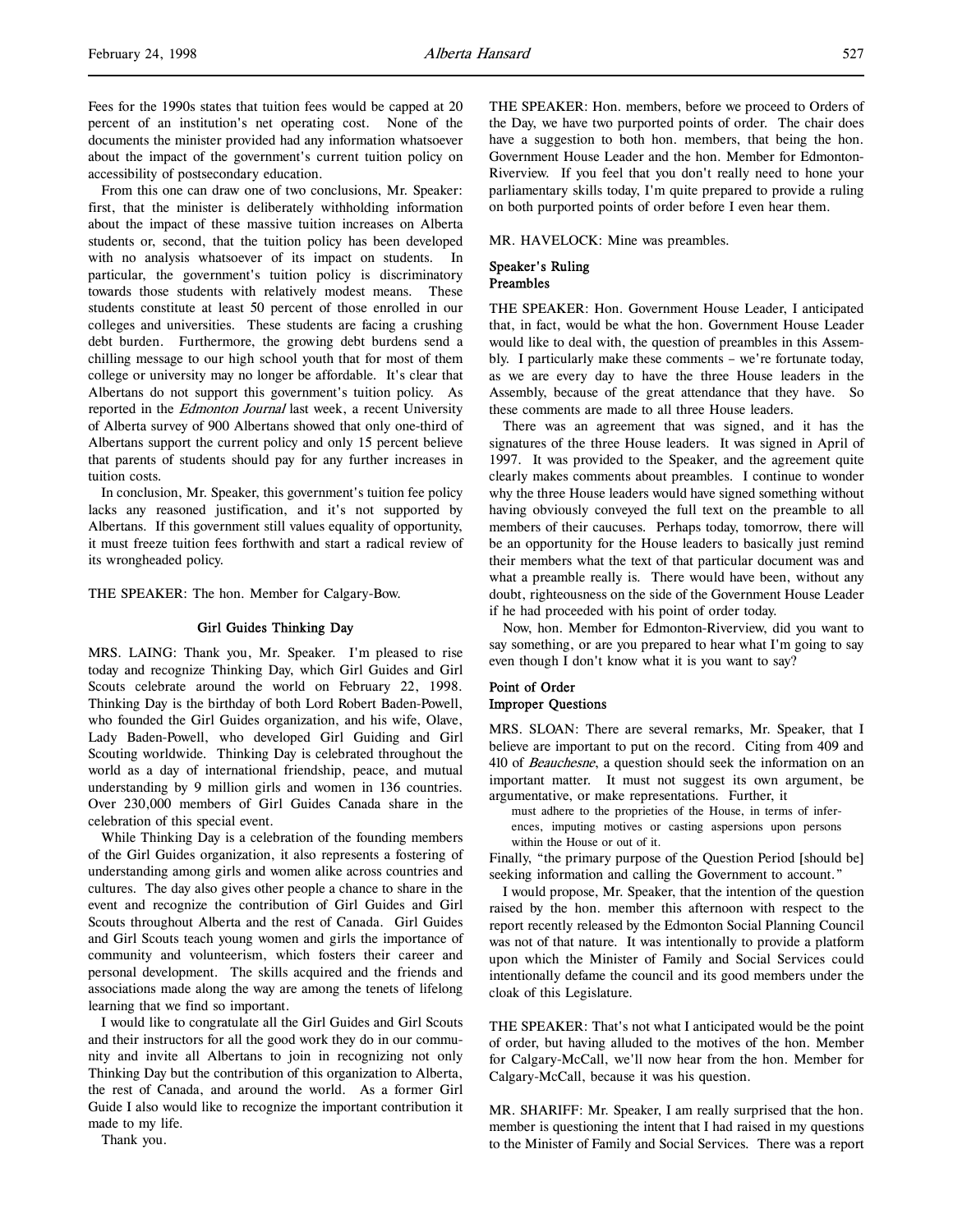Fees for the 1990s states that tuition fees would be capped at 20 percent of an institution's net operating cost. None of the documents the minister provided had any information whatsoever about the impact of the government's current tuition policy on accessibility of postsecondary education.

From this one can draw one of two conclusions, Mr. Speaker: first, that the minister is deliberately withholding information about the impact of these massive tuition increases on Alberta students or, second, that the tuition policy has been developed with no analysis whatsoever of its impact on students. In particular, the government's tuition policy is discriminatory towards those students with relatively modest means. These students constitute at least 50 percent of those enrolled in our colleges and universities. These students are facing a crushing debt burden. Furthermore, the growing debt burdens send a chilling message to our high school youth that for most of them college or university may no longer be affordable. It's clear that Albertans do not support this government's tuition policy. As reported in the *Edmonton Journal* last week, a recent University of Alberta survey of 900 Albertans showed that only one-third of Albertans support the current policy and only 15 percent believe that parents of students should pay for any further increases in tuition costs.

In conclusion, Mr. Speaker, this government's tuition fee policy lacks any reasoned justification, and it's not supported by Albertans. If this government still values equality of opportunity, it must freeze tuition fees forthwith and start a radical review of its wrongheaded policy.

THE SPEAKER: The hon. Member for Calgary-Bow.

### Girl Guides Thinking Day

MRS. LAING: Thank you, Mr. Speaker. I'm pleased to rise today and recognize Thinking Day, which Girl Guides and Girl Scouts celebrate around the world on February 22, 1998. Thinking Day is the birthday of both Lord Robert Baden-Powell, who founded the Girl Guides organization, and his wife, Olave, Lady Baden-Powell, who developed Girl Guiding and Girl Scouting worldwide. Thinking Day is celebrated throughout the world as a day of international friendship, peace, and mutual understanding by 9 million girls and women in 136 countries. Over 230,000 members of Girl Guides Canada share in the celebration of this special event.

While Thinking Day is a celebration of the founding members of the Girl Guides organization, it also represents a fostering of understanding among girls and women alike across countries and cultures. The day also gives other people a chance to share in the event and recognize the contribution of Girl Guides and Girl Scouts throughout Alberta and the rest of Canada. Girl Guides and Girl Scouts teach young women and girls the importance of community and volunteerism, which fosters their career and personal development. The skills acquired and the friends and associations made along the way are among the tenets of lifelong learning that we find so important.

I would like to congratulate all the Girl Guides and Girl Scouts and their instructors for all the good work they do in our community and invite all Albertans to join in recognizing not only Thinking Day but the contribution of this organization to Alberta, the rest of Canada, and around the world. As a former Girl Guide I also would like to recognize the important contribution it made to my life.

Thank you.

THE SPEAKER: Hon. members, before we proceed to Orders of the Day, we have two purported points of order. The chair does have a suggestion to both hon. members, that being the hon. Government House Leader and the hon. Member for Edmonton-Riverview. If you feel that you don't really need to hone your parliamentary skills today, I'm quite prepared to provide a ruling on both purported points of order before I even hear them.

MR. HAVELOCK: Mine was preambles.

### Speaker's Ruling
### Preambles

THE SPEAKER: Hon. Government House Leader, I anticipated that, in fact, would be what the hon. Government House Leader would like to deal with, the question of preambles in this Assembly. I particularly make these comments – we're fortunate today, as we are every day to have the three House leaders in the Assembly, because of the great attendance that they have. So these comments are made to all three House leaders.

There was an agreement that was signed, and it has the signatures of the three House leaders. It was signed in April of 1997. It was provided to the Speaker, and the agreement quite clearly makes comments about preambles. I continue to wonder why the three House leaders would have signed something without having obviously conveyed the full text on the preamble to all members of their caucuses. Perhaps today, tomorrow, there will be an opportunity for the House leaders to basically just remind their members what the text of that particular document was and what a preamble really is. There would have been, without any doubt, righteousness on the side of the Government House Leader if he had proceeded with his point of order today.

Now, hon. Member for Edmonton-Riverview, did you want to say something, or are you prepared to hear what I'm going to say even though I don't know what it is you want to say?

### Point of Order
### Improper Questions

MRS. SLOAN: There are several remarks, Mr. Speaker, that I believe are important to put on the record. Citing from 409 and 410 of *Beauchesne*, a question should seek the information on an important matter. It must not suggest its own argument, be argumentative, or make representations. Further, it

> must adhere to the proprieties of the House, in terms of inferences, imputing motives or casting aspersions upon persons within the House or out of it.

Finally, "the primary purpose of the Question Period [should be] seeking information and calling the Government to account."

I would propose, Mr. Speaker, that the intention of the question raised by the hon. member this afternoon with respect to the report recently released by the Edmonton Social Planning Council was not of that nature. It was intentionally to provide a platform upon which the Minister of Family and Social Services could intentionally defame the council and its good members under the cloak of this Legislature.

THE SPEAKER: That's not what I anticipated would be the point of order, but having alluded to the motives of the hon. Member for Calgary-McCall, we'll now hear from the hon. Member for Calgary-McCall, because it was his question.

MR. SHARIFF: Mr. Speaker, I am really surprised that the hon. member is questioning the intent that I had raised in my questions to the Minister of Family and Social Services. There was a report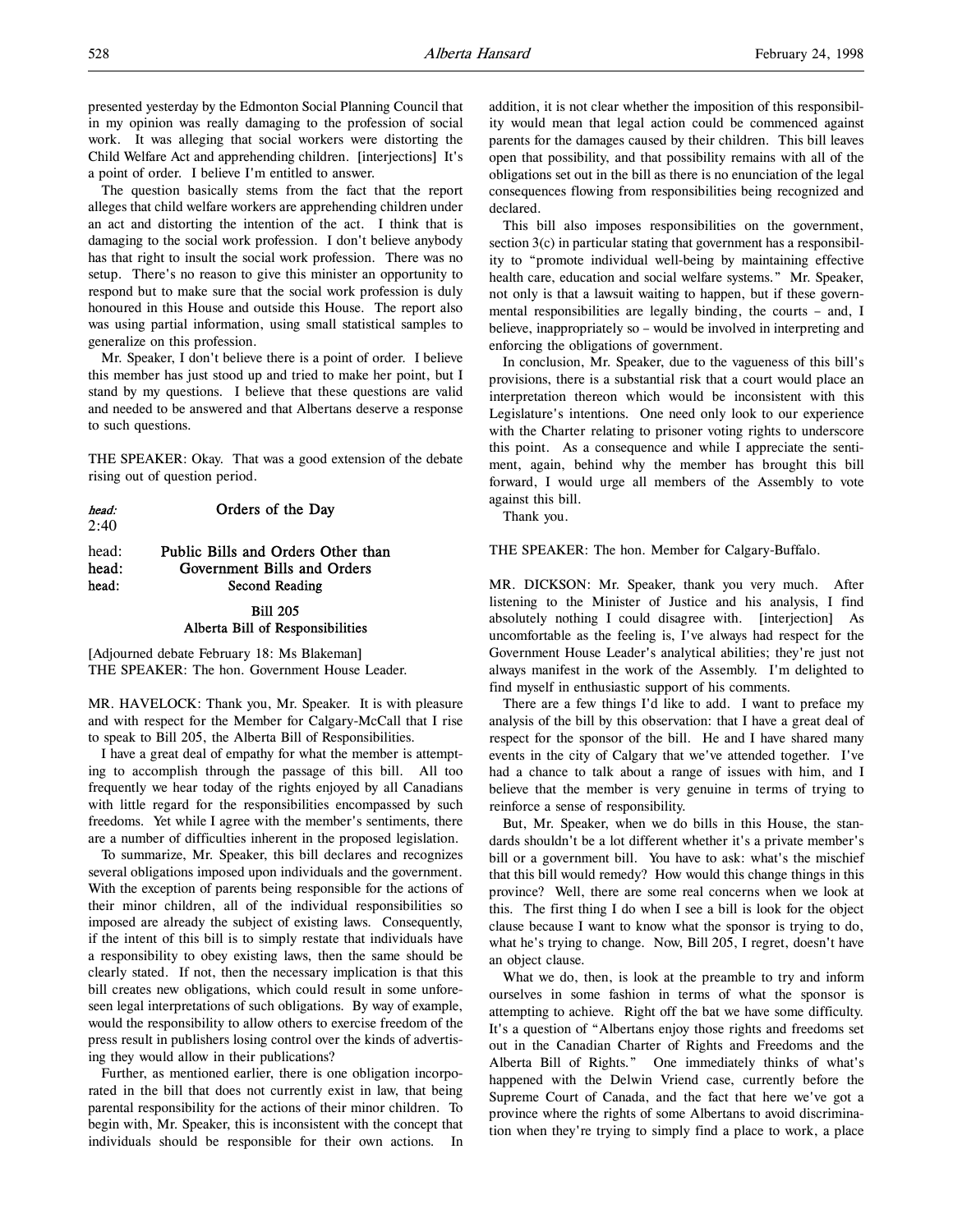presented yesterday by the Edmonton Social Planning Council that in my opinion was really damaging to the profession of social work. It was alleging that social workers were distorting the Child Welfare Act and apprehending children. [interjections] It's a point of order. I believe I'm entitled to answer.

The question basically stems from the fact that the report alleges that child welfare workers are apprehending children under an act and distorting the intention of the act. I think that is damaging to the social work profession. I don't believe anybody has that right to insult the social work profession. There was no setup. There's no reason to give this minister an opportunity to respond but to make sure that the social work profession is duly honoured in this House and outside this House. The report also was using partial information, using small statistical samples to generalize on this profession.

Mr. Speaker, I don't believe there is a point of order. I believe this member has just stood up and tried to make her point, but I stand by my questions. I believe that these questions are valid and needed to be answered and that Albertans deserve a response to such questions.

THE SPEAKER: Okay. That was a good extension of the debate rising out of question period.

*head:* **Orders of the Day**
2:40

head: **Public Bills and Orders Other than**
head: **Government Bills and Orders**
head: **Second Reading**

**Bill 205**
**Alberta Bill of Responsibilities**

[Adjourned debate February 18: Ms Blakeman]
THE SPEAKER: The hon. Government House Leader.

MR. HAVELOCK: Thank you, Mr. Speaker. It is with pleasure and with respect for the Member for Calgary-McCall that I rise to speak to Bill 205, the Alberta Bill of Responsibilities.

I have a great deal of empathy for what the member is attempting to accomplish through the passage of this bill. All too frequently we hear today of the rights enjoyed by all Canadians with little regard for the responsibilities encompassed by such freedoms. Yet while I agree with the member's sentiments, there are a number of difficulties inherent in the proposed legislation.

To summarize, Mr. Speaker, this bill declares and recognizes several obligations imposed upon individuals and the government. With the exception of parents being responsible for the actions of their minor children, all of the individual responsibilities so imposed are already the subject of existing laws. Consequently, if the intent of this bill is to simply restate that individuals have a responsibility to obey existing laws, then the same should be clearly stated. If not, then the necessary implication is that this bill creates new obligations, which could result in some unforeseen legal interpretations of such obligations. By way of example, would the responsibility to allow others to exercise freedom of the press result in publishers losing control over the kinds of advertising they would allow in their publications?

Further, as mentioned earlier, there is one obligation incorporated in the bill that does not currently exist in law, that being parental responsibility for the actions of their minor children. To begin with, Mr. Speaker, this is inconsistent with the concept that individuals should be responsible for their own actions. In addition, it is not clear whether the imposition of this responsibility would mean that legal action could be commenced against parents for the damages caused by their children. This bill leaves open that possibility, and that possibility remains with all of the obligations set out in the bill as there is no enunciation of the legal consequences flowing from responsibilities being recognized and declared.

This bill also imposes responsibilities on the government, section 3(c) in particular stating that government has a responsibility to "promote individual well-being by maintaining effective health care, education and social welfare systems." Mr. Speaker, not only is that a lawsuit waiting to happen, but if these governmental responsibilities are legally binding, the courts – and, I believe, inappropriately so – would be involved in interpreting and enforcing the obligations of government.

In conclusion, Mr. Speaker, due to the vagueness of this bill's provisions, there is a substantial risk that a court would place an interpretation thereon which would be inconsistent with this Legislature's intentions. One need only look to our experience with the Charter relating to prisoner voting rights to underscore this point. As a consequence and while I appreciate the sentiment, again, behind why the member has brought this bill forward, I would urge all members of the Assembly to vote against this bill.

Thank you.

THE SPEAKER: The hon. Member for Calgary-Buffalo.

MR. DICKSON: Mr. Speaker, thank you very much. After listening to the Minister of Justice and his analysis, I find absolutely nothing I could disagree with. [interjection] As uncomfortable as the feeling is, I've always had respect for the Government House Leader's analytical abilities; they're just not always manifest in the work of the Assembly. I'm delighted to find myself in enthusiastic support of his comments.

There are a few things I'd like to add. I want to preface my analysis of the bill by this observation: that I have a great deal of respect for the sponsor of the bill. He and I have shared many events in the city of Calgary that we've attended together. I've had a chance to talk about a range of issues with him, and I believe that the member is very genuine in terms of trying to reinforce a sense of responsibility.

But, Mr. Speaker, when we do bills in this House, the standards shouldn't be a lot different whether it's a private member's bill or a government bill. You have to ask: what's the mischief that this bill would remedy? How would this change things in this province? Well, there are some real concerns when we look at this. The first thing I do when I see a bill is look for the object clause because I want to know what the sponsor is trying to do, what he's trying to change. Now, Bill 205, I regret, doesn't have an object clause.

What we do, then, is look at the preamble to try and inform ourselves in some fashion in terms of what the sponsor is attempting to achieve. Right off the bat we have some difficulty. It's a question of "Albertans enjoy those rights and freedoms set out in the Canadian Charter of Rights and Freedoms and the Alberta Bill of Rights." One immediately thinks of what's happened with the Delwin Vriend case, currently before the Supreme Court of Canada, and the fact that here we've got a province where the rights of some Albertans to avoid discrimination when they're trying to simply find a place to work, a place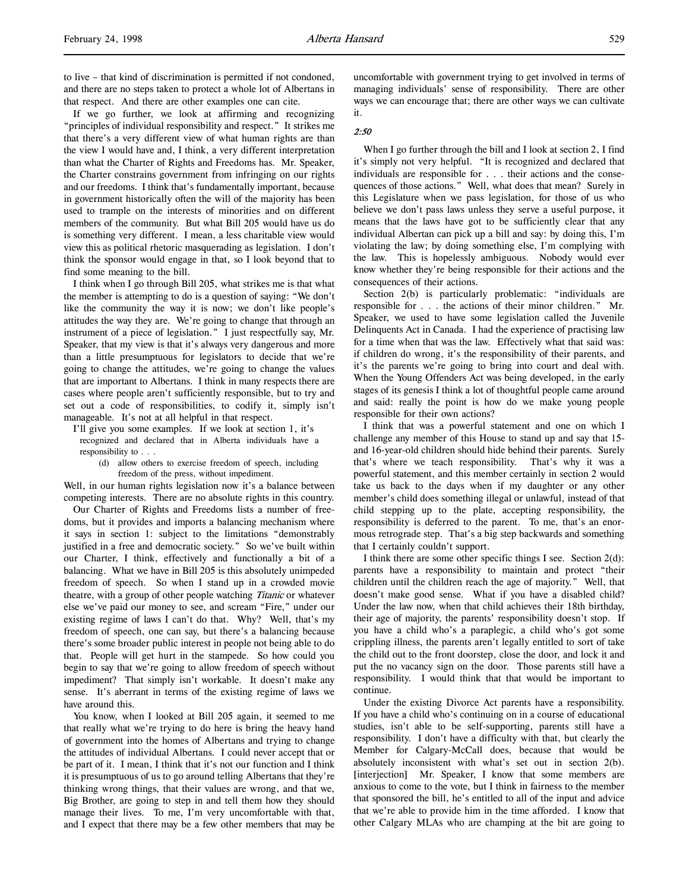to live – that kind of discrimination is permitted if not condoned, and there are no steps taken to protect a whole lot of Albertans in that respect. And there are other examples one can cite.

If we go further, we look at affirming and recognizing "principles of individual responsibility and respect." It strikes me that there's a very different view of what human rights are than the view I would have and, I think, a very different interpretation than what the Charter of Rights and Freedoms has. Mr. Speaker, the Charter constrains government from infringing on our rights and our freedoms. I think that's fundamentally important, because in government historically often the will of the majority has been used to trample on the interests of minorities and on different members of the community. But what Bill 205 would have us do is something very different. I mean, a less charitable view would view this as political rhetoric masquerading as legislation. I don't think the sponsor would engage in that, so I look beyond that to find some meaning to the bill.

I think when I go through Bill 205, what strikes me is that what the member is attempting to do is a question of saying: "We don't like the community the way it is now; we don't like people's attitudes the way they are. We're going to change that through an instrument of a piece of legislation." I just respectfully say, Mr. Speaker, that my view is that it's always very dangerous and more than a little presumptuous for legislators to decide that we're going to change the attitudes, we're going to change the values that are important to Albertans. I think in many respects there are cases where people aren't sufficiently responsible, but to try and set out a code of responsibilities, to codify it, simply isn't manageable. It's not at all helpful in that respect.

I'll give you some examples. If we look at section 1, it's

> recognized and declared that in Alberta individuals have a responsibility to . . .
>
> (d) allow others to exercise freedom of speech, including freedom of the press, without impediment.

Well, in our human rights legislation now it's a balance between competing interests. There are no absolute rights in this country.

Our Charter of Rights and Freedoms lists a number of freedoms, but it provides and imports a balancing mechanism where it says in section 1: subject to the limitations "demonstrably justified in a free and democratic society." So we've built within our Charter, I think, effectively and functionally a bit of a balancing. What we have in Bill 205 is this absolutely unimpeded freedom of speech. So when I stand up in a crowded movie theatre, with a group of other people watching *Titanic* or whatever else we've paid our money to see, and scream "Fire," under our existing regime of laws I can't do that. Why? Well, that's my freedom of speech, one can say, but there's a balancing because there's some broader public interest in people not being able to do that. People will get hurt in the stampede. So how could you begin to say that we're going to allow freedom of speech without impediment? That simply isn't workable. It doesn't make any sense. It's aberrant in terms of the existing regime of laws we have around this.

You know, when I looked at Bill 205 again, it seemed to me that really what we're trying to do here is bring the heavy hand of government into the homes of Albertans and trying to change the attitudes of individual Albertans. I could never accept that or be part of it. I mean, I think that it's not our function and I think it is presumptuous of us to go around telling Albertans that they're thinking wrong things, that their values are wrong, and that we, Big Brother, are going to step in and tell them how they should manage their lives. To me, I'm very uncomfortable with that, and I expect that there may be a few other members that may be uncomfortable with government trying to get involved in terms of managing individuals' sense of responsibility. There are other ways we can encourage that; there are other ways we can cultivate it.

*2:50*

When I go further through the bill and I look at section 2, I find it's simply not very helpful. "It is recognized and declared that individuals are responsible for . . . their actions and the consequences of those actions." Well, what does that mean? Surely in this Legislature when we pass legislation, for those of us who believe we don't pass laws unless they serve a useful purpose, it means that the laws have got to be sufficiently clear that any individual Albertan can pick up a bill and say: by doing this, I'm violating the law; by doing something else, I'm complying with the law. This is hopelessly ambiguous. Nobody would ever know whether they're being responsible for their actions and the consequences of their actions.

Section 2(b) is particularly problematic: "individuals are responsible for . . . the actions of their minor children." Mr. Speaker, we used to have some legislation called the Juvenile Delinquents Act in Canada. I had the experience of practising law for a time when that was the law. Effectively what that said was: if children do wrong, it's the responsibility of their parents, and it's the parents we're going to bring into court and deal with. When the Young Offenders Act was being developed, in the early stages of its genesis I think a lot of thoughtful people came around and said: really the point is how do we make young people responsible for their own actions?

I think that was a powerful statement and one on which I challenge any member of this House to stand up and say that 15- and 16-year-old children should hide behind their parents. Surely that's where we teach responsibility. That's why it was a powerful statement, and this member certainly in section 2 would take us back to the days when if my daughter or any other member's child does something illegal or unlawful, instead of that child stepping up to the plate, accepting responsibility, the responsibility is deferred to the parent. To me, that's an enormous retrograde step. That's a big step backwards and something that I certainly couldn't support.

I think there are some other specific things I see. Section 2(d): parents have a responsibility to maintain and protect "their children until the children reach the age of majority." Well, that doesn't make good sense. What if you have a disabled child? Under the law now, when that child achieves their 18th birthday, their age of majority, the parents' responsibility doesn't stop. If you have a child who's a paraplegic, a child who's got some crippling illness, the parents aren't legally entitled to sort of take the child out to the front doorstep, close the door, and lock it and put the no vacancy sign on the door. Those parents still have a responsibility. I would think that that would be important to continue.

Under the existing Divorce Act parents have a responsibility. If you have a child who's continuing on in a course of educational studies, isn't able to be self-supporting, parents still have a responsibility. I don't have a difficulty with that, but clearly the Member for Calgary-McCall does, because that would be absolutely inconsistent with what's set out in section 2(b). [interjection] Mr. Speaker, I know that some members are anxious to come to the vote, but I think in fairness to the member that sponsored the bill, he's entitled to all of the input and advice that we're able to provide him in the time afforded. I know that other Calgary MLAs who are champing at the bit are going to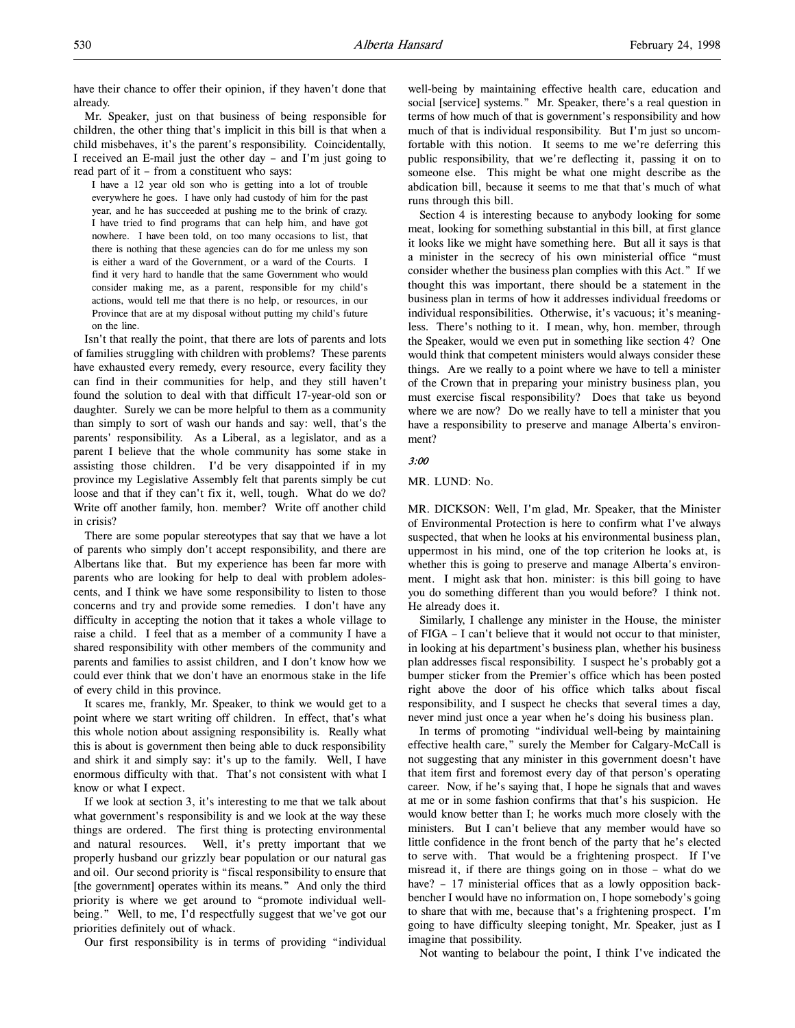have their chance to offer their opinion, if they haven't done that already.

Mr. Speaker, just on that business of being responsible for children, the other thing that's implicit in this bill is that when a child misbehaves, it's the parent's responsibility. Coincidentally, I received an E-mail just the other day – and I'm just going to read part of it – from a constituent who says:

> I have a 12 year old son who is getting into a lot of trouble everywhere he goes. I have only had custody of him for the past year, and he has succeeded at pushing me to the brink of crazy. I have tried to find programs that can help him, and have got nowhere. I have been told, on too many occasions to list, that there is nothing that these agencies can do for me unless my son is either a ward of the Government, or a ward of the Courts. I find it very hard to handle that the same Government who would consider making me, as a parent, responsible for my child's actions, would tell me that there is no help, or resources, in our Province that are at my disposal without putting my child's future on the line.

Isn't that really the point, that there are lots of parents and lots of families struggling with children with problems? These parents have exhausted every remedy, every resource, every facility they can find in their communities for help, and they still haven't found the solution to deal with that difficult 17-year-old son or daughter. Surely we can be more helpful to them as a community than simply to sort of wash our hands and say: well, that's the parents' responsibility. As a Liberal, as a legislator, and as a parent I believe that the whole community has some stake in assisting those children. I'd be very disappointed if in my province my Legislative Assembly felt that parents simply be cut loose and that if they can't fix it, well, tough. What do we do? Write off another family, hon. member? Write off another child in crisis?

There are some popular stereotypes that say that we have a lot of parents who simply don't accept responsibility, and there are Albertans like that. But my experience has been far more with parents who are looking for help to deal with problem adolescents, and I think we have some responsibility to listen to those concerns and try and provide some remedies. I don't have any difficulty in accepting the notion that it takes a whole village to raise a child. I feel that as a member of a community I have a shared responsibility with other members of the community and parents and families to assist children, and I don't know how we could ever think that we don't have an enormous stake in the life of every child in this province.

It scares me, frankly, Mr. Speaker, to think we would get to a point where we start writing off children. In effect, that's what this whole notion about assigning responsibility is. Really what this is about is government then being able to duck responsibility and shirk it and simply say: it's up to the family. Well, I have enormous difficulty with that. That's not consistent with what I know or what I expect.

If we look at section 3, it's interesting to me that we talk about what government's responsibility is and we look at the way these things are ordered. The first thing is protecting environmental and natural resources. Well, it's pretty important that we properly husband our grizzly bear population or our natural gas and oil. Our second priority is "fiscal responsibility to ensure that [the government] operates within its means." And only the third priority is where we get around to "promote individual well-being." Well, to me, I'd respectfully suggest that we've got our priorities definitely out of whack.

Our first responsibility is in terms of providing "individual well-being by maintaining effective health care, education and social [service] systems." Mr. Speaker, there's a real question in terms of how much of that is government's responsibility and how much of that is individual responsibility. But I'm just so uncomfortable with this notion. It seems to me we're deferring this public responsibility, that we're deflecting it, passing it on to someone else. This might be what one might describe as the abdication bill, because it seems to me that that's much of what runs through this bill.

Section 4 is interesting because to anybody looking for some meat, looking for something substantial in this bill, at first glance it looks like we might have something here. But all it says is that a minister in the secrecy of his own ministerial office "must consider whether the business plan complies with this Act." If we thought this was important, there should be a statement in the business plan in terms of how it addresses individual freedoms or individual responsibilities. Otherwise, it's vacuous; it's meaningless. There's nothing to it. I mean, why, hon. member, through the Speaker, would we even put in something like section 4? One would think that competent ministers would always consider these things. Are we really to a point where we have to tell a minister of the Crown that in preparing your ministry business plan, you must exercise fiscal responsibility? Does that take us beyond where we are now? Do we really have to tell a minister that you have a responsibility to preserve and manage Alberta's environment?

*3:00*

MR. LUND: No.

MR. DICKSON: Well, I'm glad, Mr. Speaker, that the Minister of Environmental Protection is here to confirm what I've always suspected, that when he looks at his environmental business plan, uppermost in his mind, one of the top criterion he looks at, is whether this is going to preserve and manage Alberta's environment. I might ask that hon. minister: is this bill going to have you do something different than you would before? I think not. He already does it.

Similarly, I challenge any minister in the House, the minister of FIGA – I can't believe that it would not occur to that minister, in looking at his department's business plan, whether his business plan addresses fiscal responsibility. I suspect he's probably got a bumper sticker from the Premier's office which has been posted right above the door of his office which talks about fiscal responsibility, and I suspect he checks that several times a day, never mind just once a year when he's doing his business plan.

In terms of promoting "individual well-being by maintaining effective health care," surely the Member for Calgary-McCall is not suggesting that any minister in this government doesn't have that item first and foremost every day of that person's operating career. Now, if he's saying that, I hope he signals that and waves at me or in some fashion confirms that that's his suspicion. He would know better than I; he works much more closely with the ministers. But I can't believe that any member would have so little confidence in the front bench of the party that he's elected to serve with. That would be a frightening prospect. If I've misread it, if there are things going on in those – what do we have? – 17 ministerial offices that as a lowly opposition backbencher I would have no information on, I hope somebody's going to share that with me, because that's a frightening prospect. I'm going to have difficulty sleeping tonight, Mr. Speaker, just as I imagine that possibility.

Not wanting to belabour the point, I think I've indicated the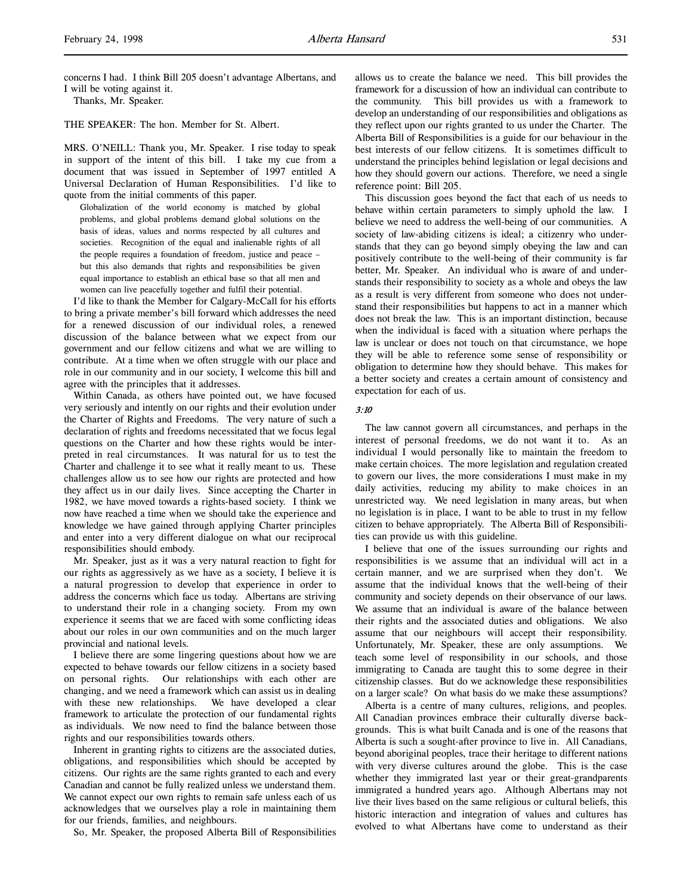concerns I had. I think Bill 205 doesn't advantage Albertans, and I will be voting against it.

Thanks, Mr. Speaker.

THE SPEAKER: The hon. Member for St. Albert.

MRS. O'NEILL: Thank you, Mr. Speaker. I rise today to speak in support of the intent of this bill. I take my cue from a document that was issued in September of 1997 entitled A Universal Declaration of Human Responsibilities. I'd like to quote from the initial comments of this paper.

> Globalization of the world economy is matched by global problems, and global problems demand global solutions on the basis of ideas, values and norms respected by all cultures and societies. Recognition of the equal and inalienable rights of all the people requires a foundation of freedom, justice and peace – but this also demands that rights and responsibilities be given equal importance to establish an ethical base so that all men and women can live peacefully together and fulfil their potential.

I'd like to thank the Member for Calgary-McCall for his efforts to bring a private member's bill forward which addresses the need for a renewed discussion of our individual roles, a renewed discussion of the balance between what we expect from our government and our fellow citizens and what we are willing to contribute. At a time when we often struggle with our place and role in our community and in our society, I welcome this bill and agree with the principles that it addresses.

Within Canada, as others have pointed out, we have focused very seriously and intently on our rights and their evolution under the Charter of Rights and Freedoms. The very nature of such a declaration of rights and freedoms necessitated that we focus legal questions on the Charter and how these rights would be interpreted in real circumstances. It was natural for us to test the Charter and challenge it to see what it really meant to us. These challenges allow us to see how our rights are protected and how they affect us in our daily lives. Since accepting the Charter in 1982, we have moved towards a rights-based society. I think we now have reached a time when we should take the experience and knowledge we have gained through applying Charter principles and enter into a very different dialogue on what our reciprocal responsibilities should embody.

Mr. Speaker, just as it was a very natural reaction to fight for our rights as aggressively as we have as a society, I believe it is a natural progression to develop that experience in order to address the concerns which face us today. Albertans are striving to understand their role in a changing society. From my own experience it seems that we are faced with some conflicting ideas about our roles in our own communities and on the much larger provincial and national levels.

I believe there are some lingering questions about how we are expected to behave towards our fellow citizens in a society based on personal rights. Our relationships with each other are changing, and we need a framework which can assist us in dealing with these new relationships. We have developed a clear framework to articulate the protection of our fundamental rights as individuals. We now need to find the balance between those rights and our responsibilities towards others.

Inherent in granting rights to citizens are the associated duties, obligations, and responsibilities which should be accepted by citizens. Our rights are the same rights granted to each and every Canadian and cannot be fully realized unless we understand them. We cannot expect our own rights to remain safe unless each of us acknowledges that we ourselves play a role in maintaining them for our friends, families, and neighbours.

So, Mr. Speaker, the proposed Alberta Bill of Responsibilities allows us to create the balance we need. This bill provides the framework for a discussion of how an individual can contribute to the community. This bill provides us with a framework to develop an understanding of our responsibilities and obligations as they reflect upon our rights granted to us under the Charter. The Alberta Bill of Responsibilities is a guide for our behaviour in the best interests of our fellow citizens. It is sometimes difficult to understand the principles behind legislation or legal decisions and how they should govern our actions. Therefore, we need a single reference point: Bill 205.

This discussion goes beyond the fact that each of us needs to behave within certain parameters to simply uphold the law. I believe we need to address the well-being of our communities. A society of law-abiding citizens is ideal; a citizenry who understands that they can go beyond simply obeying the law and can positively contribute to the well-being of their community is far better, Mr. Speaker. An individual who is aware of and understands their responsibility to society as a whole and obeys the law as a result is very different from someone who does not understand their responsibilities but happens to act in a manner which does not break the law. This is an important distinction, because when the individual is faced with a situation where perhaps the law is unclear or does not touch on that circumstance, we hope they will be able to reference some sense of responsibility or obligation to determine how they should behave. This makes for a better society and creates a certain amount of consistency and expectation for each of us.

*3:10*

The law cannot govern all circumstances, and perhaps in the interest of personal freedoms, we do not want it to. As an individual I would personally like to maintain the freedom to make certain choices. The more legislation and regulation created to govern our lives, the more considerations I must make in my daily activities, reducing my ability to make choices in an unrestricted way. We need legislation in many areas, but when no legislation is in place, I want to be able to trust in my fellow citizen to behave appropriately. The Alberta Bill of Responsibilities can provide us with this guideline.

I believe that one of the issues surrounding our rights and responsibilities is we assume that an individual will act in a certain manner, and we are surprised when they don't. We assume that the individual knows that the well-being of their community and society depends on their observance of our laws. We assume that an individual is aware of the balance between their rights and the associated duties and obligations. We also assume that our neighbours will accept their responsibility. Unfortunately, Mr. Speaker, these are only assumptions. We teach some level of responsibility in our schools, and those immigrating to Canada are taught this to some degree in their citizenship classes. But do we acknowledge these responsibilities on a larger scale? On what basis do we make these assumptions?

Alberta is a centre of many cultures, religions, and peoples. All Canadian provinces embrace their culturally diverse backgrounds. This is what built Canada and is one of the reasons that Alberta is such a sought-after province to live in. All Canadians, beyond aboriginal peoples, trace their heritage to different nations with very diverse cultures around the globe. This is the case whether they immigrated last year or their great-grandparents immigrated a hundred years ago. Although Albertans may not live their lives based on the same religious or cultural beliefs, this historic interaction and integration of values and cultures has evolved to what Albertans have come to understand as their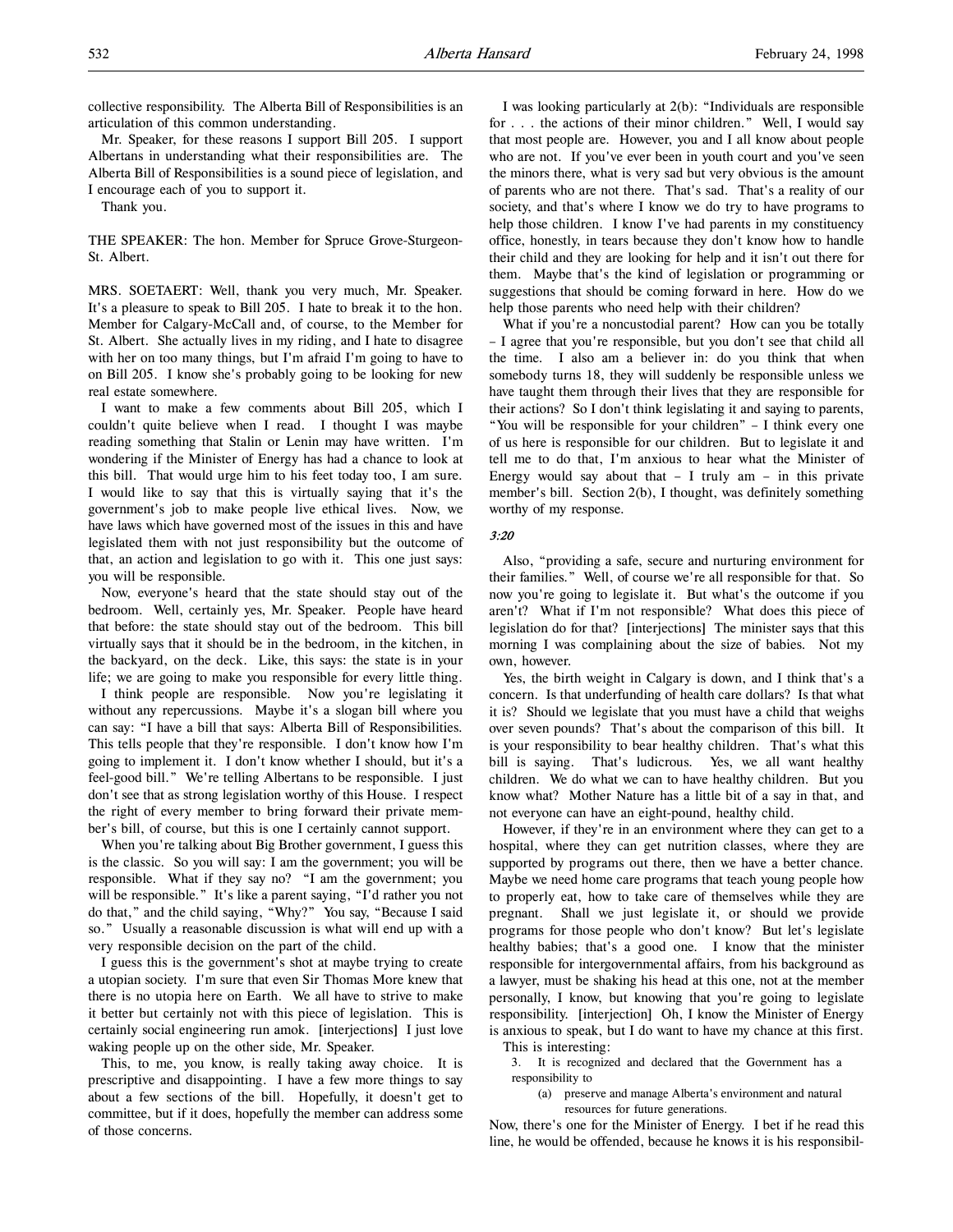collective responsibility. The Alberta Bill of Responsibilities is an articulation of this common understanding.

Mr. Speaker, for these reasons I support Bill 205. I support Albertans in understanding what their responsibilities are. The Alberta Bill of Responsibilities is a sound piece of legislation, and I encourage each of you to support it.

Thank you.

THE SPEAKER: The hon. Member for Spruce Grove-Sturgeon-St. Albert.

MRS. SOETAERT: Well, thank you very much, Mr. Speaker. It's a pleasure to speak to Bill 205. I hate to break it to the hon. Member for Calgary-McCall and, of course, to the Member for St. Albert. She actually lives in my riding, and I hate to disagree with her on too many things, but I'm afraid I'm going to have to on Bill 205. I know she's probably going to be looking for new real estate somewhere.

I want to make a few comments about Bill 205, which I couldn't quite believe when I read. I thought I was maybe reading something that Stalin or Lenin may have written. I'm wondering if the Minister of Energy has had a chance to look at this bill. That would urge him to his feet today too, I am sure. I would like to say that this is virtually saying that it's the government's job to make people live ethical lives. Now, we have laws which have governed most of the issues in this and have legislated them with not just responsibility but the outcome of that, an action and legislation to go with it. This one just says: you will be responsible.

Now, everyone's heard that the state should stay out of the bedroom. Well, certainly yes, Mr. Speaker. People have heard that before: the state should stay out of the bedroom. This bill virtually says that it should be in the bedroom, in the kitchen, in the backyard, on the deck. Like, this says: the state is in your life; we are going to make you responsible for every little thing.

I think people are responsible. Now you're legislating it without any repercussions. Maybe it's a slogan bill where you can say: "I have a bill that says: Alberta Bill of Responsibilities. This tells people that they're responsible. I don't know how I'm going to implement it. I don't know whether I should, but it's a feel-good bill." We're telling Albertans to be responsible. I just don't see that as strong legislation worthy of this House. I respect the right of every member to bring forward their private member's bill, of course, but this is one I certainly cannot support.

When you're talking about Big Brother government, I guess this is the classic. So you will say: I am the government; you will be responsible. What if they say no? "I am the government; you will be responsible." It's like a parent saying, "I'd rather you not do that," and the child saying, "Why?" You say, "Because I said so." Usually a reasonable discussion is what will end up with a very responsible decision on the part of the child.

I guess this is the government's shot at maybe trying to create a utopian society. I'm sure that even Sir Thomas More knew that there is no utopia here on Earth. We all have to strive to make it better but certainly not with this piece of legislation. This is certainly social engineering run amok. [interjections] I just love waking people up on the other side, Mr. Speaker.

This, to me, you know, is really taking away choice. It is prescriptive and disappointing. I have a few more things to say about a few sections of the bill. Hopefully, it doesn't get to committee, but if it does, hopefully the member can address some of those concerns.

I was looking particularly at 2(b): "Individuals are responsible for . . . the actions of their minor children." Well, I would say that most people are. However, you and I all know about people who are not. If you've ever been in youth court and you've seen the minors there, what is very sad but very obvious is the amount of parents who are not there. That's sad. That's a reality of our society, and that's where I know we do try to have programs to help those children. I know I've had parents in my constituency office, honestly, in tears because they don't know how to handle their child and they are looking for help and it isn't out there for them. Maybe that's the kind of legislation or programming or suggestions that should be coming forward in here. How do we help those parents who need help with their children?

What if you're a noncustodial parent? How can you be totally – I agree that you're responsible, but you don't see that child all the time. I also am a believer in: do you think that when somebody turns 18, they will suddenly be responsible unless we have taught them through their lives that they are responsible for their actions? So I don't think legislating it and saying to parents, "You will be responsible for your children" – I think every one of us here is responsible for our children. But to legislate it and tell me to do that, I'm anxious to hear what the Minister of Energy would say about that – I truly am – in this private member's bill. Section 2(b), I thought, was definitely something worthy of my response.

*3:20*

Also, "providing a safe, secure and nurturing environment for their families." Well, of course we're all responsible for that. So now you're going to legislate it. But what's the outcome if you aren't? What if I'm not responsible? What does this piece of legislation do for that? [interjections] The minister says that this morning I was complaining about the size of babies. Not my own, however.

Yes, the birth weight in Calgary is down, and I think that's a concern. Is that underfunding of health care dollars? Is that what it is? Should we legislate that you must have a child that weighs over seven pounds? That's about the comparison of this bill. It is your responsibility to bear healthy children. That's what this bill is saying. That's ludicrous. Yes, we all want healthy children. We do what we can to have healthy children. But you know what? Mother Nature has a little bit of a say in that, and not everyone can have an eight-pound, healthy child.

However, if they're in an environment where they can get to a hospital, where they can get nutrition classes, where they are supported by programs out there, then we have a better chance. Maybe we need home care programs that teach young people how to properly eat, how to take care of themselves while they are pregnant. Shall we just legislate it, or should we provide programs for those people who don't know? But let's legislate healthy babies; that's a good one. I know that the minister responsible for intergovernmental affairs, from his background as a lawyer, must be shaking his head at this one, not at the member personally, I know, but knowing that you're going to legislate responsibility. [interjection] Oh, I know the Minister of Energy is anxious to speak, but I do want to have my chance at this first.

This is interesting:

> 3. It is recognized and declared that the Government has a responsibility to
>
> (a) preserve and manage Alberta's environment and natural resources for future generations.

Now, there's one for the Minister of Energy. I bet if he read this line, he would be offended, because he knows it is his responsibil-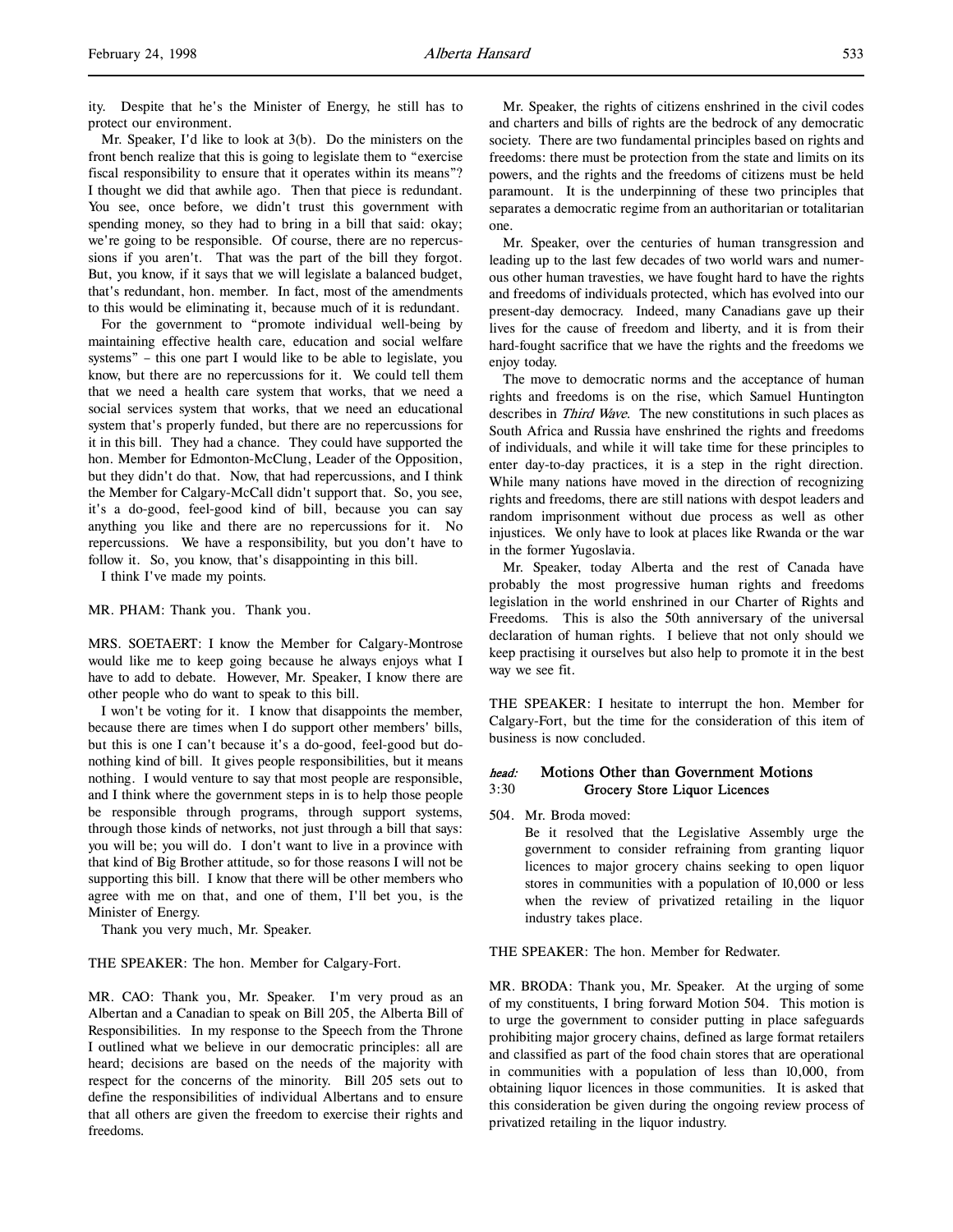ity. Despite that he's the Minister of Energy, he still has to protect our environment.

Mr. Speaker, I'd like to look at 3(b). Do the ministers on the front bench realize that this is going to legislate them to "exercise fiscal responsibility to ensure that it operates within its means"? I thought we did that awhile ago. Then that piece is redundant. You see, once before, we didn't trust this government with spending money, so they had to bring in a bill that said: okay; we're going to be responsible. Of course, there are no repercussions if you aren't. That was the part of the bill they forgot. But, you know, if it says that we will legislate a balanced budget, that's redundant, hon. member. In fact, most of the amendments to this would be eliminating it, because much of it is redundant.

For the government to "promote individual well-being by maintaining effective health care, education and social welfare systems" – this one part I would like to be able to legislate, you know, but there are no repercussions for it. We could tell them that we need a health care system that works, that we need a social services system that works, that we need an educational system that's properly funded, but there are no repercussions for it in this bill. They had a chance. They could have supported the hon. Member for Edmonton-McClung, Leader of the Opposition, but they didn't do that. Now, that had repercussions, and I think the Member for Calgary-McCall didn't support that. So, you see, it's a do-good, feel-good kind of bill, because you can say anything you like and there are no repercussions for it. No repercussions. We have a responsibility, but you don't have to follow it. So, you know, that's disappointing in this bill.

I think I've made my points.

MR. PHAM: Thank you. Thank you.

MRS. SOETAERT: I know the Member for Calgary-Montrose would like me to keep going because he always enjoys what I have to add to debate. However, Mr. Speaker, I know there are other people who do want to speak to this bill.

I won't be voting for it. I know that disappoints the member, because there are times when I do support other members' bills, but this is one I can't because it's a do-good, feel-good but do-nothing kind of bill. It gives people responsibilities, but it means nothing. I would venture to say that most people are responsible, and I think where the government steps in is to help those people be responsible through programs, through support systems, through those kinds of networks, not just through a bill that says: you will be; you will do. I don't want to live in a province with that kind of Big Brother attitude, so for those reasons I will not be supporting this bill. I know that there will be other members who agree with me on that, and one of them, I'll bet you, is the Minister of Energy.

Thank you very much, Mr. Speaker.

THE SPEAKER: The hon. Member for Calgary-Fort.

MR. CAO: Thank you, Mr. Speaker. I'm very proud as an Albertan and a Canadian to speak on Bill 205, the Alberta Bill of Responsibilities. In my response to the Speech from the Throne I outlined what we believe in our democratic principles: all are heard; decisions are based on the needs of the majority with respect for the concerns of the minority. Bill 205 sets out to define the responsibilities of individual Albertans and to ensure that all others are given the freedom to exercise their rights and freedoms.

Mr. Speaker, the rights of citizens enshrined in the civil codes and charters and bills of rights are the bedrock of any democratic society. There are two fundamental principles based on rights and freedoms: there must be protection from the state and limits on its powers, and the rights and the freedoms of citizens must be held paramount. It is the underpinning of these two principles that separates a democratic regime from an authoritarian or totalitarian one.

Mr. Speaker, over the centuries of human transgression and leading up to the last few decades of two world wars and numerous other human travesties, we have fought hard to have the rights and freedoms of individuals protected, which has evolved into our present-day democracy. Indeed, many Canadians gave up their lives for the cause of freedom and liberty, and it is from their hard-fought sacrifice that we have the rights and the freedoms we enjoy today.

The move to democratic norms and the acceptance of human rights and freedoms is on the rise, which Samuel Huntington describes in *Third Wave*. The new constitutions in such places as South Africa and Russia have enshrined the rights and freedoms of individuals, and while it will take time for these principles to enter day-to-day practices, it is a step in the right direction. While many nations have moved in the direction of recognizing rights and freedoms, there are still nations with despot leaders and random imprisonment without due process as well as other injustices. We only have to look at places like Rwanda or the war in the former Yugoslavia.

Mr. Speaker, today Alberta and the rest of Canada have probably the most progressive human rights and freedoms legislation in the world enshrined in our Charter of Rights and Freedoms. This is also the 50th anniversary of the universal declaration of human rights. I believe that not only should we keep practising it ourselves but also help to promote it in the best way we see fit.

THE SPEAKER: I hesitate to interrupt the hon. Member for Calgary-Fort, but the time for the consideration of this item of business is now concluded.

## *head:* Motions Other than Government Motions

3:30

### Grocery Store Liquor Licences

504. Mr. Broda moved:

Be it resolved that the Legislative Assembly urge the government to consider refraining from granting liquor licences to major grocery chains seeking to open liquor stores in communities with a population of 10,000 or less when the review of privatized retailing in the liquor industry takes place.

THE SPEAKER: The hon. Member for Redwater.

MR. BRODA: Thank you, Mr. Speaker. At the urging of some of my constituents, I bring forward Motion 504. This motion is to urge the government to consider putting in place safeguards prohibiting major grocery chains, defined as large format retailers and classified as part of the food chain stores that are operational in communities with a population of less than 10,000, from obtaining liquor licences in those communities. It is asked that this consideration be given during the ongoing review process of privatized retailing in the liquor industry.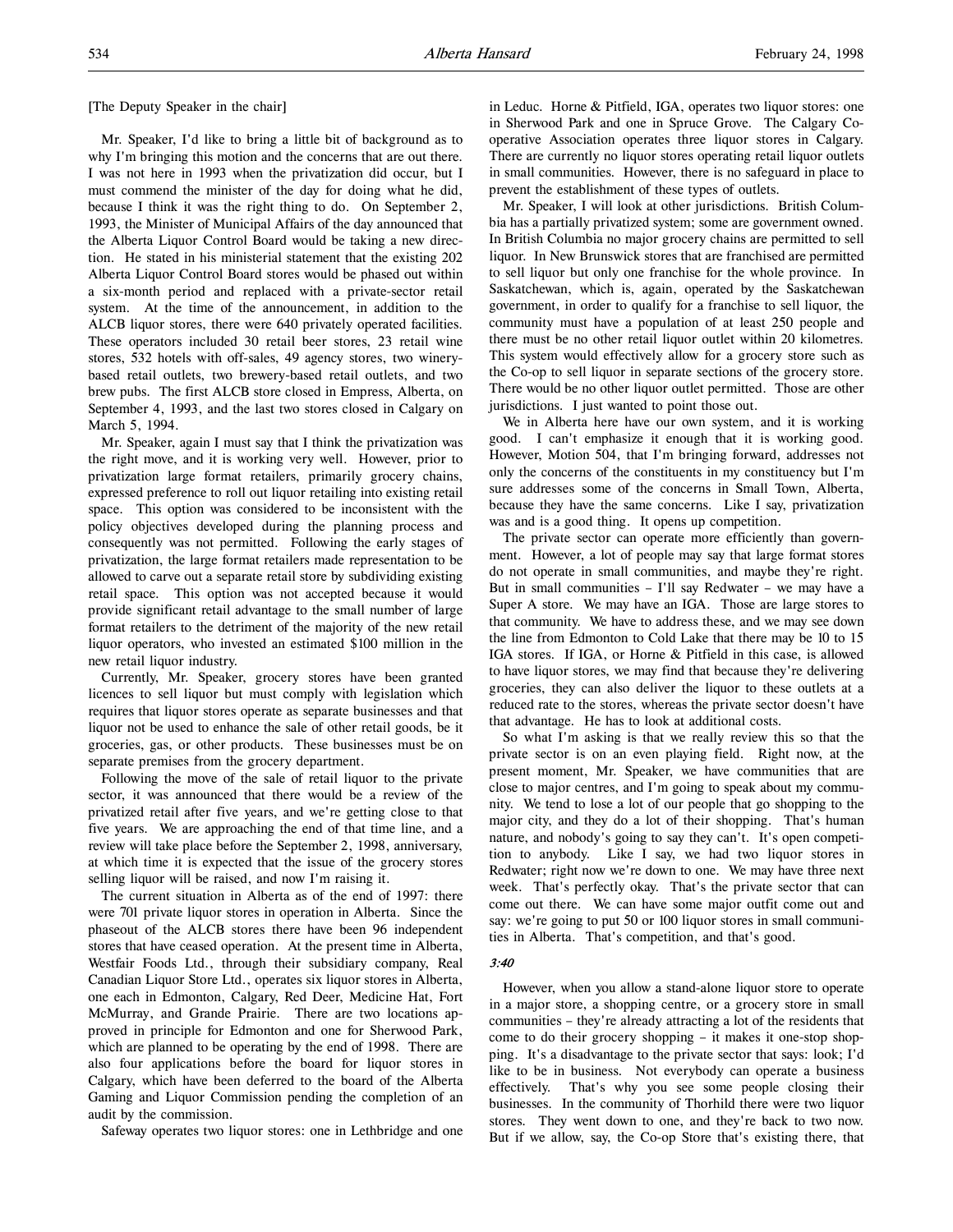[The Deputy Speaker in the chair]

Mr. Speaker, I'd like to bring a little bit of background as to why I'm bringing this motion and the concerns that are out there. I was not here in 1993 when the privatization did occur, but I must commend the minister of the day for doing what he did, because I think it was the right thing to do. On September 2, 1993, the Minister of Municipal Affairs of the day announced that the Alberta Liquor Control Board would be taking a new direction. He stated in his ministerial statement that the existing 202 Alberta Liquor Control Board stores would be phased out within a six-month period and replaced with a private-sector retail system. At the time of the announcement, in addition to the ALCB liquor stores, there were 640 privately operated facilities. These operators included 30 retail beer stores, 23 retail wine stores, 532 hotels with off-sales, 49 agency stores, two winery-based retail outlets, two brewery-based retail outlets, and two brew pubs. The first ALCB store closed in Empress, Alberta, on September 4, 1993, and the last two stores closed in Calgary on March 5, 1994.

Mr. Speaker, again I must say that I think the privatization was the right move, and it is working very well. However, prior to privatization large format retailers, primarily grocery chains, expressed preference to roll out liquor retailing into existing retail space. This option was considered to be inconsistent with the policy objectives developed during the planning process and consequently was not permitted. Following the early stages of privatization, the large format retailers made representation to be allowed to carve out a separate retail store by subdividing existing retail space. This option was not accepted because it would provide significant retail advantage to the small number of large format retailers to the detriment of the majority of the new retail liquor operators, who invested an estimated $100 million in the new retail liquor industry.

Currently, Mr. Speaker, grocery stores have been granted licences to sell liquor but must comply with legislation which requires that liquor stores operate as separate businesses and that liquor not be used to enhance the sale of other retail goods, be it groceries, gas, or other products. These businesses must be on separate premises from the grocery department.

Following the move of the sale of retail liquor to the private sector, it was announced that there would be a review of the privatized retail after five years, and we're getting close to that five years. We are approaching the end of that time line, and a review will take place before the September 2, 1998, anniversary, at which time it is expected that the issue of the grocery stores selling liquor will be raised, and now I'm raising it.

The current situation in Alberta as of the end of 1997: there were 701 private liquor stores in operation in Alberta. Since the phaseout of the ALCB stores there have been 96 independent stores that have ceased operation. At the present time in Alberta, Westfair Foods Ltd., through their subsidiary company, Real Canadian Liquor Store Ltd., operates six liquor stores in Alberta, one each in Edmonton, Calgary, Red Deer, Medicine Hat, Fort McMurray, and Grande Prairie. There are two locations approved in principle for Edmonton and one for Sherwood Park, which are planned to be operating by the end of 1998. There are also four applications before the board for liquor stores in Calgary, which have been deferred to the board of the Alberta Gaming and Liquor Commission pending the completion of an audit by the commission.

Safeway operates two liquor stores: one in Lethbridge and one in Leduc. Horne & Pitfield, IGA, operates two liquor stores: one in Sherwood Park and one in Spruce Grove. The Calgary Cooperative Association operates three liquor stores in Calgary. There are currently no liquor stores operating retail liquor outlets in small communities. However, there is no safeguard in place to prevent the establishment of these types of outlets.

Mr. Speaker, I will look at other jurisdictions. British Columbia has a partially privatized system; some are government owned. In British Columbia no major grocery chains are permitted to sell liquor. In New Brunswick stores that are franchised are permitted to sell liquor but only one franchise for the whole province. In Saskatchewan, which is, again, operated by the Saskatchewan government, in order to qualify for a franchise to sell liquor, the community must have a population of at least 250 people and there must be no other retail liquor outlet within 20 kilometres. This system would effectively allow for a grocery store such as the Co-op to sell liquor in separate sections of the grocery store. There would be no other liquor outlet permitted. Those are other jurisdictions. I just wanted to point those out.

We in Alberta here have our own system, and it is working good. I can't emphasize it enough that it is working good. However, Motion 504, that I'm bringing forward, addresses not only the concerns of the constituents in my constituency but I'm sure addresses some of the concerns in Small Town, Alberta, because they have the same concerns. Like I say, privatization was and is a good thing. It opens up competition.

The private sector can operate more efficiently than government. However, a lot of people may say that large format stores do not operate in small communities, and maybe they're right. But in small communities – I'll say Redwater – we may have a Super A store. We may have an IGA. Those are large stores to that community. We have to address these, and we may see down the line from Edmonton to Cold Lake that there may be 10 to 15 IGA stores. If IGA, or Horne & Pitfield in this case, is allowed to have liquor stores, we may find that because they're delivering groceries, they can also deliver the liquor to these outlets at a reduced rate to the stores, whereas the private sector doesn't have that advantage. He has to look at additional costs.

So what I'm asking is that we really review this so that the private sector is on an even playing field. Right now, at the present moment, Mr. Speaker, we have communities that are close to major centres, and I'm going to speak about my community. We tend to lose a lot of our people that go shopping to the major city, and they do a lot of their shopping. That's human nature, and nobody's going to say they can't. It's open competition to anybody. Like I say, we had two liquor stores in Redwater; right now we're down to one. We may have three next week. That's perfectly okay. That's the private sector that can come out there. We can have some major outfit come out and say: we're going to put 50 or 100 liquor stores in small communities in Alberta. That's competition, and that's good.

*3:40*

However, when you allow a stand-alone liquor store to operate in a major store, a shopping centre, or a grocery store in small communities – they're already attracting a lot of the residents that come to do their grocery shopping – it makes it one-stop shopping. It's a disadvantage to the private sector that says: look; I'd like to be in business. Not everybody can operate a business effectively. That's why you see some people closing their businesses. In the community of Thorhild there were two liquor stores. They went down to one, and they're back to two now. But if we allow, say, the Co-op Store that's existing there, that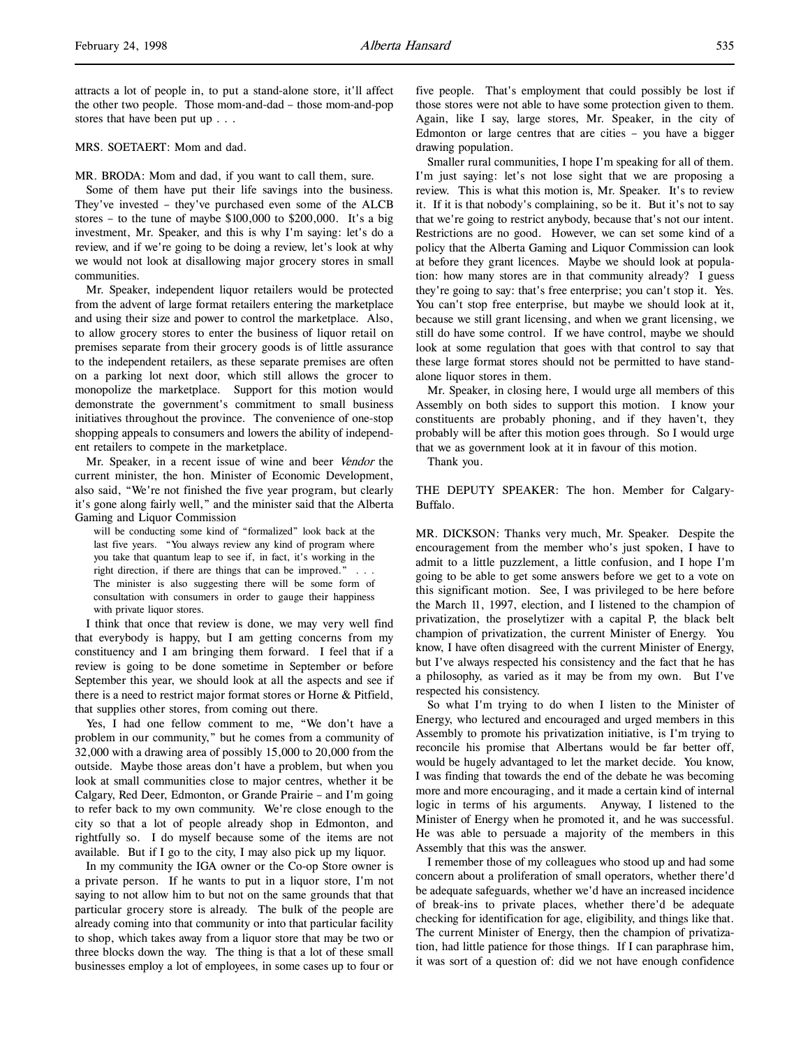attracts a lot of people in, to put a stand-alone store, it'll affect the other two people. Those mom-and-dad – those mom-and-pop stores that have been put up . . .

MRS. SOETAERT: Mom and dad.

MR. BRODA: Mom and dad, if you want to call them, sure.

Some of them have put their life savings into the business. They've invested – they've purchased even some of the ALCB stores – to the tune of maybe $100,000 to $200,000. It's a big investment, Mr. Speaker, and this is why I'm saying: let's do a review, and if we're going to be doing a review, let's look at why we would not look at disallowing major grocery stores in small communities.

Mr. Speaker, independent liquor retailers would be protected from the advent of large format retailers entering the marketplace and using their size and power to control the marketplace. Also, to allow grocery stores to enter the business of liquor retail on premises separate from their grocery goods is of little assurance to the independent retailers, as these separate premises are often on a parking lot next door, which still allows the grocer to monopolize the marketplace. Support for this motion would demonstrate the government's commitment to small business initiatives throughout the province. The convenience of one-stop shopping appeals to consumers and lowers the ability of independent retailers to compete in the marketplace.

Mr. Speaker, in a recent issue of wine and beer *Vendor* the current minister, the hon. Minister of Economic Development, also said, "We're not finished the five year program, but clearly it's gone along fairly well," and the minister said that the Alberta Gaming and Liquor Commission

> will be conducting some kind of "formalized" look back at the last five years. "You always review any kind of program where you take that quantum leap to see if, in fact, it's working in the right direction, if there are things that can be improved." . . . The minister is also suggesting there will be some form of consultation with consumers in order to gauge their happiness with private liquor stores.

I think that once that review is done, we may very well find that everybody is happy, but I am getting concerns from my constituency and I am bringing them forward. I feel that if a review is going to be done sometime in September or before September this year, we should look at all the aspects and see if there is a need to restrict major format stores or Horne & Pitfield, that supplies other stores, from coming out there.

Yes, I had one fellow comment to me, "We don't have a problem in our community," but he comes from a community of 32,000 with a drawing area of possibly 15,000 to 20,000 from the outside. Maybe those areas don't have a problem, but when you look at small communities close to major centres, whether it be Calgary, Red Deer, Edmonton, or Grande Prairie – and I'm going to refer back to my own community. We're close enough to the city so that a lot of people already shop in Edmonton, and rightfully so. I do myself because some of the items are not available. But if I go to the city, I may also pick up my liquor.

In my community the IGA owner or the Co-op Store owner is a private person. If he wants to put in a liquor store, I'm not saying to not allow him to but not on the same grounds that that particular grocery store is already. The bulk of the people are already coming into that community or into that particular facility to shop, which takes away from a liquor store that may be two or three blocks down the way. The thing is that a lot of these small businesses employ a lot of employees, in some cases up to four or five people. That's employment that could possibly be lost if those stores were not able to have some protection given to them. Again, like I say, large stores, Mr. Speaker, in the city of Edmonton or large centres that are cities – you have a bigger drawing population.

Smaller rural communities, I hope I'm speaking for all of them. I'm just saying: let's not lose sight that we are proposing a review. This is what this motion is, Mr. Speaker. It's to review it. If it is that nobody's complaining, so be it. But it's not to say that we're going to restrict anybody, because that's not our intent. Restrictions are no good. However, we can set some kind of a policy that the Alberta Gaming and Liquor Commission can look at before they grant licences. Maybe we should look at population: how many stores are in that community already? I guess they're going to say: that's free enterprise; you can't stop it. Yes. You can't stop free enterprise, but maybe we should look at it, because we still grant licensing, and when we grant licensing, we still do have some control. If we have control, maybe we should look at some regulation that goes with that control to say that these large format stores should not be permitted to have stand-alone liquor stores in them.

Mr. Speaker, in closing here, I would urge all members of this Assembly on both sides to support this motion. I know your constituents are probably phoning, and if they haven't, they probably will be after this motion goes through. So I would urge that we as government look at it in favour of this motion.

Thank you.

THE DEPUTY SPEAKER: The hon. Member for Calgary-Buffalo.

MR. DICKSON: Thanks very much, Mr. Speaker. Despite the encouragement from the member who's just spoken, I have to admit to a little puzzlement, a little confusion, and I hope I'm going to be able to get some answers before we get to a vote on this significant motion. See, I was privileged to be here before the March 11, 1997, election, and I listened to the champion of privatization, the proselytizer with a capital P, the black belt champion of privatization, the current Minister of Energy. You know, I have often disagreed with the current Minister of Energy, but I've always respected his consistency and the fact that he has a philosophy, as varied as it may be from my own. But I've respected his consistency.

So what I'm trying to do when I listen to the Minister of Energy, who lectured and encouraged and urged members in this Assembly to promote his privatization initiative, is I'm trying to reconcile his promise that Albertans would be far better off, would be hugely advantaged to let the market decide. You know, I was finding that towards the end of the debate he was becoming more and more encouraging, and it made a certain kind of internal logic in terms of his arguments. Anyway, I listened to the Minister of Energy when he promoted it, and he was successful. He was able to persuade a majority of the members in this Assembly that this was the answer.

I remember those of my colleagues who stood up and had some concern about a proliferation of small operators, whether there'd be adequate safeguards, whether we'd have an increased incidence of break-ins to private places, whether there'd be adequate checking for identification for age, eligibility, and things like that. The current Minister of Energy, then the champion of privatization, had little patience for those things. If I can paraphrase him, it was sort of a question of: did we not have enough confidence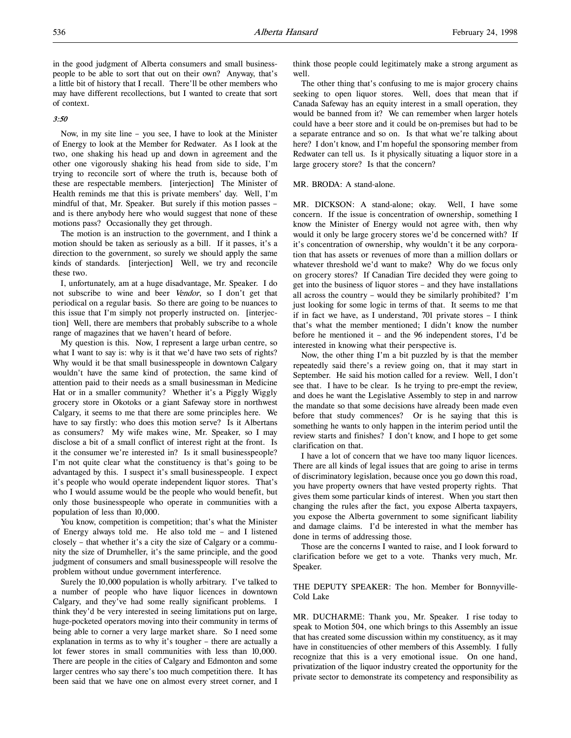in the good judgment of Alberta consumers and small business-people to be able to sort that out on their own? Anyway, that's a little bit of history that I recall. There'll be other members who may have different recollections, but I wanted to create that sort of context.

*3:50*

Now, in my site line – you see, I have to look at the Minister of Energy to look at the Member for Redwater. As I look at the two, one shaking his head up and down in agreement and the other one vigorously shaking his head from side to side, I'm trying to reconcile sort of where the truth is, because both of these are respectable members. [interjection] The Minister of Health reminds me that this is private members' day. Well, I'm mindful of that, Mr. Speaker. But surely if this motion passes – and is there anybody here who would suggest that none of these motions pass? Occasionally they get through.

The motion is an instruction to the government, and I think a motion should be taken as seriously as a bill. If it passes, it's a direction to the government, so surely we should apply the same kinds of standards. [interjection] Well, we try and reconcile these two.

I, unfortunately, am at a huge disadvantage, Mr. Speaker. I do not subscribe to wine and beer *Vendor*, so I don't get that periodical on a regular basis. So there are going to be nuances to this issue that I'm simply not properly instructed on. [interjection] Well, there are members that probably subscribe to a whole range of magazines that we haven't heard of before.

My question is this. Now, I represent a large urban centre, so what I want to say is: why is it that we'd have two sets of rights? Why would it be that small businesspeople in downtown Calgary wouldn't have the same kind of protection, the same kind of attention paid to their needs as a small businessman in Medicine Hat or in a smaller community? Whether it's a Piggly Wiggly grocery store in Okotoks or a giant Safeway store in northwest Calgary, it seems to me that there are some principles here. We have to say firstly: who does this motion serve? Is it Albertans as consumers? My wife makes wine, Mr. Speaker, so I may disclose a bit of a small conflict of interest right at the front. Is it the consumer we're interested in? Is it small businesspeople? I'm not quite clear what the constituency is that's going to be advantaged by this. I suspect it's small businesspeople. I expect it's people who would operate independent liquor stores. That's who I would assume would be the people who would benefit, but only those businesspeople who operate in communities with a population of less than 10,000.

You know, competition is competition; that's what the Minister of Energy always told me. He also told me – and I listened closely – that whether it's a city the size of Calgary or a community the size of Drumheller, it's the same principle, and the good judgment of consumers and small businesspeople will resolve the problem without undue government interference.

Surely the 10,000 population is wholly arbitrary. I've talked to a number of people who have liquor licences in downtown Calgary, and they've had some really significant problems. I think they'd be very interested in seeing limitations put on large, huge-pocketed operators moving into their community in terms of being able to corner a very large market share. So I need some explanation in terms as to why it's tougher – there are actually a lot fewer stores in small communities with less than 10,000. There are people in the cities of Calgary and Edmonton and some larger centres who say there's too much competition there. It has been said that we have one on almost every street corner, and I think those people could legitimately make a strong argument as well.

The other thing that's confusing to me is major grocery chains seeking to open liquor stores. Well, does that mean that if Canada Safeway has an equity interest in a small operation, they would be banned from it? We can remember when larger hotels could have a beer store and it could be on-premises but had to be a separate entrance and so on. Is that what we're talking about here? I don't know, and I'm hopeful the sponsoring member from Redwater can tell us. Is it physically situating a liquor store in a large grocery store? Is that the concern?

MR. BRODA: A stand-alone.

MR. DICKSON: A stand-alone; okay. Well, I have some concern. If the issue is concentration of ownership, something I know the Minister of Energy would not agree with, then why would it only be large grocery stores we'd be concerned with? If it's concentration of ownership, why wouldn't it be any corporation that has assets or revenues of more than a million dollars or whatever threshold we'd want to make? Why do we focus only on grocery stores? If Canadian Tire decided they were going to get into the business of liquor stores – and they have installations all across the country – would they be similarly prohibited? I'm just looking for some logic in terms of that. It seems to me that if in fact we have, as I understand, 701 private stores – I think that's what the member mentioned; I didn't know the number before he mentioned it – and the 96 independent stores, I'd be interested in knowing what their perspective is.

Now, the other thing I'm a bit puzzled by is that the member repeatedly said there's a review going on, that it may start in September. He said his motion called for a review. Well, I don't see that. I have to be clear. Is he trying to pre-empt the review, and does he want the Legislative Assembly to step in and narrow the mandate so that some decisions have already been made even before that study commences? Or is he saying that this is something he wants to only happen in the interim period until the review starts and finishes? I don't know, and I hope to get some clarification on that.

I have a lot of concern that we have too many liquor licences. There are all kinds of legal issues that are going to arise in terms of discriminatory legislation, because once you go down this road, you have property owners that have vested property rights. That gives them some particular kinds of interest. When you start then changing the rules after the fact, you expose Alberta taxpayers, you expose the Alberta government to some significant liability and damage claims. I'd be interested in what the member has done in terms of addressing those.

Those are the concerns I wanted to raise, and I look forward to clarification before we get to a vote. Thanks very much, Mr. Speaker.

THE DEPUTY SPEAKER: The hon. Member for Bonnyville-Cold Lake

MR. DUCHARME: Thank you, Mr. Speaker. I rise today to speak to Motion 504, one which brings to this Assembly an issue that has created some discussion within my constituency, as it may have in constituencies of other members of this Assembly. I fully recognize that this is a very emotional issue. On one hand, privatization of the liquor industry created the opportunity for the private sector to demonstrate its competency and responsibility as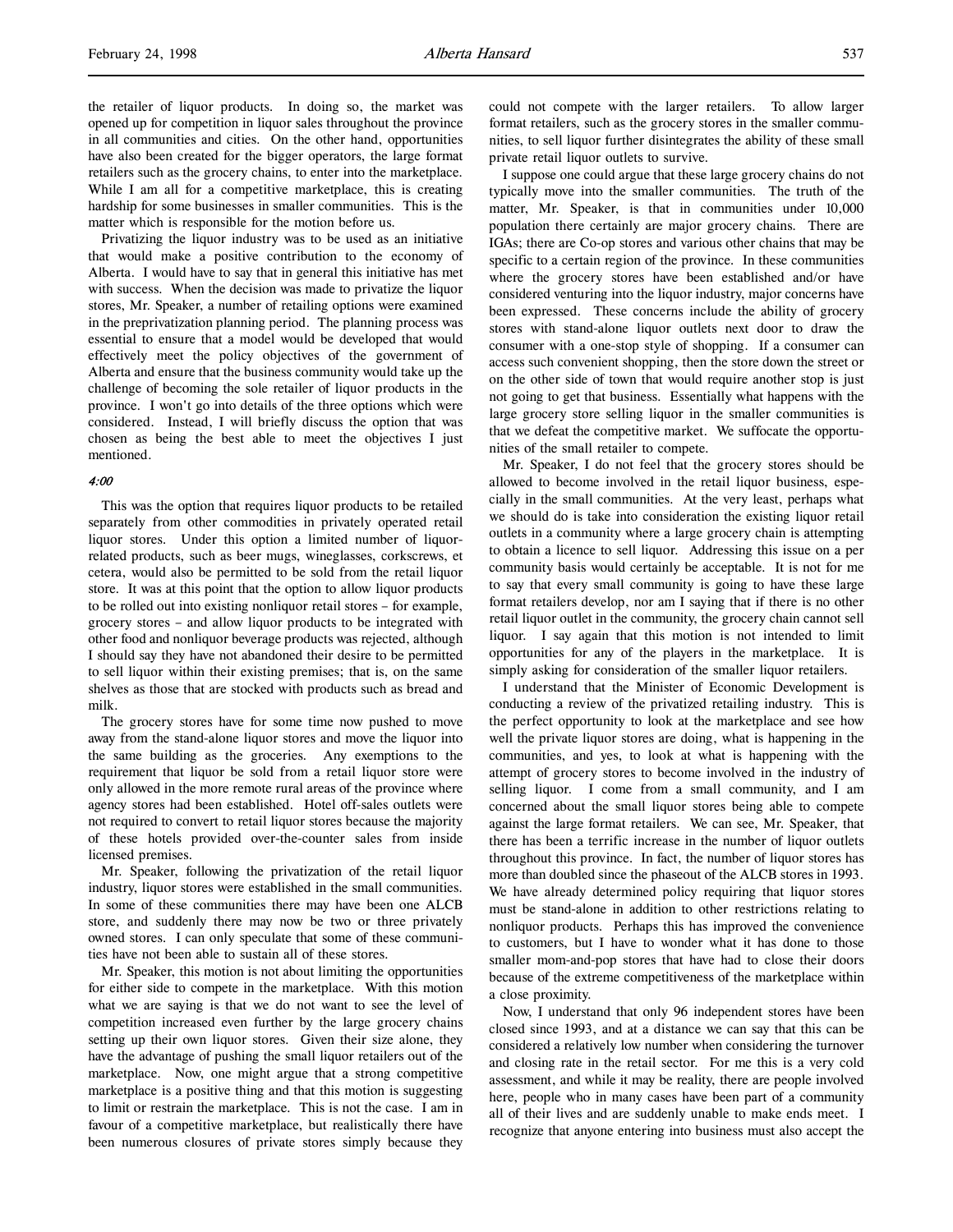the retailer of liquor products. In doing so, the market was opened up for competition in liquor sales throughout the province in all communities and cities. On the other hand, opportunities have also been created for the bigger operators, the large format retailers such as the grocery chains, to enter into the marketplace. While I am all for a competitive marketplace, this is creating hardship for some businesses in smaller communities. This is the matter which is responsible for the motion before us.

Privatizing the liquor industry was to be used as an initiative that would make a positive contribution to the economy of Alberta. I would have to say that in general this initiative has met with success. When the decision was made to privatize the liquor stores, Mr. Speaker, a number of retailing options were examined in the preprivatization planning period. The planning process was essential to ensure that a model would be developed that would effectively meet the policy objectives of the government of Alberta and ensure that the business community would take up the challenge of becoming the sole retailer of liquor products in the province. I won't go into details of the three options which were considered. Instead, I will briefly discuss the option that was chosen as being the best able to meet the objectives I just mentioned.

*4:00*

This was the option that requires liquor products to be retailed separately from other commodities in privately operated retail liquor stores. Under this option a limited number of liquor-related products, such as beer mugs, wineglasses, corkscrews, et cetera, would also be permitted to be sold from the retail liquor store. It was at this point that the option to allow liquor products to be rolled out into existing nonliquor retail stores – for example, grocery stores – and allow liquor products to be integrated with other food and nonliquor beverage products was rejected, although I should say they have not abandoned their desire to be permitted to sell liquor within their existing premises; that is, on the same shelves as those that are stocked with products such as bread and milk.

The grocery stores have for some time now pushed to move away from the stand-alone liquor stores and move the liquor into the same building as the groceries. Any exemptions to the requirement that liquor be sold from a retail liquor store were only allowed in the more remote rural areas of the province where agency stores had been established. Hotel off-sales outlets were not required to convert to retail liquor stores because the majority of these hotels provided over-the-counter sales from inside licensed premises.

Mr. Speaker, following the privatization of the retail liquor industry, liquor stores were established in the small communities. In some of these communities there may have been one ALCB store, and suddenly there may now be two or three privately owned stores. I can only speculate that some of these communities have not been able to sustain all of these stores.

Mr. Speaker, this motion is not about limiting the opportunities for either side to compete in the marketplace. With this motion what we are saying is that we do not want to see the level of competition increased even further by the large grocery chains setting up their own liquor stores. Given their size alone, they have the advantage of pushing the small liquor retailers out of the marketplace. Now, one might argue that a strong competitive marketplace is a positive thing and that this motion is suggesting to limit or restrain the marketplace. This is not the case. I am in favour of a competitive marketplace, but realistically there have been numerous closures of private stores simply because they could not compete with the larger retailers. To allow larger format retailers, such as the grocery stores in the smaller communities, to sell liquor further disintegrates the ability of these small private retail liquor outlets to survive.

I suppose one could argue that these large grocery chains do not typically move into the smaller communities. The truth of the matter, Mr. Speaker, is that in communities under 10,000 population there certainly are major grocery chains. There are IGAs; there are Co-op stores and various other chains that may be specific to a certain region of the province. In these communities where the grocery stores have been established and/or have considered venturing into the liquor industry, major concerns have been expressed. These concerns include the ability of grocery stores with stand-alone liquor outlets next door to draw the consumer with a one-stop style of shopping. If a consumer can access such convenient shopping, then the store down the street or on the other side of town that would require another stop is just not going to get that business. Essentially what happens with the large grocery store selling liquor in the smaller communities is that we defeat the competitive market. We suffocate the opportunities of the small retailer to compete.

Mr. Speaker, I do not feel that the grocery stores should be allowed to become involved in the retail liquor business, especially in the small communities. At the very least, perhaps what we should do is take into consideration the existing liquor retail outlets in a community where a large grocery chain is attempting to obtain a licence to sell liquor. Addressing this issue on a per community basis would certainly be acceptable. It is not for me to say that every small community is going to have these large format retailers develop, nor am I saying that if there is no other retail liquor outlet in the community, the grocery chain cannot sell liquor. I say again that this motion is not intended to limit opportunities for any of the players in the marketplace. It is simply asking for consideration of the smaller liquor retailers.

I understand that the Minister of Economic Development is conducting a review of the privatized retailing industry. This is the perfect opportunity to look at the marketplace and see how well the private liquor stores are doing, what is happening in the communities, and yes, to look at what is happening with the attempt of grocery stores to become involved in the industry of selling liquor. I come from a small community, and I am concerned about the small liquor stores being able to compete against the large format retailers. We can see, Mr. Speaker, that there has been a terrific increase in the number of liquor outlets throughout this province. In fact, the number of liquor stores has more than doubled since the phaseout of the ALCB stores in 1993. We have already determined policy requiring that liquor stores must be stand-alone in addition to other restrictions relating to nonliquor products. Perhaps this has improved the convenience to customers, but I have to wonder what it has done to those smaller mom-and-pop stores that have had to close their doors because of the extreme competitiveness of the marketplace within a close proximity.

Now, I understand that only 96 independent stores have been closed since 1993, and at a distance we can say that this can be considered a relatively low number when considering the turnover and closing rate in the retail sector. For me this is a very cold assessment, and while it may be reality, there are people involved here, people who in many cases have been part of a community all of their lives and are suddenly unable to make ends meet. I recognize that anyone entering into business must also accept the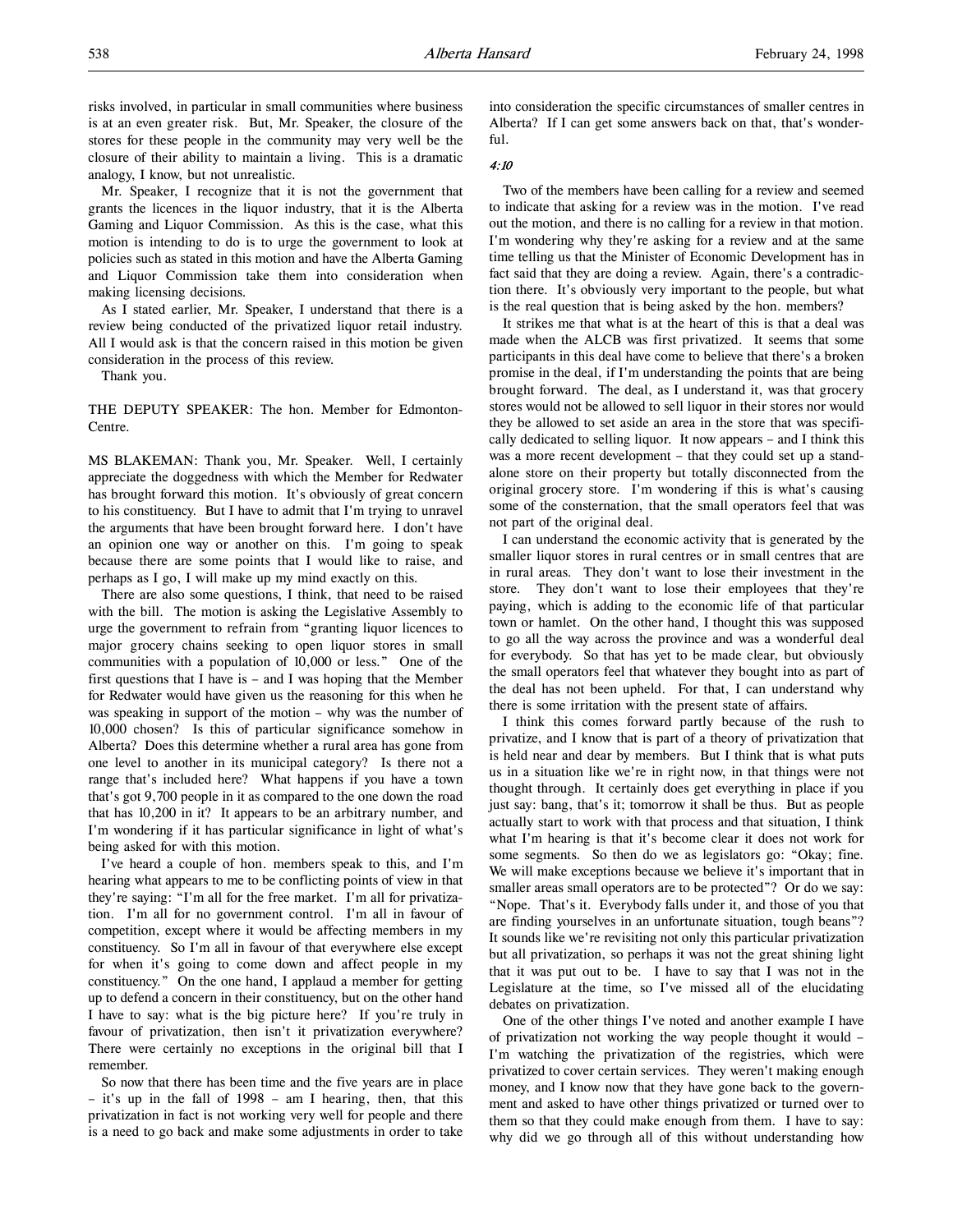risks involved, in particular in small communities where business is at an even greater risk. But, Mr. Speaker, the closure of the stores for these people in the community may very well be the closure of their ability to maintain a living. This is a dramatic analogy, I know, but not unrealistic.

Mr. Speaker, I recognize that it is not the government that grants the licences in the liquor industry, that it is the Alberta Gaming and Liquor Commission. As this is the case, what this motion is intending to do is to urge the government to look at policies such as stated in this motion and have the Alberta Gaming and Liquor Commission take them into consideration when making licensing decisions.

As I stated earlier, Mr. Speaker, I understand that there is a review being conducted of the privatized liquor retail industry. All I would ask is that the concern raised in this motion be given consideration in the process of this review.

Thank you.

THE DEPUTY SPEAKER: The hon. Member for Edmonton-Centre.

MS BLAKEMAN: Thank you, Mr. Speaker. Well, I certainly appreciate the doggedness with which the Member for Redwater has brought forward this motion. It's obviously of great concern to his constituency. But I have to admit that I'm trying to unravel the arguments that have been brought forward here. I don't have an opinion one way or another on this. I'm going to speak because there are some points that I would like to raise, and perhaps as I go, I will make up my mind exactly on this.

There are also some questions, I think, that need to be raised with the bill. The motion is asking the Legislative Assembly to urge the government to refrain from "granting liquor licences to major grocery chains seeking to open liquor stores in small communities with a population of 10,000 or less." One of the first questions that I have is – and I was hoping that the Member for Redwater would have given us the reasoning for this when he was speaking in support of the motion – why was the number of 10,000 chosen? Is this of particular significance somehow in Alberta? Does this determine whether a rural area has gone from one level to another in its municipal category? Is there not a range that's included here? What happens if you have a town that's got 9,700 people in it as compared to the one down the road that has 10,200 in it? It appears to be an arbitrary number, and I'm wondering if it has particular significance in light of what's being asked for with this motion.

I've heard a couple of hon. members speak to this, and I'm hearing what appears to me to be conflicting points of view in that they're saying: "I'm all for the free market. I'm all for privatization. I'm all for no government control. I'm all in favour of competition, except where it would be affecting members in my constituency. So I'm all in favour of that everywhere else except for when it's going to come down and affect people in my constituency." On the one hand, I applaud a member for getting up to defend a concern in their constituency, but on the other hand I have to say: what is the big picture here? If you're truly in favour of privatization, then isn't it privatization everywhere? There were certainly no exceptions in the original bill that I remember.

So now that there has been time and the five years are in place – it's up in the fall of 1998 – am I hearing, then, that this privatization in fact is not working very well for people and there is a need to go back and make some adjustments in order to take into consideration the specific circumstances of smaller centres in Alberta? If I can get some answers back on that, that's wonderful.

*4:10*

Two of the members have been calling for a review and seemed to indicate that asking for a review was in the motion. I've read out the motion, and there is no calling for a review in that motion. I'm wondering why they're asking for a review and at the same time telling us that the Minister of Economic Development has in fact said that they are doing a review. Again, there's a contradiction there. It's obviously very important to the people, but what is the real question that is being asked by the hon. members?

It strikes me that what is at the heart of this is that a deal was made when the ALCB was first privatized. It seems that some participants in this deal have come to believe that there's a broken promise in the deal, if I'm understanding the points that are being brought forward. The deal, as I understand it, was that grocery stores would not be allowed to sell liquor in their stores nor would they be allowed to set aside an area in the store that was specifically dedicated to selling liquor. It now appears – and I think this was a more recent development – that they could set up a standalone store on their property but totally disconnected from the original grocery store. I'm wondering if this is what's causing some of the consternation, that the small operators feel that was not part of the original deal.

I can understand the economic activity that is generated by the smaller liquor stores in rural centres or in small centres that are in rural areas. They don't want to lose their investment in the store. They don't want to lose their employees that they're paying, which is adding to the economic life of that particular town or hamlet. On the other hand, I thought this was supposed to go all the way across the province and was a wonderful deal for everybody. So that has yet to be made clear, but obviously the small operators feel that whatever they bought into as part of the deal has not been upheld. For that, I can understand why there is some irritation with the present state of affairs.

I think this comes forward partly because of the rush to privatize, and I know that is part of a theory of privatization that is held near and dear by members. But I think that is what puts us in a situation like we're in right now, in that things were not thought through. It certainly does get everything in place if you just say: bang, that's it; tomorrow it shall be thus. But as people actually start to work with that process and that situation, I think what I'm hearing is that it's become clear it does not work for some segments. So then do we as legislators go: "Okay; fine. We will make exceptions because we believe it's important that in smaller areas small operators are to be protected"? Or do we say: "Nope. That's it. Everybody falls under it, and those of you that are finding yourselves in an unfortunate situation, tough beans"? It sounds like we're revisiting not only this particular privatization but all privatization, so perhaps it was not the great shining light that it was put out to be. I have to say that I was not in the Legislature at the time, so I've missed all of the elucidating debates on privatization.

One of the other things I've noted and another example I have of privatization not working the way people thought it would – I'm watching the privatization of the registries, which were privatized to cover certain services. They weren't making enough money, and I know now that they have gone back to the government and asked to have other things privatized or turned over to them so that they could make enough from them. I have to say: why did we go through all of this without understanding how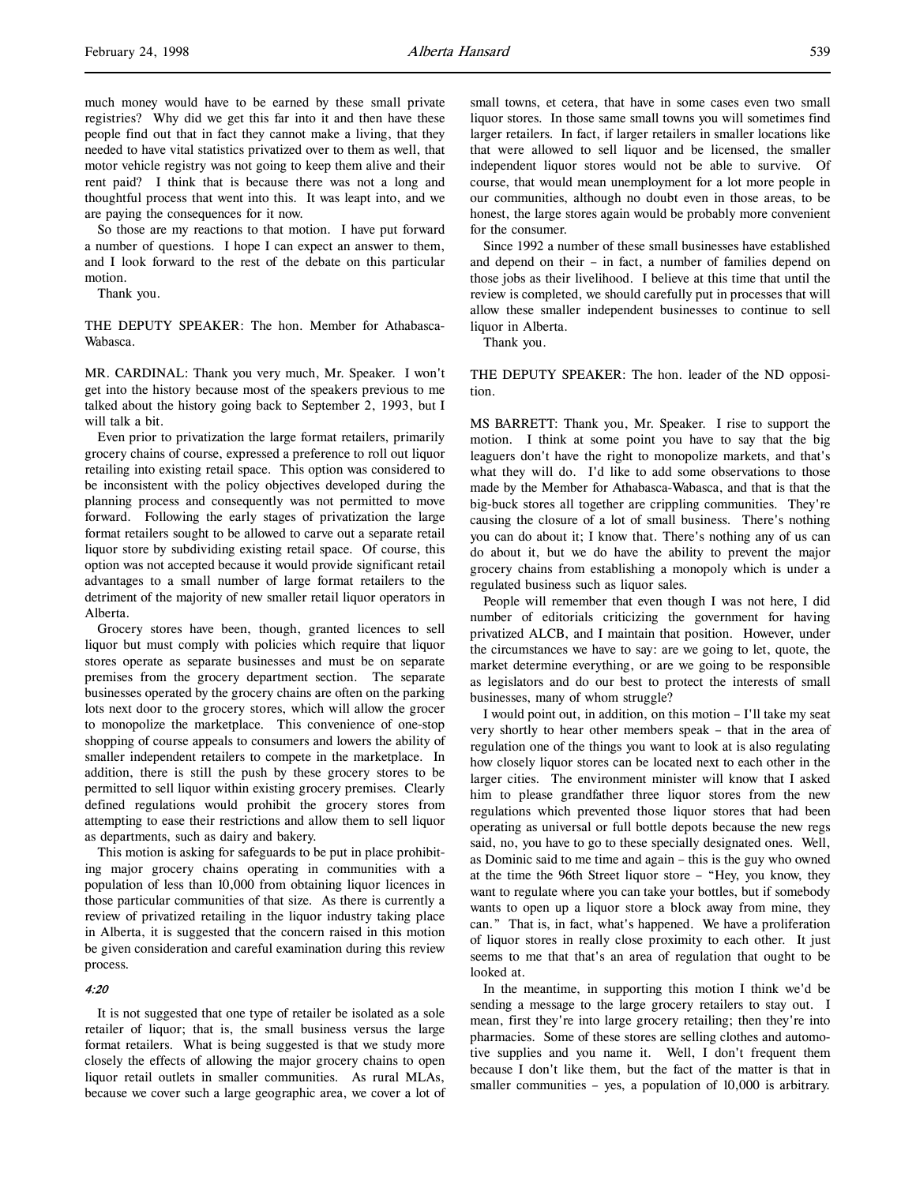much money would have to be earned by these small private registries? Why did we get this far into it and then have these people find out that in fact they cannot make a living, that they needed to have vital statistics privatized over to them as well, that motor vehicle registry was not going to keep them alive and their rent paid? I think that is because there was not a long and thoughtful process that went into this. It was leapt into, and we are paying the consequences for it now.

So those are my reactions to that motion. I have put forward a number of questions. I hope I can expect an answer to them, and I look forward to the rest of the debate on this particular motion.

Thank you.

THE DEPUTY SPEAKER: The hon. Member for Athabasca-Wabasca.

MR. CARDINAL: Thank you very much, Mr. Speaker. I won't get into the history because most of the speakers previous to me talked about the history going back to September 2, 1993, but I will talk a bit.

Even prior to privatization the large format retailers, primarily grocery chains of course, expressed a preference to roll out liquor retailing into existing retail space. This option was considered to be inconsistent with the policy objectives developed during the planning process and consequently was not permitted to move forward. Following the early stages of privatization the large format retailers sought to be allowed to carve out a separate retail liquor store by subdividing existing retail space. Of course, this option was not accepted because it would provide significant retail advantages to a small number of large format retailers to the detriment of the majority of new smaller retail liquor operators in Alberta.

Grocery stores have been, though, granted licences to sell liquor but must comply with policies which require that liquor stores operate as separate businesses and must be on separate premises from the grocery department section. The separate businesses operated by the grocery chains are often on the parking lots next door to the grocery stores, which will allow the grocer to monopolize the marketplace. This convenience of one-stop shopping of course appeals to consumers and lowers the ability of smaller independent retailers to compete in the marketplace. In addition, there is still the push by these grocery stores to be permitted to sell liquor within existing grocery premises. Clearly defined regulations would prohibit the grocery stores from attempting to ease their restrictions and allow them to sell liquor as departments, such as dairy and bakery.

This motion is asking for safeguards to be put in place prohibiting major grocery chains operating in communities with a population of less than 10,000 from obtaining liquor licences in those particular communities of that size. As there is currently a review of privatized retailing in the liquor industry taking place in Alberta, it is suggested that the concern raised in this motion be given consideration and careful examination during this review process.

*4:20*

It is not suggested that one type of retailer be isolated as a sole retailer of liquor; that is, the small business versus the large format retailers. What is being suggested is that we study more closely the effects of allowing the major grocery chains to open liquor retail outlets in smaller communities. As rural MLAs, because we cover such a large geographic area, we cover a lot of small towns, et cetera, that have in some cases even two small liquor stores. In those same small towns you will sometimes find larger retailers. In fact, if larger retailers in smaller locations like that were allowed to sell liquor and be licensed, the smaller independent liquor stores would not be able to survive. Of course, that would mean unemployment for a lot more people in our communities, although no doubt even in those areas, to be honest, the large stores again would be probably more convenient for the consumer.

Since 1992 a number of these small businesses have established and depend on their – in fact, a number of families depend on those jobs as their livelihood. I believe at this time that until the review is completed, we should carefully put in processes that will allow these smaller independent businesses to continue to sell liquor in Alberta.

Thank you.

THE DEPUTY SPEAKER: The hon. leader of the ND opposition.

MS BARRETT: Thank you, Mr. Speaker. I rise to support the motion. I think at some point you have to say that the big leaguers don't have the right to monopolize markets, and that's what they will do. I'd like to add some observations to those made by the Member for Athabasca-Wabasca, and that is that the big-buck stores all together are crippling communities. They're causing the closure of a lot of small business. There's nothing you can do about it; I know that. There's nothing any of us can do about it, but we do have the ability to prevent the major grocery chains from establishing a monopoly which is under a regulated business such as liquor sales.

People will remember that even though I was not here, I did number of editorials criticizing the government for having privatized ALCB, and I maintain that position. However, under the circumstances we have to say: are we going to let, quote, the market determine everything, or are we going to be responsible as legislators and do our best to protect the interests of small businesses, many of whom struggle?

I would point out, in addition, on this motion – I'll take my seat very shortly to hear other members speak – that in the area of regulation one of the things you want to look at is also regulating how closely liquor stores can be located next to each other in the larger cities. The environment minister will know that I asked him to please grandfather three liquor stores from the new regulations which prevented those liquor stores that had been operating as universal or full bottle depots because the new regs said, no, you have to go to these specially designated ones. Well, as Dominic said to me time and again – this is the guy who owned at the time the 96th Street liquor store – "Hey, you know, they want to regulate where you can take your bottles, but if somebody wants to open up a liquor store a block away from mine, they can." That is, in fact, what's happened. We have a proliferation of liquor stores in really close proximity to each other. It just seems to me that that's an area of regulation that ought to be looked at.

In the meantime, in supporting this motion I think we'd be sending a message to the large grocery retailers to stay out. I mean, first they're into large grocery retailing; then they're into pharmacies. Some of these stores are selling clothes and automotive supplies and you name it. Well, I don't frequent them because I don't like them, but the fact of the matter is that in smaller communities – yes, a population of 10,000 is arbitrary.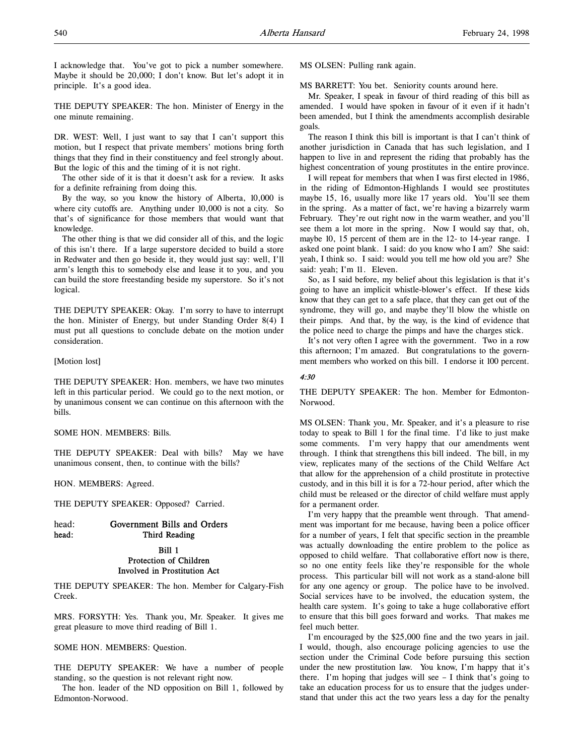I acknowledge that. You've got to pick a number somewhere. Maybe it should be 20,000; I don't know. But let's adopt it in principle. It's a good idea.

THE DEPUTY SPEAKER: The hon. Minister of Energy in the one minute remaining.

DR. WEST: Well, I just want to say that I can't support this motion, but I respect that private members' motions bring forth things that they find in their constituency and feel strongly about. But the logic of this and the timing of it is not right.

The other side of it is that it doesn't ask for a review. It asks for a definite refraining from doing this.

By the way, so you know the history of Alberta, 10,000 is where city cutoffs are. Anything under 10,000 is not a city. So that's of significance for those members that would want that knowledge.

The other thing is that we did consider all of this, and the logic of this isn't there. If a large superstore decided to build a store in Redwater and then go beside it, they would just say: well, I'll arm's length this to somebody else and lease it to you, and you can build the store freestanding beside my superstore. So it's not logical.

THE DEPUTY SPEAKER: Okay. I'm sorry to have to interrupt the hon. Minister of Energy, but under Standing Order 8(4) I must put all questions to conclude debate on the motion under consideration.

[Motion lost]

THE DEPUTY SPEAKER: Hon. members, we have two minutes left in this particular period. We could go to the next motion, or by unanimous consent we can continue on this afternoon with the bills.

SOME HON. MEMBERS: Bills.

THE DEPUTY SPEAKER: Deal with bills? May we have unanimous consent, then, to continue with the bills?

HON. MEMBERS: Agreed.

THE DEPUTY SPEAKER: Opposed? Carried.

head: **Government Bills and Orders**
head: **Third Reading**

### Bill 1
### Protection of Children Involved in Prostitution Act

THE DEPUTY SPEAKER: The hon. Member for Calgary-Fish Creek.

MRS. FORSYTH: Yes. Thank you, Mr. Speaker. It gives me great pleasure to move third reading of Bill 1.

SOME HON. MEMBERS: Question.

THE DEPUTY SPEAKER: We have a number of people standing, so the question is not relevant right now.

The hon. leader of the ND opposition on Bill 1, followed by Edmonton-Norwood.

MS OLSEN: Pulling rank again.

MS BARRETT: You bet. Seniority counts around here.

Mr. Speaker, I speak in favour of third reading of this bill as amended. I would have spoken in favour of it even if it hadn't been amended, but I think the amendments accomplish desirable goals.

The reason I think this bill is important is that I can't think of another jurisdiction in Canada that has such legislation, and I happen to live in and represent the riding that probably has the highest concentration of young prostitutes in the entire province.

I will repeat for members that when I was first elected in 1986, in the riding of Edmonton-Highlands I would see prostitutes maybe 15, 16, usually more like 17 years old. You'll see them in the spring. As a matter of fact, we're having a bizarrely warm February. They're out right now in the warm weather, and you'll see them a lot more in the spring. Now I would say that, oh, maybe 10, 15 percent of them are in the 12- to 14-year range. I asked one point blank. I said: do you know who I am? She said: yeah, I think so. I said: would you tell me how old you are? She said: yeah; I'm 11. Eleven.

So, as I said before, my belief about this legislation is that it's going to have an implicit whistle-blower's effect. If these kids know that they can get to a safe place, that they can get out of the syndrome, they will go, and maybe they'll blow the whistle on their pimps. And that, by the way, is the kind of evidence that the police need to charge the pimps and have the charges stick.

It's not very often I agree with the government. Two in a row this afternoon; I'm amazed. But congratulations to the government members who worked on this bill. I endorse it 100 percent.

*4:30*

THE DEPUTY SPEAKER: The hon. Member for Edmonton-Norwood.

MS OLSEN: Thank you, Mr. Speaker, and it's a pleasure to rise today to speak to Bill 1 for the final time. I'd like to just make some comments. I'm very happy that our amendments went through. I think that strengthens this bill indeed. The bill, in my view, replicates many of the sections of the Child Welfare Act that allow for the apprehension of a child prostitute in protective custody, and in this bill it is for a 72-hour period, after which the child must be released or the director of child welfare must apply for a permanent order.

I'm very happy that the preamble went through. That amendment was important for me because, having been a police officer for a number of years, I felt that specific section in the preamble was actually downloading the entire problem to the police as opposed to child welfare. That collaborative effort now is there, so no one entity feels like they're responsible for the whole process. This particular bill will not work as a stand-alone bill for any one agency or group. The police have to be involved. Social services have to be involved, the education system, the health care system. It's going to take a huge collaborative effort to ensure that this bill goes forward and works. That makes me feel much better.

I'm encouraged by the $25,000 fine and the two years in jail. I would, though, also encourage policing agencies to use the section under the Criminal Code before pursuing this section under the new prostitution law. You know, I'm happy that it's there. I'm hoping that judges will see – I think that's going to take an education process for us to ensure that the judges understand that under this act the two years less a day for the penalty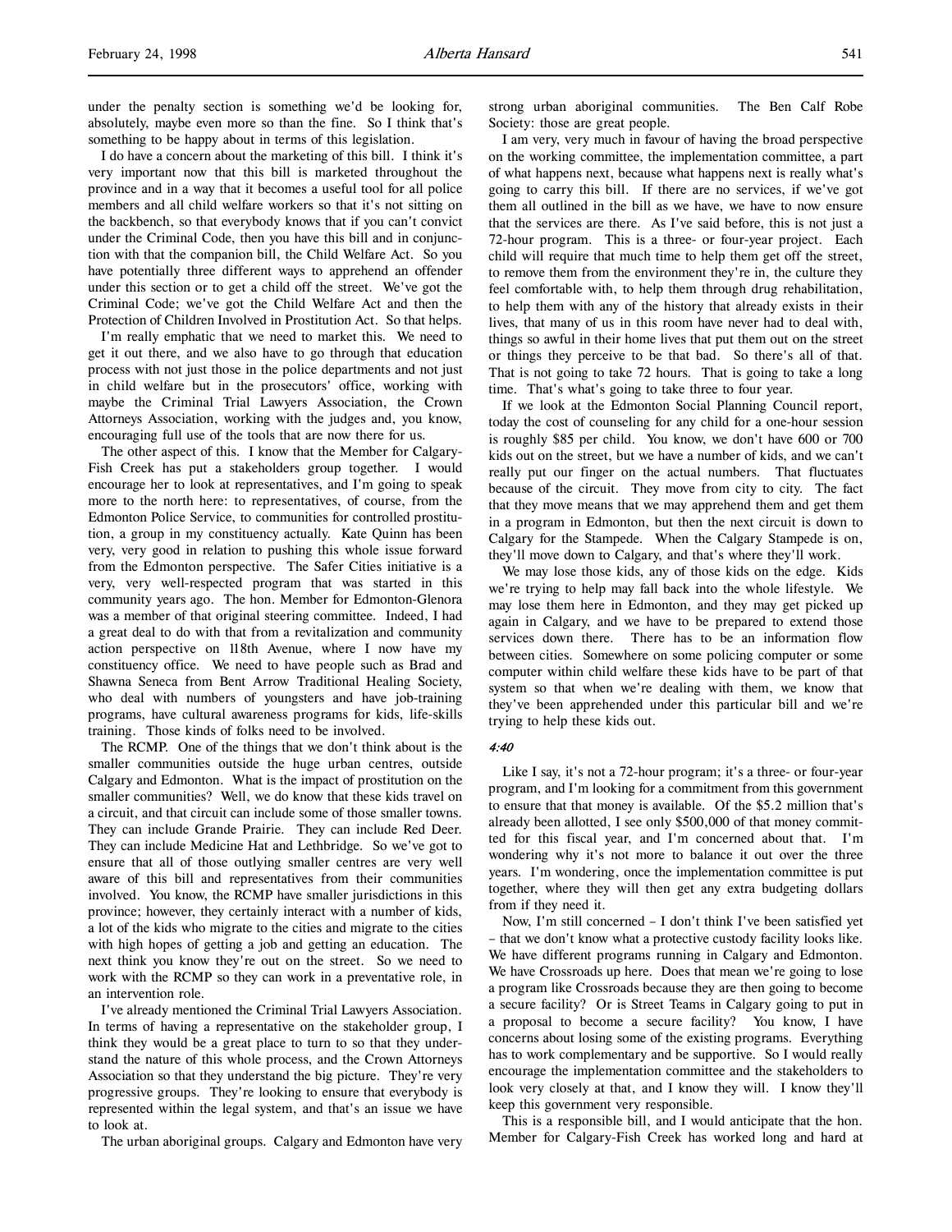under the penalty section is something we'd be looking for, absolutely, maybe even more so than the fine. So I think that's something to be happy about in terms of this legislation.

I do have a concern about the marketing of this bill. I think it's very important now that this bill is marketed throughout the province and in a way that it becomes a useful tool for all police members and all child welfare workers so that it's not sitting on the backbench, so that everybody knows that if you can't convict under the Criminal Code, then you have this bill and in conjunction with that the companion bill, the Child Welfare Act. So you have potentially three different ways to apprehend an offender under this section or to get a child off the street. We've got the Criminal Code; we've got the Child Welfare Act and then the Protection of Children Involved in Prostitution Act. So that helps.

I'm really emphatic that we need to market this. We need to get it out there, and we also have to go through that education process with not just those in the police departments and not just in child welfare but in the prosecutors' office, working with maybe the Criminal Trial Lawyers Association, the Crown Attorneys Association, working with the judges and, you know, encouraging full use of the tools that are now there for us.

The other aspect of this. I know that the Member for Calgary-Fish Creek has put a stakeholders group together. I would encourage her to look at representatives, and I'm going to speak more to the north here: to representatives, of course, from the Edmonton Police Service, to communities for controlled prostitution, a group in my constituency actually. Kate Quinn has been very, very good in relation to pushing this whole issue forward from the Edmonton perspective. The Safer Cities initiative is a very, very well-respected program that was started in this community years ago. The hon. Member for Edmonton-Glenora was a member of that original steering committee. Indeed, I had a great deal to do with that from a revitalization and community action perspective on 118th Avenue, where I now have my constituency office. We need to have people such as Brad and Shawna Seneca from Bent Arrow Traditional Healing Society, who deal with numbers of youngsters and have job-training programs, have cultural awareness programs for kids, life-skills training. Those kinds of folks need to be involved.

The RCMP. One of the things that we don't think about is the smaller communities outside the huge urban centres, outside Calgary and Edmonton. What is the impact of prostitution on the smaller communities? Well, we do know that these kids travel on a circuit, and that circuit can include some of those smaller towns. They can include Grande Prairie. They can include Red Deer. They can include Medicine Hat and Lethbridge. So we've got to ensure that all of those outlying smaller centres are very well aware of this bill and representatives from their communities involved. You know, the RCMP have smaller jurisdictions in this province; however, they certainly interact with a number of kids, a lot of the kids who migrate to the cities and migrate to the cities with high hopes of getting a job and getting an education. The next think you know they're out on the street. So we need to work with the RCMP so they can work in a preventative role, in an intervention role.

I've already mentioned the Criminal Trial Lawyers Association. In terms of having a representative on the stakeholder group, I think they would be a great place to turn to so that they understand the nature of this whole process, and the Crown Attorneys Association so that they understand the big picture. They're very progressive groups. They're looking to ensure that everybody is represented within the legal system, and that's an issue we have to look at.

The urban aboriginal groups. Calgary and Edmonton have very strong urban aboriginal communities. The Ben Calf Robe Society: those are great people.

I am very, very much in favour of having the broad perspective on the working committee, the implementation committee, a part of what happens next, because what happens next is really what's going to carry this bill. If there are no services, if we've got them all outlined in the bill as we have, we have to now ensure that the services are there. As I've said before, this is not just a 72-hour program. This is a three- or four-year project. Each child will require that much time to help them get off the street, to remove them from the environment they're in, the culture they feel comfortable with, to help them through drug rehabilitation, to help them with any of the history that already exists in their lives, that many of us in this room have never had to deal with, things so awful in their home lives that put them out on the street or things they perceive to be that bad. So there's all of that. That is not going to take 72 hours. That is going to take a long time. That's what's going to take three to four year.

If we look at the Edmonton Social Planning Council report, today the cost of counseling for any child for a one-hour session is roughly $85 per child. You know, we don't have 600 or 700 kids out on the street, but we have a number of kids, and we can't really put our finger on the actual numbers. That fluctuates because of the circuit. They move from city to city. The fact that they move means that we may apprehend them and get them in a program in Edmonton, but then the next circuit is down to Calgary for the Stampede. When the Calgary Stampede is on, they'll move down to Calgary, and that's where they'll work.

We may lose those kids, any of those kids on the edge. Kids we're trying to help may fall back into the whole lifestyle. We may lose them here in Edmonton, and they may get picked up again in Calgary, and we have to be prepared to extend those services down there. There has to be an information flow between cities. Somewhere on some policing computer or some computer within child welfare these kids have to be part of that system so that when we're dealing with them, we know that they've been apprehended under this particular bill and we're trying to help these kids out.

*4:40*

Like I say, it's not a 72-hour program; it's a three- or four-year program, and I'm looking for a commitment from this government to ensure that that money is available. Of the $5.2 million that's already been allotted, I see only $500,000 of that money committed for this fiscal year, and I'm concerned about that. I'm wondering why it's not more to balance it out over the three years. I'm wondering, once the implementation committee is put together, where they will then get any extra budgeting dollars from if they need it.

Now, I'm still concerned – I don't think I've been satisfied yet – that we don't know what a protective custody facility looks like. We have different programs running in Calgary and Edmonton. We have Crossroads up here. Does that mean we're going to lose a program like Crossroads because they are then going to become a secure facility? Or is Street Teams in Calgary going to put in a proposal to become a secure facility? You know, I have concerns about losing some of the existing programs. Everything has to work complementary and be supportive. So I would really encourage the implementation committee and the stakeholders to look very closely at that, and I know they will. I know they'll keep this government very responsible.

This is a responsible bill, and I would anticipate that the hon. Member for Calgary-Fish Creek has worked long and hard at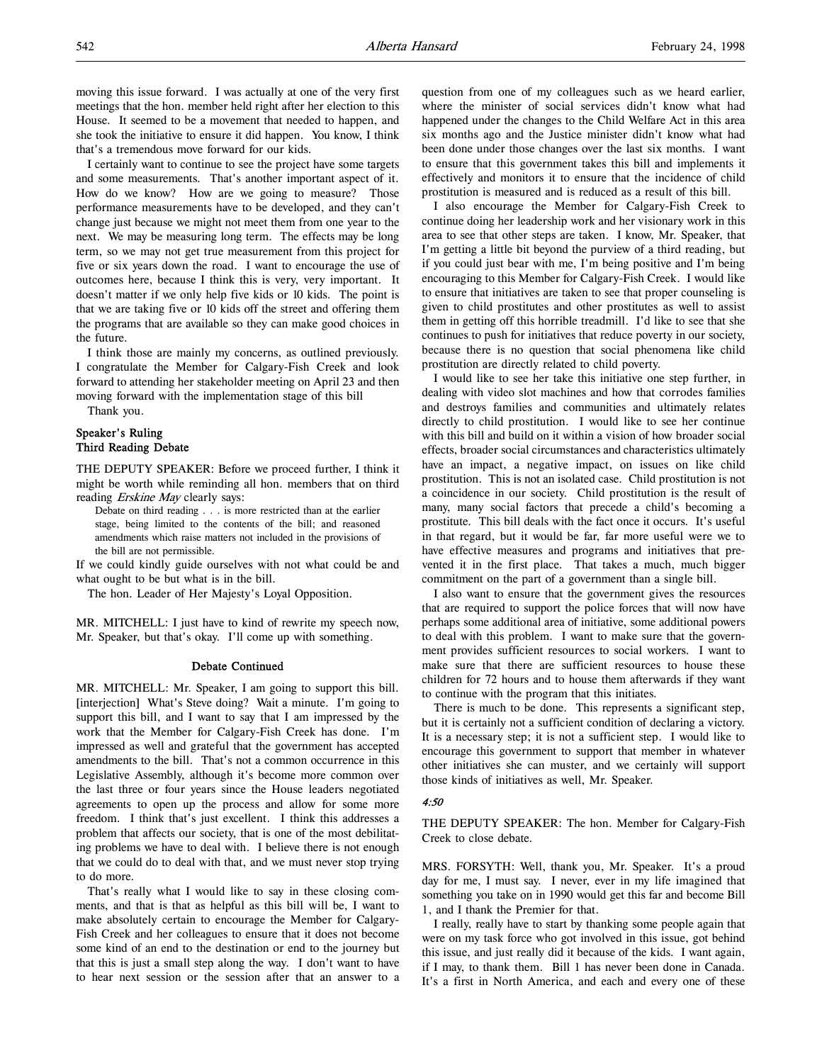moving this issue forward. I was actually at one of the very first meetings that the hon. member held right after her election to this House. It seemed to be a movement that needed to happen, and she took the initiative to ensure it did happen. You know, I think that's a tremendous move forward for our kids.

I certainly want to continue to see the project have some targets and some measurements. That's another important aspect of it. How do we know? How are we going to measure? Those performance measurements have to be developed, and they can't change just because we might not meet them from one year to the next. We may be measuring long term. The effects may be long term, so we may not get true measurement from this project for five or six years down the road. I want to encourage the use of outcomes here, because I think this is very, very important. It doesn't matter if we only help five kids or 10 kids. The point is that we are taking five or 10 kids off the street and offering them the programs that are available so they can make good choices in the future.

I think those are mainly my concerns, as outlined previously. I congratulate the Member for Calgary-Fish Creek and look forward to attending her stakeholder meeting on April 23 and then moving forward with the implementation stage of this bill

Thank you.

**Speaker's Ruling**
**Third Reading Debate**

THE DEPUTY SPEAKER: Before we proceed further, I think it might be worth while reminding all hon. members that on third reading *Erskine May* clearly says:

> Debate on third reading . . . is more restricted than at the earlier stage, being limited to the contents of the bill; and reasoned amendments which raise matters not included in the provisions of the bill are not permissible.

If we could kindly guide ourselves with not what could be and what ought to be but what is in the bill.

The hon. Leader of Her Majesty's Loyal Opposition.

MR. MITCHELL: I just have to kind of rewrite my speech now, Mr. Speaker, but that's okay. I'll come up with something.

**Debate Continued**

MR. MITCHELL: Mr. Speaker, I am going to support this bill. [interjection] What's Steve doing? Wait a minute. I'm going to support this bill, and I want to say that I am impressed by the work that the Member for Calgary-Fish Creek has done. I'm impressed as well and grateful that the government has accepted amendments to the bill. That's not a common occurrence in this Legislative Assembly, although it's become more common over the last three or four years since the House leaders negotiated agreements to open up the process and allow for some more freedom. I think that's just excellent. I think this addresses a problem that affects our society, that is one of the most debilitating problems we have to deal with. I believe there is not enough that we could do to deal with that, and we must never stop trying to do more.

That's really what I would like to say in these closing comments, and that is that as helpful as this bill will be, I want to make absolutely certain to encourage the Member for Calgary-Fish Creek and her colleagues to ensure that it does not become some kind of an end to the destination or end to the journey but that this is just a small step along the way. I don't want to have to hear next session or the session after that an answer to a question from one of my colleagues such as we heard earlier, where the minister of social services didn't know what had happened under the changes to the Child Welfare Act in this area six months ago and the Justice minister didn't know what had been done under those changes over the last six months. I want to ensure that this government takes this bill and implements it effectively and monitors it to ensure that the incidence of child prostitution is measured and is reduced as a result of this bill.

I also encourage the Member for Calgary-Fish Creek to continue doing her leadership work and her visionary work in this area to see that other steps are taken. I know, Mr. Speaker, that I'm getting a little bit beyond the purview of a third reading, but if you could just bear with me, I'm being positive and I'm being encouraging to this Member for Calgary-Fish Creek. I would like to ensure that initiatives are taken to see that proper counseling is given to child prostitutes and other prostitutes as well to assist them in getting off this horrible treadmill. I'd like to see that she continues to push for initiatives that reduce poverty in our society, because there is no question that social phenomena like child prostitution are directly related to child poverty.

I would like to see her take this initiative one step further, in dealing with video slot machines and how that corrodes families and destroys families and communities and ultimately relates directly to child prostitution. I would like to see her continue with this bill and build on it within a vision of how broader social effects, broader social circumstances and characteristics ultimately have an impact, a negative impact, on issues on like child prostitution. This is not an isolated case. Child prostitution is not a coincidence in our society. Child prostitution is the result of many, many social factors that precede a child's becoming a prostitute. This bill deals with the fact once it occurs. It's useful in that regard, but it would be far, far more useful were we to have effective measures and programs and initiatives that prevented it in the first place. That takes a much, much bigger commitment on the part of a government than a single bill.

I also want to ensure that the government gives the resources that are required to support the police forces that will now have perhaps some additional area of initiative, some additional powers to deal with this problem. I want to make sure that the government provides sufficient resources to social workers. I want to make sure that there are sufficient resources to house these children for 72 hours and to house them afterwards if they want to continue with the program that this initiates.

There is much to be done. This represents a significant step, but it is certainly not a sufficient condition of declaring a victory. It is a necessary step; it is not a sufficient step. I would like to encourage this government to support that member in whatever other initiatives she can muster, and we certainly will support those kinds of initiatives as well, Mr. Speaker.

*4:50*

THE DEPUTY SPEAKER: The hon. Member for Calgary-Fish Creek to close debate.

MRS. FORSYTH: Well, thank you, Mr. Speaker. It's a proud day for me, I must say. I never, ever in my life imagined that something you take on in 1990 would get this far and become Bill 1, and I thank the Premier for that.

I really, really have to start by thanking some people again that were on my task force who got involved in this issue, got behind this issue, and just really did it because of the kids. I want again, if I may, to thank them. Bill 1 has never been done in Canada. It's a first in North America, and each and every one of these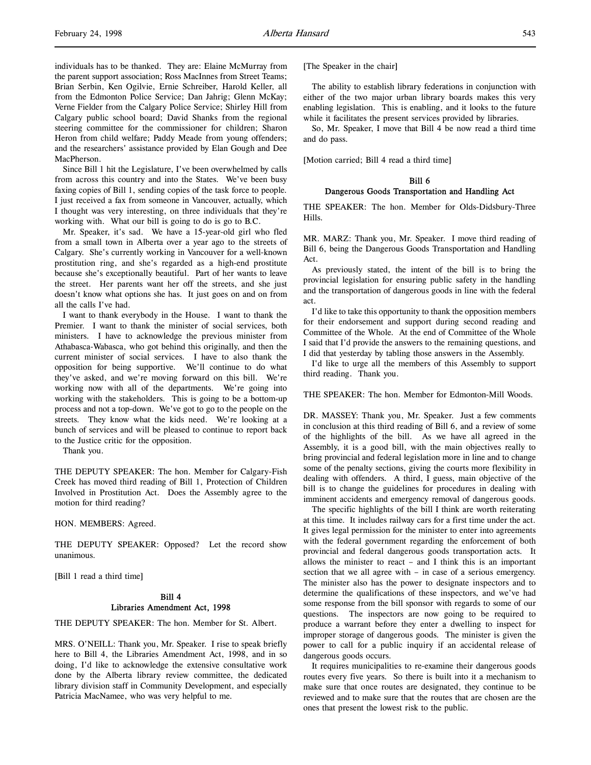individuals has to be thanked. They are: Elaine McMurray from the parent support association; Ross MacInnes from Street Teams; Brian Serbin, Ken Ogilvie, Ernie Schreiber, Harold Keller, all from the Edmonton Police Service; Dan Jahrig; Glenn McKay; Verne Fielder from the Calgary Police Service; Shirley Hill from Calgary public school board; David Shanks from the regional steering committee for the commissioner for children; Sharon Heron from child welfare; Paddy Meade from young offenders; and the researchers' assistance provided by Elan Gough and Dee MacPherson.

Since Bill 1 hit the Legislature, I've been overwhelmed by calls from across this country and into the States. We've been busy faxing copies of Bill 1, sending copies of the task force to people. I just received a fax from someone in Vancouver, actually, which I thought was very interesting, on three individuals that they're working with. What our bill is going to do is go to B.C.

Mr. Speaker, it's sad. We have a 15-year-old girl who fled from a small town in Alberta over a year ago to the streets of Calgary. She's currently working in Vancouver for a well-known prostitution ring, and she's regarded as a high-end prostitute because she's exceptionally beautiful. Part of her wants to leave the street. Her parents want her off the streets, and she just doesn't know what options she has. It just goes on and on from all the calls I've had.

I want to thank everybody in the House. I want to thank the Premier. I want to thank the minister of social services, both ministers. I have to acknowledge the previous minister from Athabasca-Wabasca, who got behind this originally, and then the current minister of social services. I have to also thank the opposition for being supportive. We'll continue to do what they've asked, and we're moving forward on this bill. We're working now with all of the departments. We're going into working with the stakeholders. This is going to be a bottom-up process and not a top-down. We've got to go to the people on the streets. They know what the kids need. We're looking at a bunch of services and will be pleased to continue to report back to the Justice critic for the opposition.

Thank you.

THE DEPUTY SPEAKER: The hon. Member for Calgary-Fish Creek has moved third reading of Bill 1, Protection of Children Involved in Prostitution Act. Does the Assembly agree to the motion for third reading?

HON. MEMBERS: Agreed.

THE DEPUTY SPEAKER: Opposed? Let the record show unanimous.

[Bill 1 read a third time]

## Bill 4
## Libraries Amendment Act, 1998

THE DEPUTY SPEAKER: The hon. Member for St. Albert.

MRS. O'NEILL: Thank you, Mr. Speaker. I rise to speak briefly here to Bill 4, the Libraries Amendment Act, 1998, and in so doing, I'd like to acknowledge the extensive consultative work done by the Alberta library review committee, the dedicated library division staff in Community Development, and especially Patricia MacNamee, who was very helpful to me.

[The Speaker in the chair]

The ability to establish library federations in conjunction with either of the two major urban library boards makes this very enabling legislation. This is enabling, and it looks to the future while it facilitates the present services provided by libraries.

So, Mr. Speaker, I move that Bill 4 be now read a third time and do pass.

[Motion carried; Bill 4 read a third time]

## Bill 6
## Dangerous Goods Transportation and Handling Act

THE SPEAKER: The hon. Member for Olds-Didsbury-Three Hills.

MR. MARZ: Thank you, Mr. Speaker. I move third reading of Bill 6, being the Dangerous Goods Transportation and Handling Act.

As previously stated, the intent of the bill is to bring the provincial legislation for ensuring public safety in the handling and the transportation of dangerous goods in line with the federal act.

I'd like to take this opportunity to thank the opposition members for their endorsement and support during second reading and Committee of the Whole. At the end of Committee of the Whole I said that I'd provide the answers to the remaining questions, and I did that yesterday by tabling those answers in the Assembly.

I'd like to urge all the members of this Assembly to support third reading. Thank you.

THE SPEAKER: The hon. Member for Edmonton-Mill Woods.

DR. MASSEY: Thank you, Mr. Speaker. Just a few comments in conclusion at this third reading of Bill 6, and a review of some of the highlights of the bill. As we have all agreed in the Assembly, it is a good bill, with the main objectives really to bring provincial and federal legislation more in line and to change some of the penalty sections, giving the courts more flexibility in dealing with offenders. A third, I guess, main objective of the bill is to change the guidelines for procedures in dealing with imminent accidents and emergency removal of dangerous goods.

The specific highlights of the bill I think are worth reiterating at this time. It includes railway cars for a first time under the act. It gives legal permission for the minister to enter into agreements with the federal government regarding the enforcement of both provincial and federal dangerous goods transportation acts. It allows the minister to react – and I think this is an important section that we all agree with – in case of a serious emergency. The minister also has the power to designate inspectors and to determine the qualifications of these inspectors, and we've had some response from the bill sponsor with regards to some of our questions. The inspectors are now going to be required to produce a warrant before they enter a dwelling to inspect for improper storage of dangerous goods. The minister is given the power to call for a public inquiry if an accidental release of dangerous goods occurs.

It requires municipalities to re-examine their dangerous goods routes every five years. So there is built into it a mechanism to make sure that once routes are designated, they continue to be reviewed and to make sure that the routes that are chosen are the ones that present the lowest risk to the public.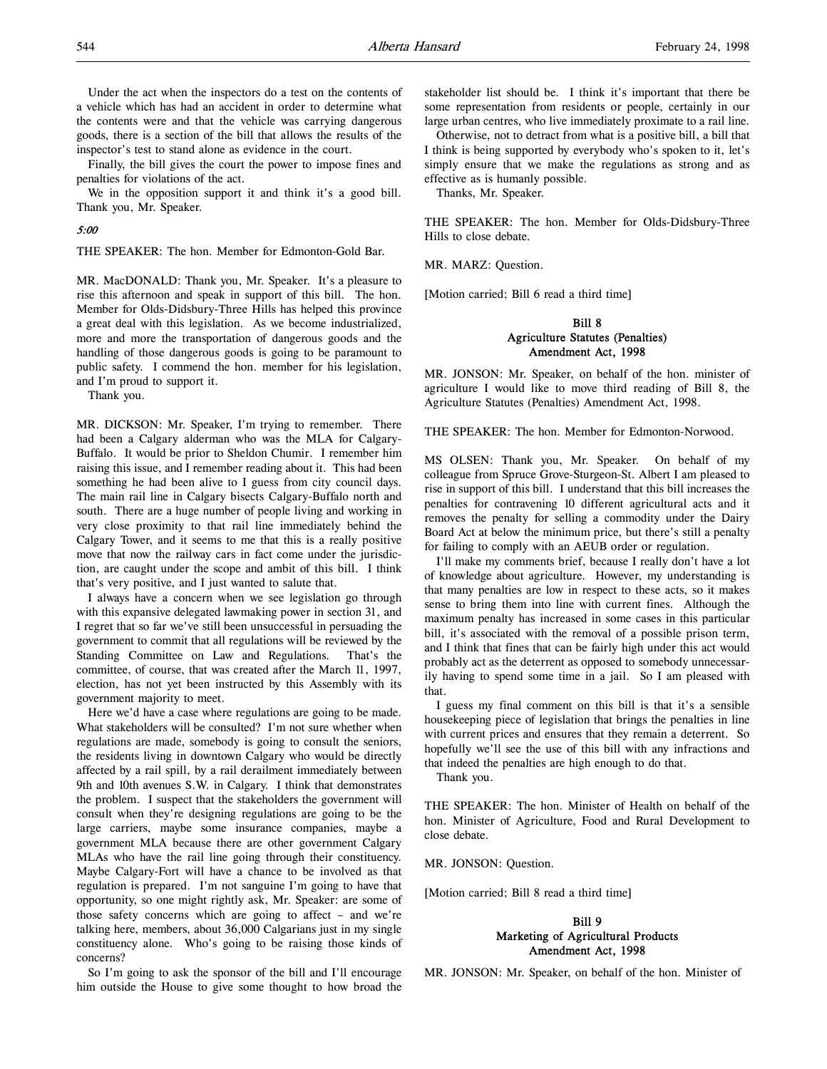Under the act when the inspectors do a test on the contents of a vehicle which has had an accident in order to determine what the contents were and that the vehicle was carrying dangerous goods, there is a section of the bill that allows the results of the inspector's test to stand alone as evidence in the court.

Finally, the bill gives the court the power to impose fines and penalties for violations of the act.

We in the opposition support it and think it's a good bill. Thank you, Mr. Speaker.

*5:00*

THE SPEAKER: The hon. Member for Edmonton-Gold Bar.

MR. MacDONALD: Thank you, Mr. Speaker. It's a pleasure to rise this afternoon and speak in support of this bill. The hon. Member for Olds-Didsbury-Three Hills has helped this province a great deal with this legislation. As we become industrialized, more and more the transportation of dangerous goods and the handling of those dangerous goods is going to be paramount to public safety. I commend the hon. member for his legislation, and I'm proud to support it.

Thank you.

MR. DICKSON: Mr. Speaker, I'm trying to remember. There had been a Calgary alderman who was the MLA for Calgary-Buffalo. It would be prior to Sheldon Chumir. I remember him raising this issue, and I remember reading about it. This had been something he had been alive to I guess from city council days. The main rail line in Calgary bisects Calgary-Buffalo north and south. There are a huge number of people living and working in very close proximity to that rail line immediately behind the Calgary Tower, and it seems to me that this is a really positive move that now the railway cars in fact come under the jurisdiction, are caught under the scope and ambit of this bill. I think that's very positive, and I just wanted to salute that.

I always have a concern when we see legislation go through with this expansive delegated lawmaking power in section 31, and I regret that so far we've still been unsuccessful in persuading the government to commit that all regulations will be reviewed by the Standing Committee on Law and Regulations. That's the committee, of course, that was created after the March 11, 1997, election, has not yet been instructed by this Assembly with its government majority to meet.

Here we'd have a case where regulations are going to be made. What stakeholders will be consulted? I'm not sure whether when regulations are made, somebody is going to consult the seniors, the residents living in downtown Calgary who would be directly affected by a rail spill, by a rail derailment immediately between 9th and 10th avenues S.W. in Calgary. I think that demonstrates the problem. I suspect that the stakeholders the government will consult when they're designing regulations are going to be the large carriers, maybe some insurance companies, maybe a government MLA because there are other government Calgary MLAs who have the rail line going through their constituency. Maybe Calgary-Fort will have a chance to be involved as that regulation is prepared. I'm not sanguine I'm going to have that opportunity, so one might rightly ask, Mr. Speaker: are some of those safety concerns which are going to affect – and we're talking here, members, about 36,000 Calgarians just in my single constituency alone. Who's going to be raising those kinds of concerns?

So I'm going to ask the sponsor of the bill and I'll encourage him outside the House to give some thought to how broad the stakeholder list should be. I think it's important that there be some representation from residents or people, certainly in our large urban centres, who live immediately proximate to a rail line.

Otherwise, not to detract from what is a positive bill, a bill that I think is being supported by everybody who's spoken to it, let's simply ensure that we make the regulations as strong and as effective as is humanly possible.

Thanks, Mr. Speaker.

THE SPEAKER: The hon. Member for Olds-Didsbury-Three Hills to close debate.

MR. MARZ: Question.

[Motion carried; Bill 6 read a third time]

## Bill 8
## Agriculture Statutes (Penalties) Amendment Act, 1998

MR. JONSON: Mr. Speaker, on behalf of the hon. minister of agriculture I would like to move third reading of Bill 8, the Agriculture Statutes (Penalties) Amendment Act, 1998.

THE SPEAKER: The hon. Member for Edmonton-Norwood.

MS OLSEN: Thank you, Mr. Speaker. On behalf of my colleague from Spruce Grove-Sturgeon-St. Albert I am pleased to rise in support of this bill. I understand that this bill increases the penalties for contravening 10 different agricultural acts and it removes the penalty for selling a commodity under the Dairy Board Act at below the minimum price, but there's still a penalty for failing to comply with an AEUB order or regulation.

I'll make my comments brief, because I really don't have a lot of knowledge about agriculture. However, my understanding is that many penalties are low in respect to these acts, so it makes sense to bring them into line with current fines. Although the maximum penalty has increased in some cases in this particular bill, it's associated with the removal of a possible prison term, and I think that fines that can be fairly high under this act would probably act as the deterrent as opposed to somebody unnecessarily having to spend some time in a jail. So I am pleased with that.

I guess my final comment on this bill is that it's a sensible housekeeping piece of legislation that brings the penalties in line with current prices and ensures that they remain a deterrent. So hopefully we'll see the use of this bill with any infractions and that indeed the penalties are high enough to do that.

Thank you.

THE SPEAKER: The hon. Minister of Health on behalf of the hon. Minister of Agriculture, Food and Rural Development to close debate.

MR. JONSON: Question.

[Motion carried; Bill 8 read a third time]

## Bill 9
## Marketing of Agricultural Products Amendment Act, 1998

MR. JONSON: Mr. Speaker, on behalf of the hon. Minister of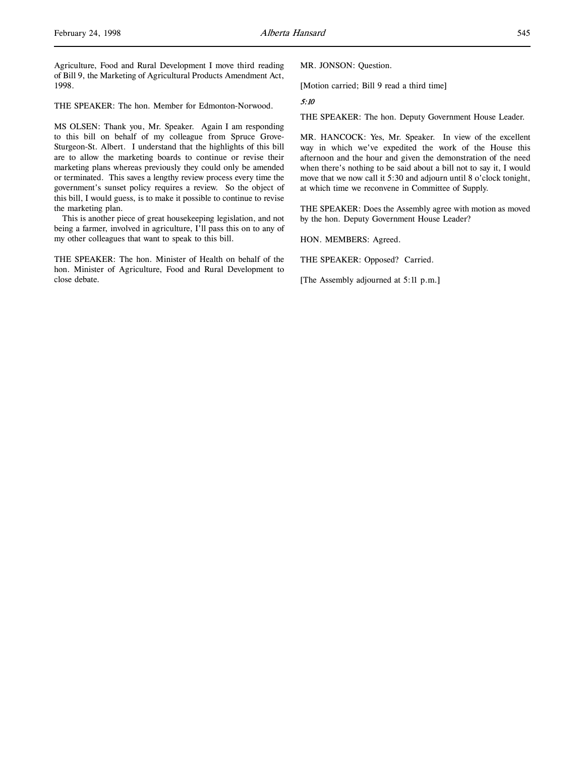Agriculture, Food and Rural Development I move third reading of Bill 9, the Marketing of Agricultural Products Amendment Act, 1998.

THE SPEAKER: The hon. Member for Edmonton-Norwood.

MS OLSEN: Thank you, Mr. Speaker. Again I am responding to this bill on behalf of my colleague from Spruce Grove-Sturgeon-St. Albert. I understand that the highlights of this bill are to allow the marketing boards to continue or revise their marketing plans whereas previously they could only be amended or terminated. This saves a lengthy review process every time the government's sunset policy requires a review. So the object of this bill, I would guess, is to make it possible to continue to revise the marketing plan.

This is another piece of great housekeeping legislation, and not being a farmer, involved in agriculture, I'll pass this on to any of my other colleagues that want to speak to this bill.

THE SPEAKER: The hon. Minister of Health on behalf of the hon. Minister of Agriculture, Food and Rural Development to close debate.

MR. JONSON: Question.

[Motion carried; Bill 9 read a third time]

*5:10*

THE SPEAKER: The hon. Deputy Government House Leader.

MR. HANCOCK: Yes, Mr. Speaker. In view of the excellent way in which we've expedited the work of the House this afternoon and the hour and given the demonstration of the need when there's nothing to be said about a bill not to say it, I would move that we now call it 5:30 and adjourn until 8 o'clock tonight, at which time we reconvene in Committee of Supply.

THE SPEAKER: Does the Assembly agree with motion as moved by the hon. Deputy Government House Leader?

HON. MEMBERS: Agreed.

THE SPEAKER: Opposed? Carried.

[The Assembly adjourned at 5:11 p.m.]